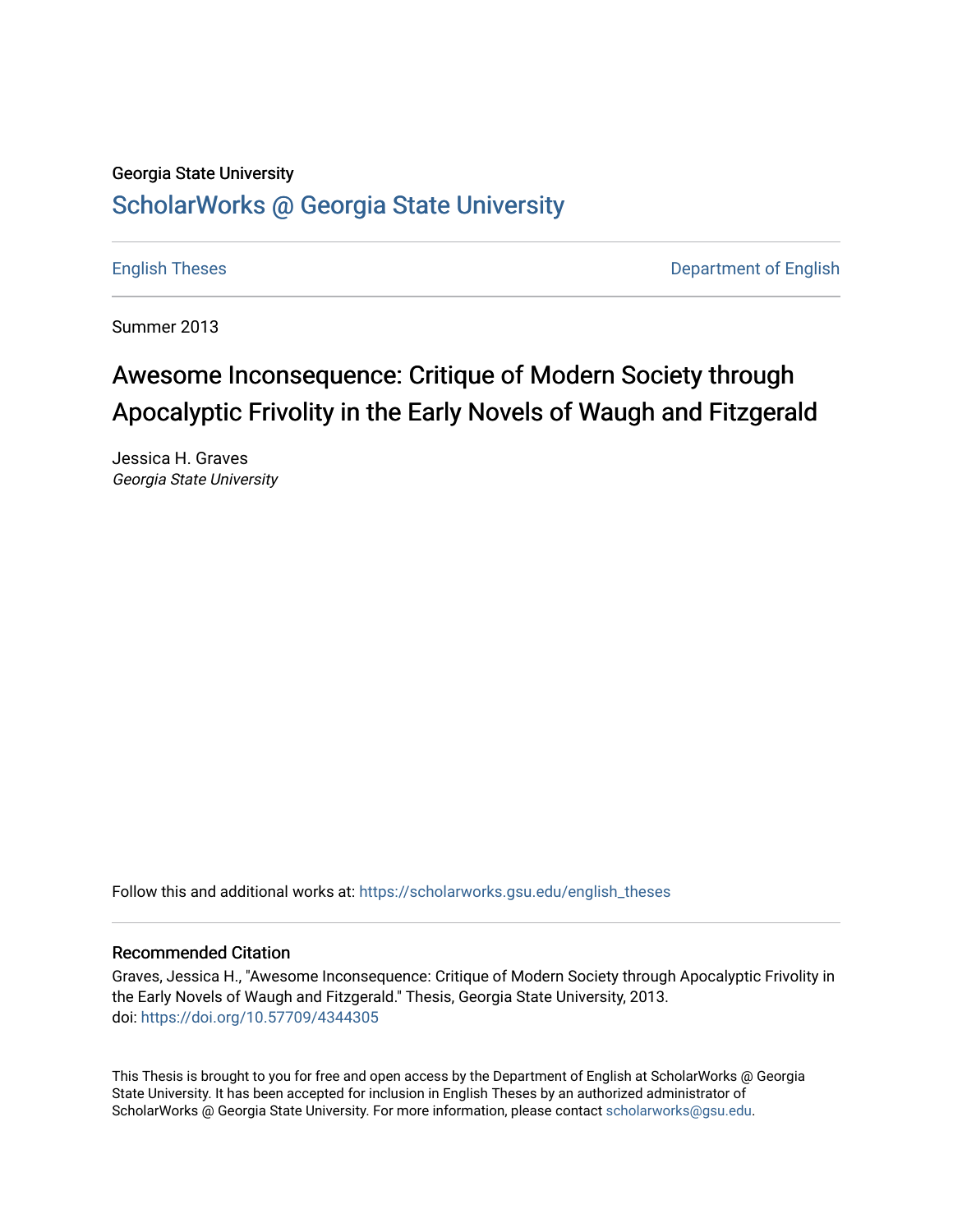Georgia State University

# ScholarWorks @ Georgia State University

English Theses | Department of English

Summer 2013

## Awesome Inconsequence: Critique of Modern Society through Apocalyptic Frivolity in the Early Novels of Waugh and Fitzgerald

Jessica H. Graves
*Georgia State University*

Follow this and additional works at: https://scholarworks.gsu.edu/english_theses

### Recommended Citation

Graves, Jessica H., "Awesome Inconsequence: Critique of Modern Society through Apocalyptic Frivolity in the Early Novels of Waugh and Fitzgerald." Thesis, Georgia State University, 2013.
doi: https://doi.org/10.57709/4344305

This Thesis is brought to you for free and open access by the Department of English at ScholarWorks @ Georgia State University. It has been accepted for inclusion in English Theses by an authorized administrator of ScholarWorks @ Georgia State University. For more information, please contact scholarworks@gsu.edu.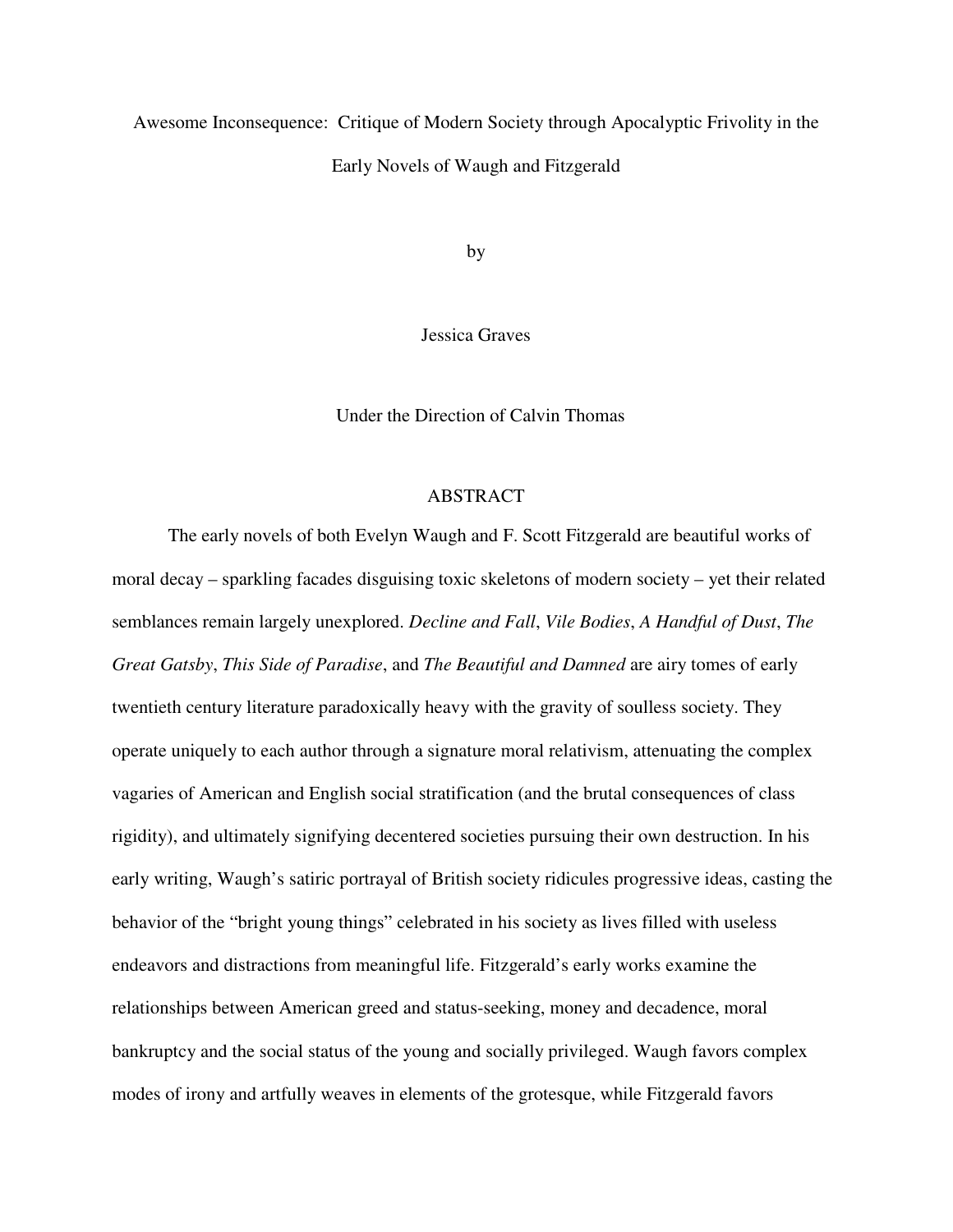Awesome Inconsequence: Critique of Modern Society through Apocalyptic Frivolity in the Early Novels of Waugh and Fitzgerald

by

Jessica Graves

Under the Direction of Calvin Thomas

## ABSTRACT

The early novels of both Evelyn Waugh and F. Scott Fitzgerald are beautiful works of moral decay – sparkling facades disguising toxic skeletons of modern society – yet their related semblances remain largely unexplored. *Decline and Fall*, *Vile Bodies*, *A Handful of Dust*, *The Great Gatsby*, *This Side of Paradise*, and *The Beautiful and Damned* are airy tomes of early twentieth century literature paradoxically heavy with the gravity of soulless society. They operate uniquely to each author through a signature moral relativism, attenuating the complex vagaries of American and English social stratification (and the brutal consequences of class rigidity), and ultimately signifying decentered societies pursuing their own destruction. In his early writing, Waugh's satiric portrayal of British society ridicules progressive ideas, casting the behavior of the "bright young things" celebrated in his society as lives filled with useless endeavors and distractions from meaningful life. Fitzgerald's early works examine the relationships between American greed and status-seeking, money and decadence, moral bankruptcy and the social status of the young and socially privileged. Waugh favors complex modes of irony and artfully weaves in elements of the grotesque, while Fitzgerald favors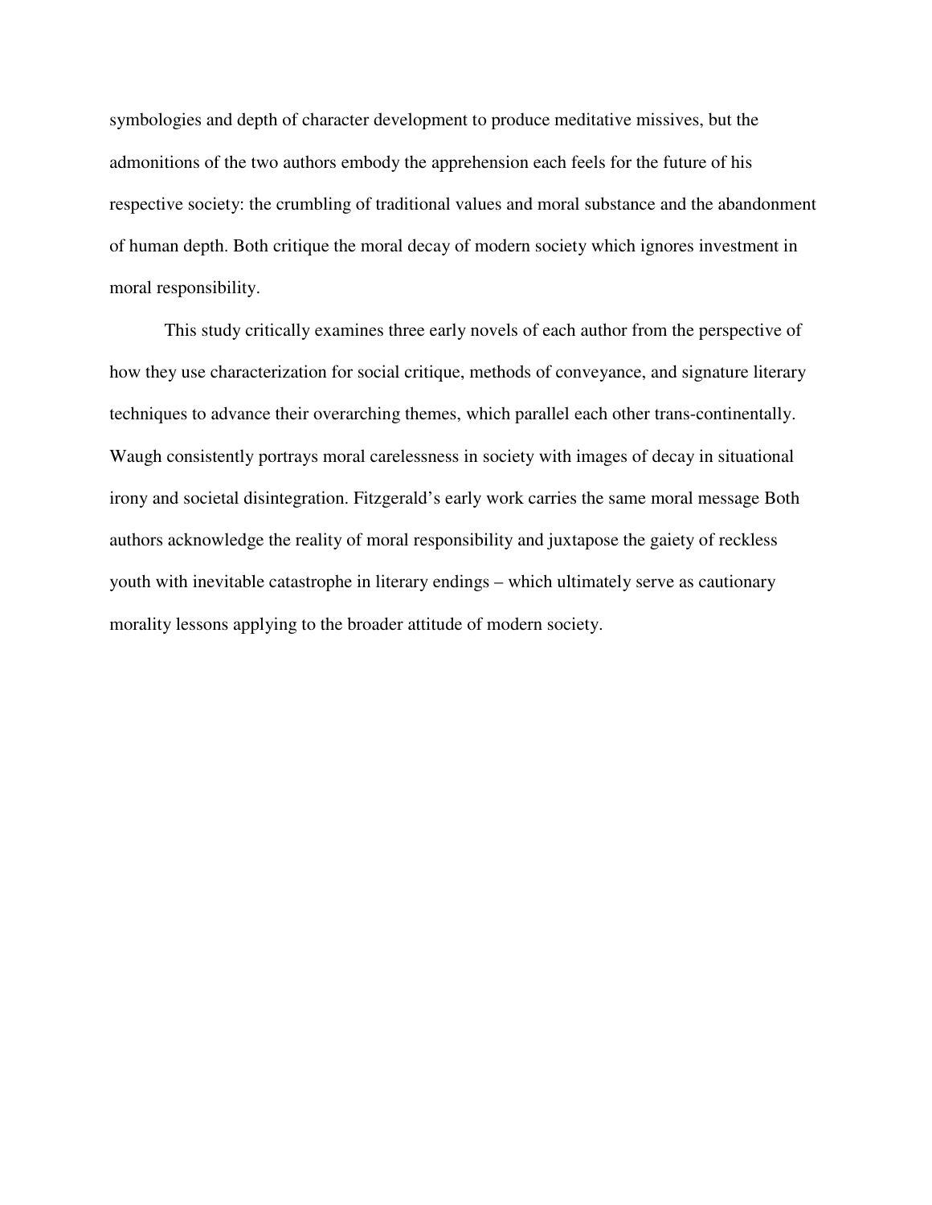symbologies and depth of character development to produce meditative missives, but the admonitions of the two authors embody the apprehension each feels for the future of his respective society: the crumbling of traditional values and moral substance and the abandonment of human depth. Both critique the moral decay of modern society which ignores investment in moral responsibility.

This study critically examines three early novels of each author from the perspective of how they use characterization for social critique, methods of conveyance, and signature literary techniques to advance their overarching themes, which parallel each other trans-continentally. Waugh consistently portrays moral carelessness in society with images of decay in situational irony and societal disintegration. Fitzgerald's early work carries the same moral message Both authors acknowledge the reality of moral responsibility and juxtapose the gaiety of reckless youth with inevitable catastrophe in literary endings – which ultimately serve as cautionary morality lessons applying to the broader attitude of modern society.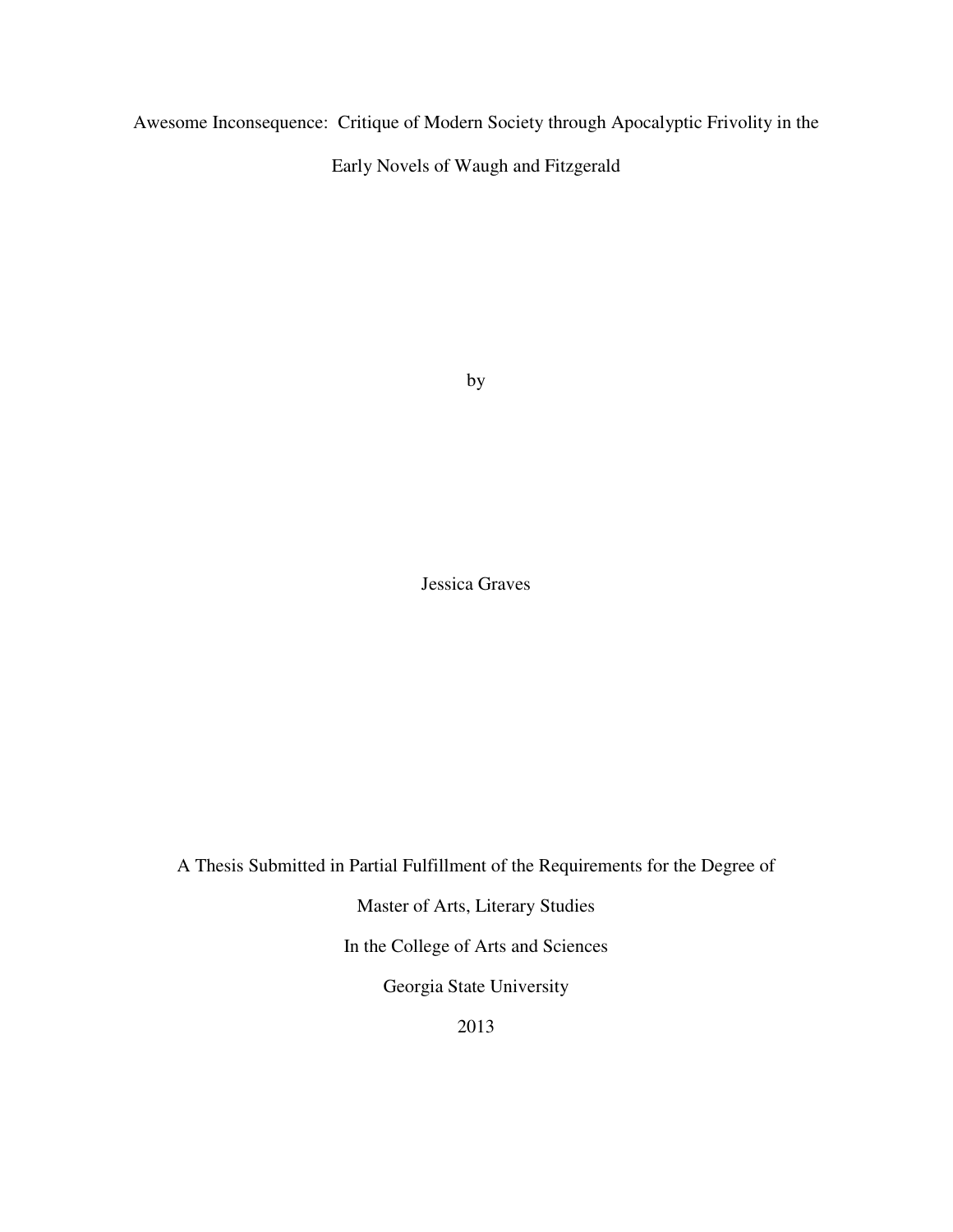Awesome Inconsequence: Critique of Modern Society through Apocalyptic Frivolity in the Early Novels of Waugh and Fitzgerald

by

Jessica Graves

A Thesis Submitted in Partial Fulfillment of the Requirements for the Degree of

Master of Arts, Literary Studies

In the College of Arts and Sciences

Georgia State University

2013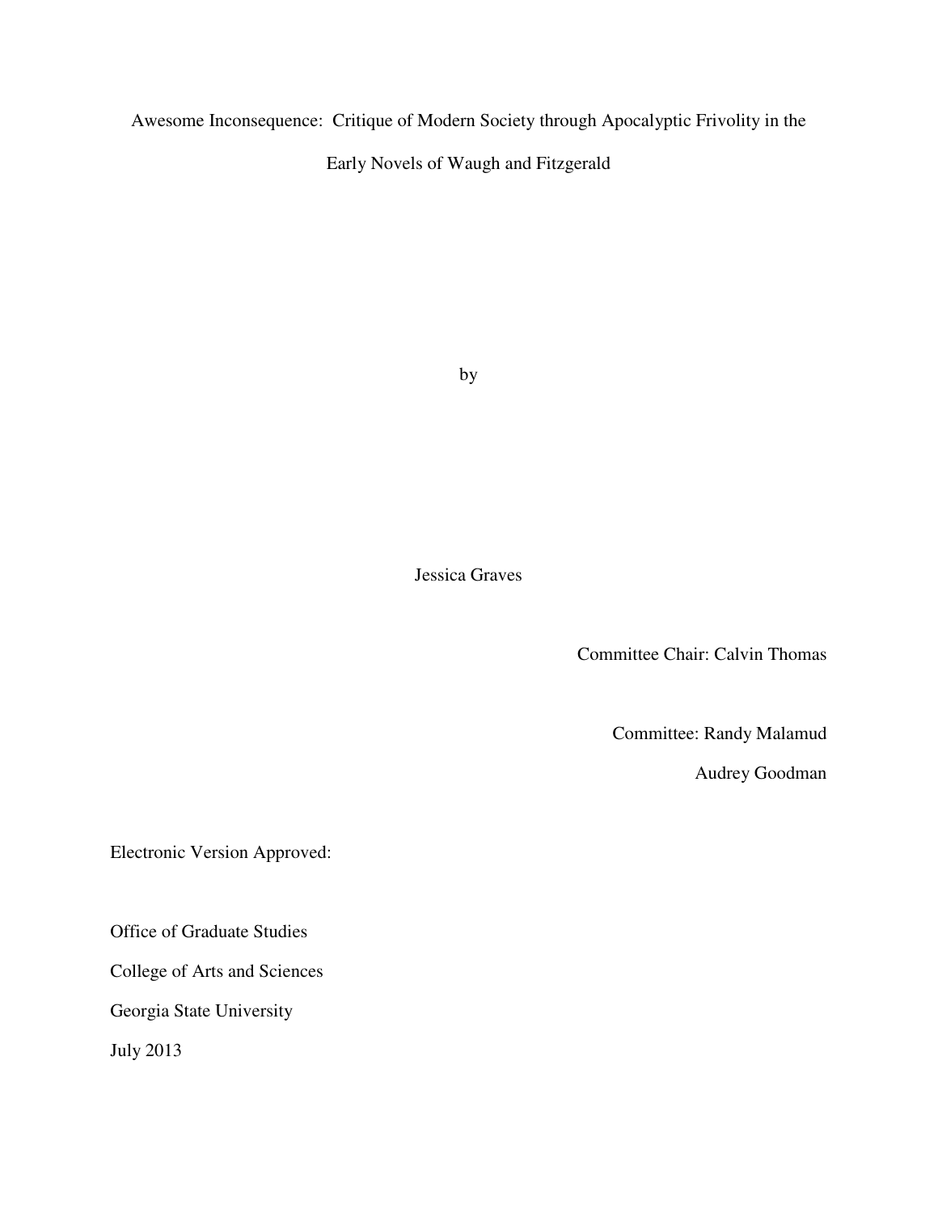Awesome Inconsequence: Critique of Modern Society through Apocalyptic Frivolity in the Early Novels of Waugh and Fitzgerald

by

Jessica Graves

Committee Chair: Calvin Thomas

Committee: Randy Malamud

Audrey Goodman

Electronic Version Approved:

Office of Graduate Studies

College of Arts and Sciences

Georgia State University

July 2013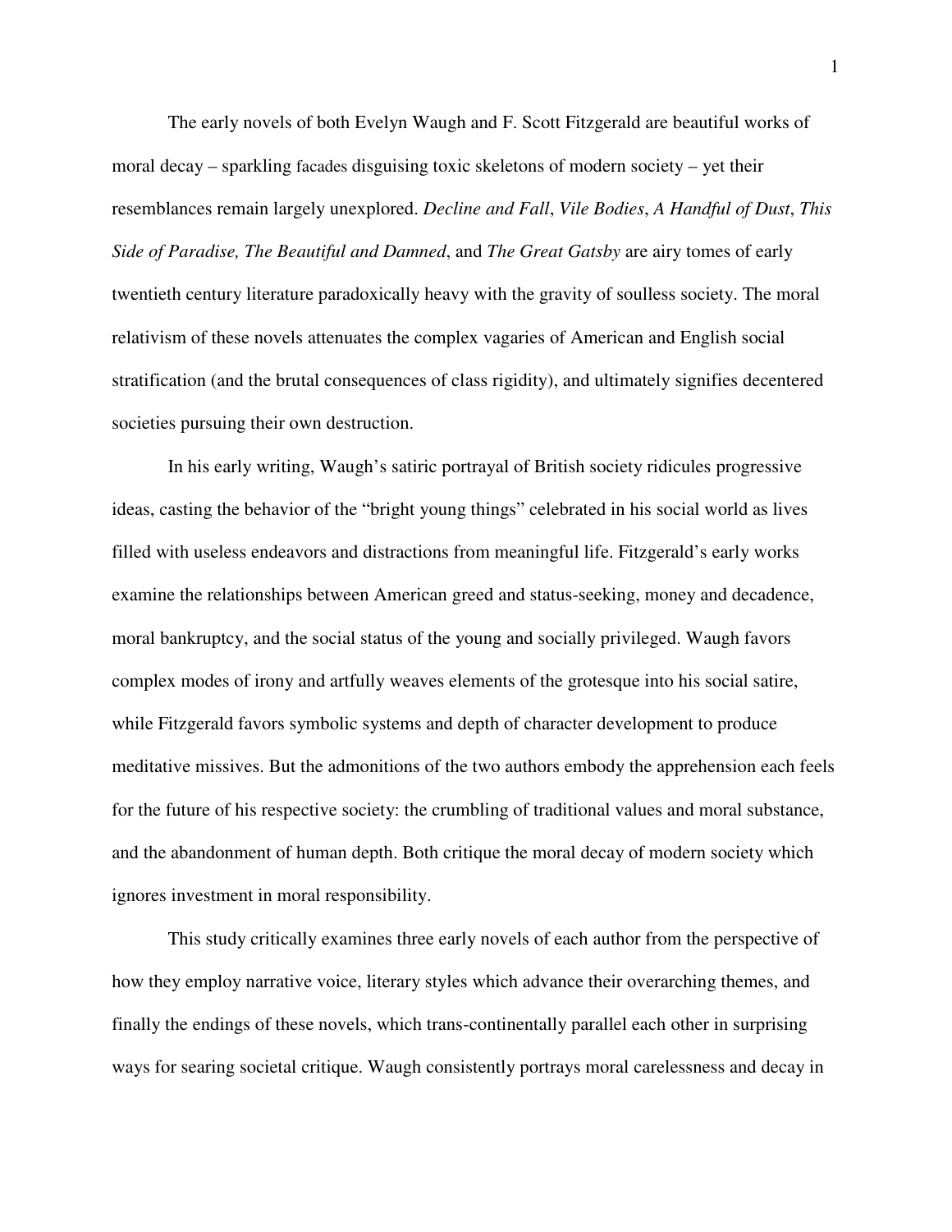The early novels of both Evelyn Waugh and F. Scott Fitzgerald are beautiful works of moral decay – sparkling facades disguising toxic skeletons of modern society – yet their resemblances remain largely unexplored. *Decline and Fall*, *Vile Bodies*, *A Handful of Dust*, *This Side of Paradise, The Beautiful and Damned*, and *The Great Gatsby* are airy tomes of early twentieth century literature paradoxically heavy with the gravity of soulless society. The moral relativism of these novels attenuates the complex vagaries of American and English social stratification (and the brutal consequences of class rigidity), and ultimately signifies decentered societies pursuing their own destruction.

In his early writing, Waugh's satiric portrayal of British society ridicules progressive ideas, casting the behavior of the "bright young things" celebrated in his social world as lives filled with useless endeavors and distractions from meaningful life. Fitzgerald's early works examine the relationships between American greed and status-seeking, money and decadence, moral bankruptcy, and the social status of the young and socially privileged. Waugh favors complex modes of irony and artfully weaves elements of the grotesque into his social satire, while Fitzgerald favors symbolic systems and depth of character development to produce meditative missives. But the admonitions of the two authors embody the apprehension each feels for the future of his respective society: the crumbling of traditional values and moral substance, and the abandonment of human depth. Both critique the moral decay of modern society which ignores investment in moral responsibility.

This study critically examines three early novels of each author from the perspective of how they employ narrative voice, literary styles which advance their overarching themes, and finally the endings of these novels, which trans-continentally parallel each other in surprising ways for searing societal critique. Waugh consistently portrays moral carelessness and decay in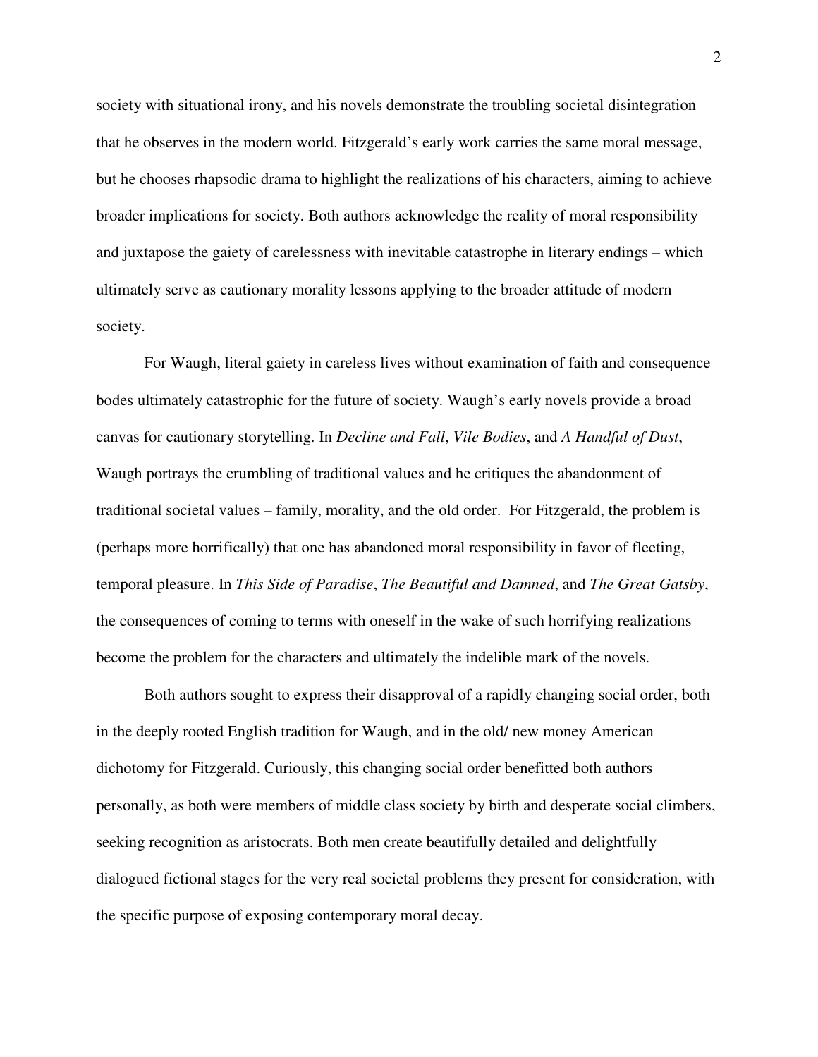society with situational irony, and his novels demonstrate the troubling societal disintegration that he observes in the modern world. Fitzgerald's early work carries the same moral message, but he chooses rhapsodic drama to highlight the realizations of his characters, aiming to achieve broader implications for society. Both authors acknowledge the reality of moral responsibility and juxtapose the gaiety of carelessness with inevitable catastrophe in literary endings – which ultimately serve as cautionary morality lessons applying to the broader attitude of modern society.

For Waugh, literal gaiety in careless lives without examination of faith and consequence bodes ultimately catastrophic for the future of society. Waugh's early novels provide a broad canvas for cautionary storytelling. In *Decline and Fall*, *Vile Bodies*, and *A Handful of Dust*, Waugh portrays the crumbling of traditional values and he critiques the abandonment of traditional societal values – family, morality, and the old order. For Fitzgerald, the problem is (perhaps more horrifically) that one has abandoned moral responsibility in favor of fleeting, temporal pleasure. In *This Side of Paradise*, *The Beautiful and Damned*, and *The Great Gatsby*, the consequences of coming to terms with oneself in the wake of such horrifying realizations become the problem for the characters and ultimately the indelible mark of the novels.

Both authors sought to express their disapproval of a rapidly changing social order, both in the deeply rooted English tradition for Waugh, and in the old/ new money American dichotomy for Fitzgerald. Curiously, this changing social order benefitted both authors personally, as both were members of middle class society by birth and desperate social climbers, seeking recognition as aristocrats. Both men create beautifully detailed and delightfully dialogued fictional stages for the very real societal problems they present for consideration, with the specific purpose of exposing contemporary moral decay.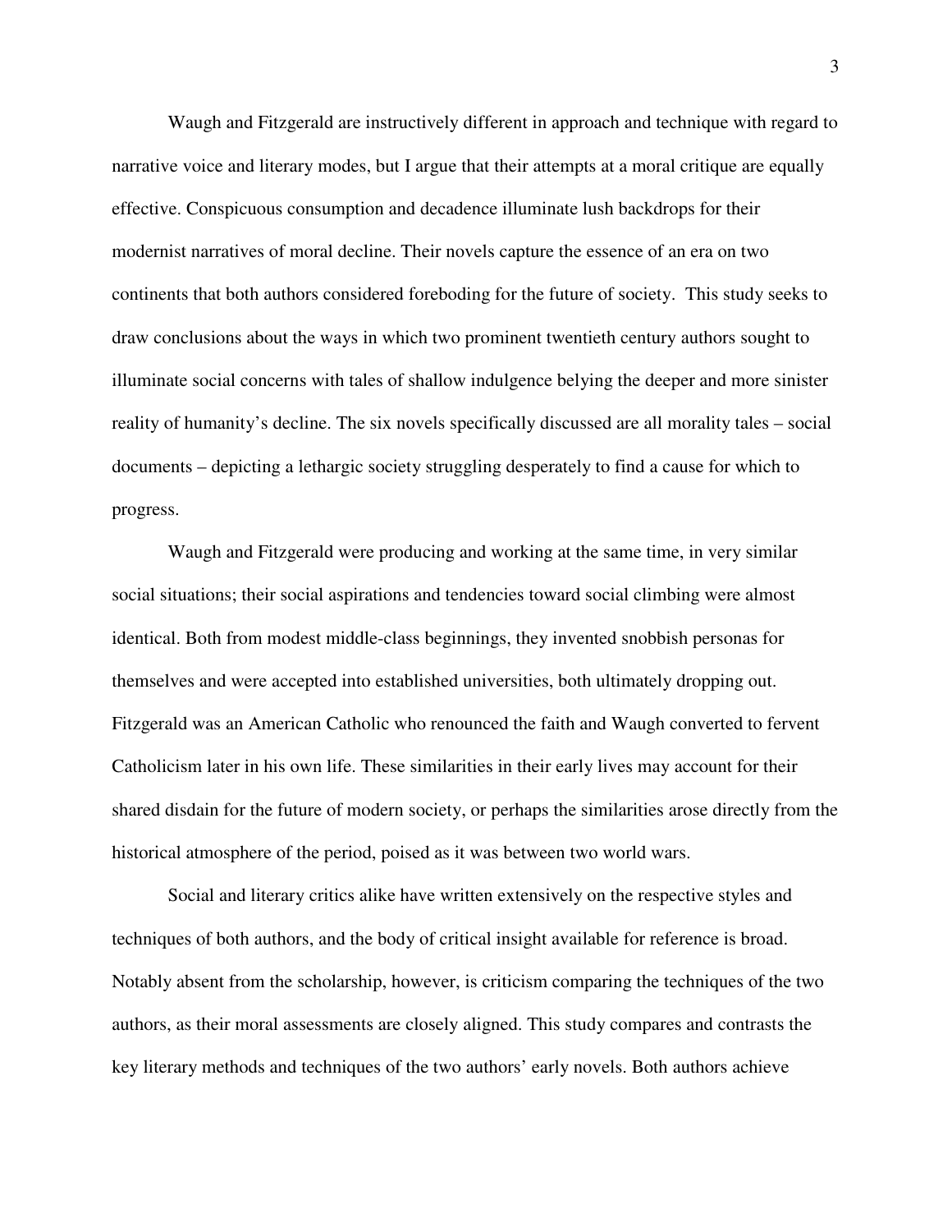Waugh and Fitzgerald are instructively different in approach and technique with regard to narrative voice and literary modes, but I argue that their attempts at a moral critique are equally effective. Conspicuous consumption and decadence illuminate lush backdrops for their modernist narratives of moral decline. Their novels capture the essence of an era on two continents that both authors considered foreboding for the future of society. This study seeks to draw conclusions about the ways in which two prominent twentieth century authors sought to illuminate social concerns with tales of shallow indulgence belying the deeper and more sinister reality of humanity's decline. The six novels specifically discussed are all morality tales – social documents – depicting a lethargic society struggling desperately to find a cause for which to progress.

Waugh and Fitzgerald were producing and working at the same time, in very similar social situations; their social aspirations and tendencies toward social climbing were almost identical. Both from modest middle-class beginnings, they invented snobbish personas for themselves and were accepted into established universities, both ultimately dropping out. Fitzgerald was an American Catholic who renounced the faith and Waugh converted to fervent Catholicism later in his own life. These similarities in their early lives may account for their shared disdain for the future of modern society, or perhaps the similarities arose directly from the historical atmosphere of the period, poised as it was between two world wars.

Social and literary critics alike have written extensively on the respective styles and techniques of both authors, and the body of critical insight available for reference is broad. Notably absent from the scholarship, however, is criticism comparing the techniques of the two authors, as their moral assessments are closely aligned. This study compares and contrasts the key literary methods and techniques of the two authors' early novels. Both authors achieve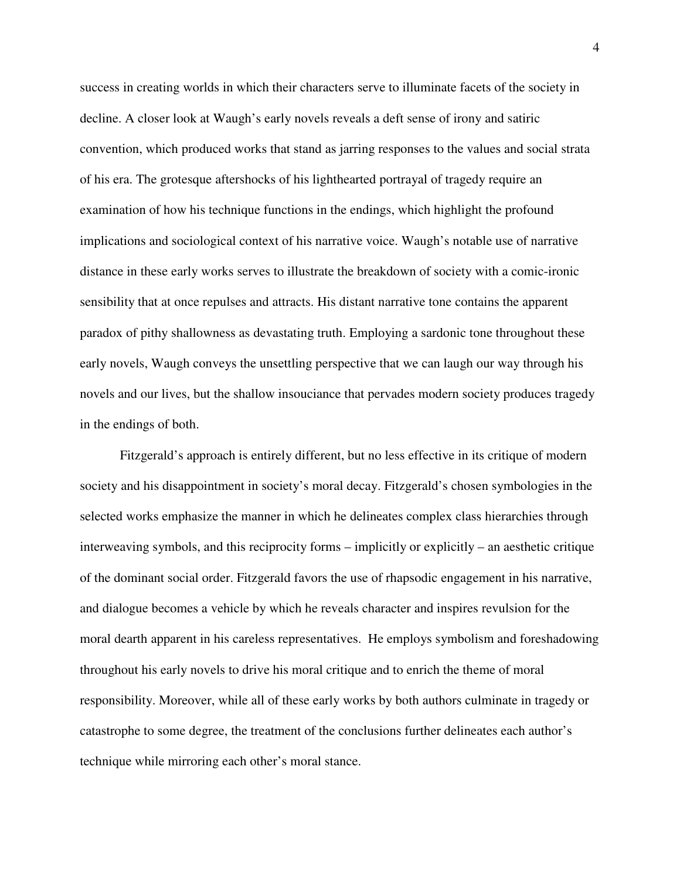success in creating worlds in which their characters serve to illuminate facets of the society in decline. A closer look at Waugh's early novels reveals a deft sense of irony and satiric convention, which produced works that stand as jarring responses to the values and social strata of his era. The grotesque aftershocks of his lighthearted portrayal of tragedy require an examination of how his technique functions in the endings, which highlight the profound implications and sociological context of his narrative voice. Waugh's notable use of narrative distance in these early works serves to illustrate the breakdown of society with a comic-ironic sensibility that at once repulses and attracts. His distant narrative tone contains the apparent paradox of pithy shallowness as devastating truth. Employing a sardonic tone throughout these early novels, Waugh conveys the unsettling perspective that we can laugh our way through his novels and our lives, but the shallow insouciance that pervades modern society produces tragedy in the endings of both.

Fitzgerald's approach is entirely different, but no less effective in its critique of modern society and his disappointment in society's moral decay. Fitzgerald's chosen symbologies in the selected works emphasize the manner in which he delineates complex class hierarchies through interweaving symbols, and this reciprocity forms – implicitly or explicitly – an aesthetic critique of the dominant social order. Fitzgerald favors the use of rhapsodic engagement in his narrative, and dialogue becomes a vehicle by which he reveals character and inspires revulsion for the moral dearth apparent in his careless representatives. He employs symbolism and foreshadowing throughout his early novels to drive his moral critique and to enrich the theme of moral responsibility. Moreover, while all of these early works by both authors culminate in tragedy or catastrophe to some degree, the treatment of the conclusions further delineates each author's technique while mirroring each other's moral stance.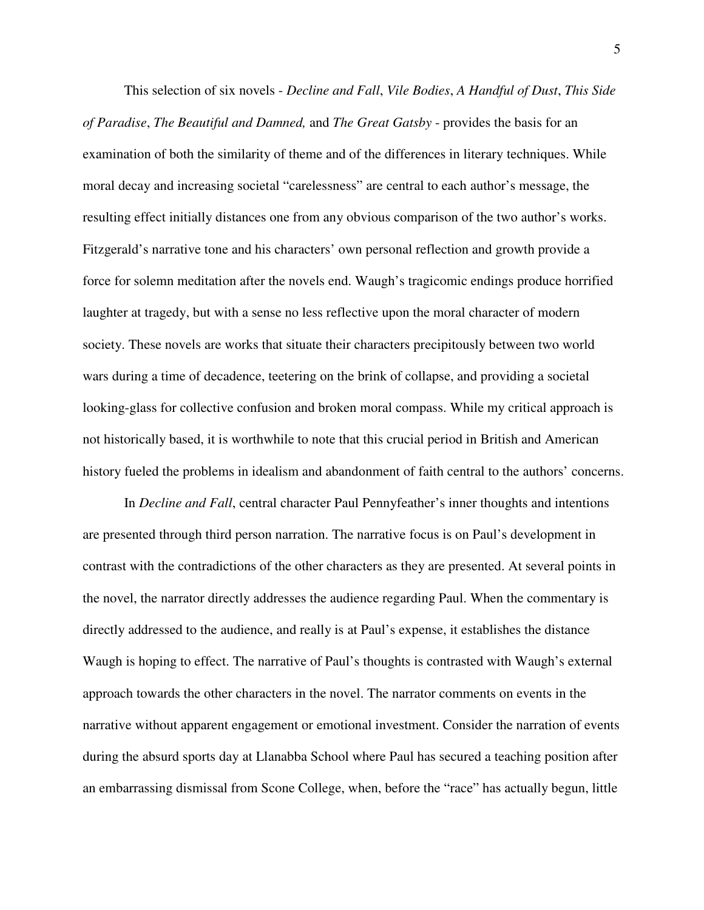This selection of six novels - *Decline and Fall*, *Vile Bodies*, *A Handful of Dust*, *This Side of Paradise*, *The Beautiful and Damned,* and *The Great Gatsby* - provides the basis for an examination of both the similarity of theme and of the differences in literary techniques. While moral decay and increasing societal "carelessness" are central to each author's message, the resulting effect initially distances one from any obvious comparison of the two author's works. Fitzgerald's narrative tone and his characters' own personal reflection and growth provide a force for solemn meditation after the novels end. Waugh's tragicomic endings produce horrified laughter at tragedy, but with a sense no less reflective upon the moral character of modern society. These novels are works that situate their characters precipitously between two world wars during a time of decadence, teetering on the brink of collapse, and providing a societal looking-glass for collective confusion and broken moral compass. While my critical approach is not historically based, it is worthwhile to note that this crucial period in British and American history fueled the problems in idealism and abandonment of faith central to the authors' concerns.

In *Decline and Fall*, central character Paul Pennyfeather's inner thoughts and intentions are presented through third person narration. The narrative focus is on Paul's development in contrast with the contradictions of the other characters as they are presented. At several points in the novel, the narrator directly addresses the audience regarding Paul. When the commentary is directly addressed to the audience, and really is at Paul's expense, it establishes the distance Waugh is hoping to effect. The narrative of Paul's thoughts is contrasted with Waugh's external approach towards the other characters in the novel. The narrator comments on events in the narrative without apparent engagement or emotional investment. Consider the narration of events during the absurd sports day at Llanabba School where Paul has secured a teaching position after an embarrassing dismissal from Scone College, when, before the "race" has actually begun, little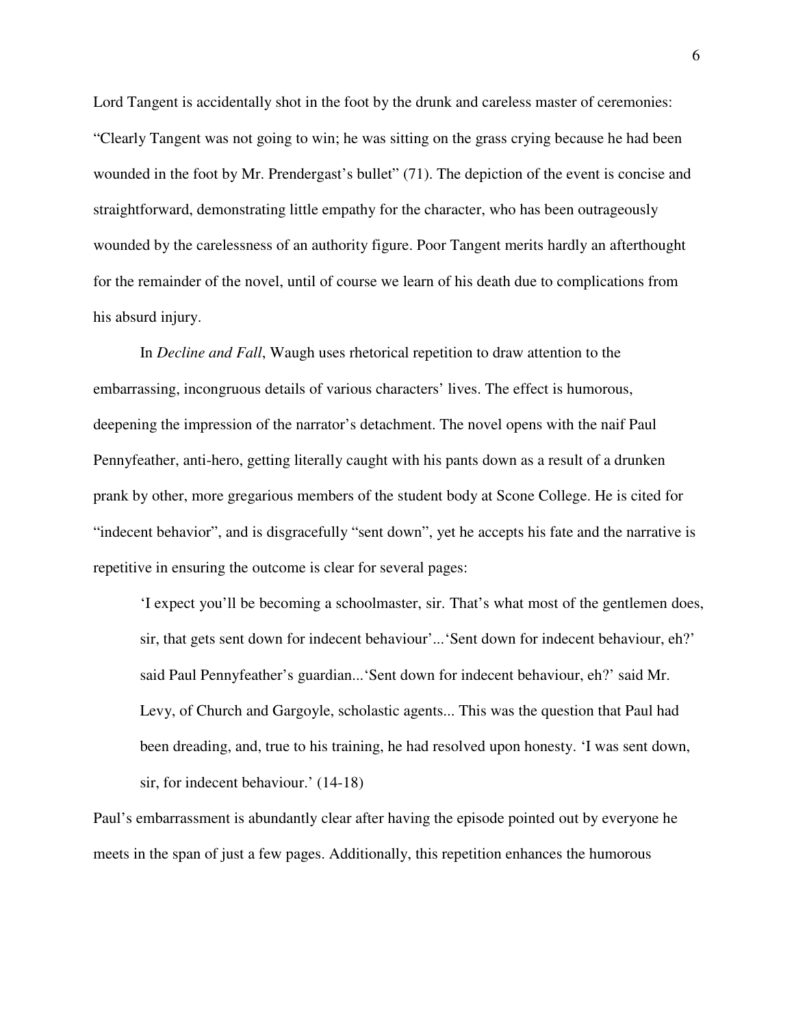Lord Tangent is accidentally shot in the foot by the drunk and careless master of ceremonies: "Clearly Tangent was not going to win; he was sitting on the grass crying because he had been wounded in the foot by Mr. Prendergast's bullet" (71). The depiction of the event is concise and straightforward, demonstrating little empathy for the character, who has been outrageously wounded by the carelessness of an authority figure. Poor Tangent merits hardly an afterthought for the remainder of the novel, until of course we learn of his death due to complications from his absurd injury.

In *Decline and Fall*, Waugh uses rhetorical repetition to draw attention to the embarrassing, incongruous details of various characters' lives. The effect is humorous, deepening the impression of the narrator's detachment. The novel opens with the naif Paul Pennyfeather, anti-hero, getting literally caught with his pants down as a result of a drunken prank by other, more gregarious members of the student body at Scone College. He is cited for "indecent behavior", and is disgracefully "sent down", yet he accepts his fate and the narrative is repetitive in ensuring the outcome is clear for several pages:

> 'I expect you'll be becoming a schoolmaster, sir. That's what most of the gentlemen does, sir, that gets sent down for indecent behaviour'...'Sent down for indecent behaviour, eh?' said Paul Pennyfeather's guardian...'Sent down for indecent behaviour, eh?' said Mr. Levy, of Church and Gargoyle, scholastic agents... This was the question that Paul had been dreading, and, true to his training, he had resolved upon honesty. 'I was sent down, sir, for indecent behaviour.' (14-18)

Paul's embarrassment is abundantly clear after having the episode pointed out by everyone he meets in the span of just a few pages. Additionally, this repetition enhances the humorous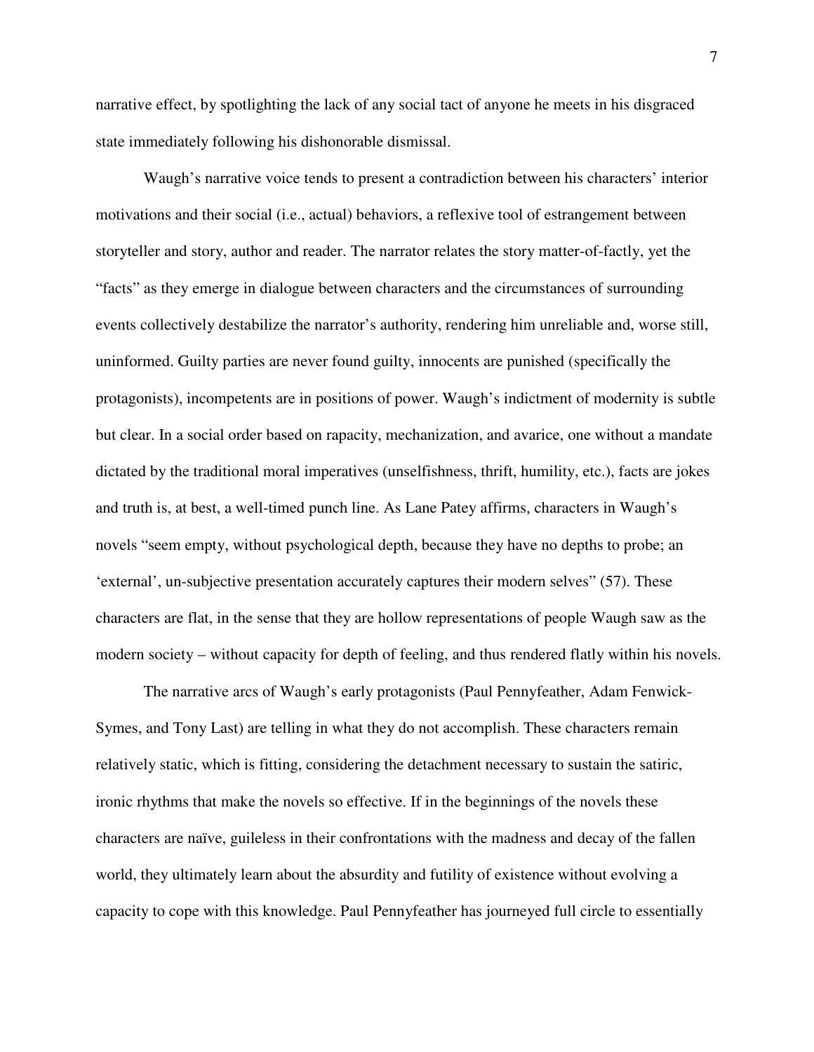narrative effect, by spotlighting the lack of any social tact of anyone he meets in his disgraced state immediately following his dishonorable dismissal.

Waugh's narrative voice tends to present a contradiction between his characters' interior motivations and their social (i.e., actual) behaviors, a reflexive tool of estrangement between storyteller and story, author and reader. The narrator relates the story matter-of-factly, yet the "facts" as they emerge in dialogue between characters and the circumstances of surrounding events collectively destabilize the narrator's authority, rendering him unreliable and, worse still, uninformed. Guilty parties are never found guilty, innocents are punished (specifically the protagonists), incompetents are in positions of power. Waugh's indictment of modernity is subtle but clear. In a social order based on rapacity, mechanization, and avarice, one without a mandate dictated by the traditional moral imperatives (unselfishness, thrift, humility, etc.), facts are jokes and truth is, at best, a well-timed punch line. As Lane Patey affirms, characters in Waugh's novels "seem empty, without psychological depth, because they have no depths to probe; an 'external', un-subjective presentation accurately captures their modern selves" (57). These characters are flat, in the sense that they are hollow representations of people Waugh saw as the modern society – without capacity for depth of feeling, and thus rendered flatly within his novels.

The narrative arcs of Waugh's early protagonists (Paul Pennyfeather, Adam Fenwick-Symes, and Tony Last) are telling in what they do not accomplish. These characters remain relatively static, which is fitting, considering the detachment necessary to sustain the satiric, ironic rhythms that make the novels so effective. If in the beginnings of the novels these characters are naïve, guileless in their confrontations with the madness and decay of the fallen world, they ultimately learn about the absurdity and futility of existence without evolving a capacity to cope with this knowledge. Paul Pennyfeather has journeyed full circle to essentially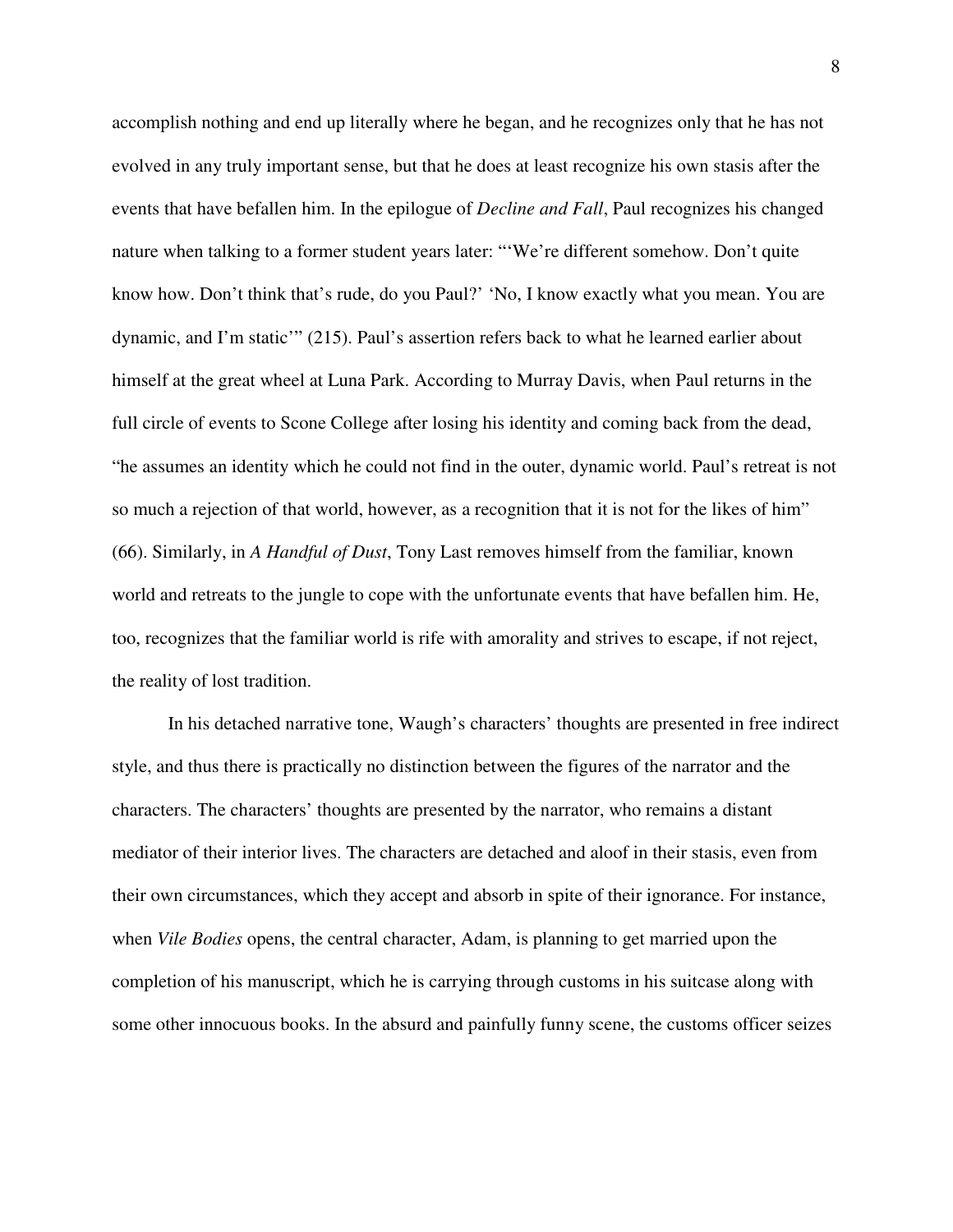accomplish nothing and end up literally where he began, and he recognizes only that he has not evolved in any truly important sense, but that he does at least recognize his own stasis after the events that have befallen him. In the epilogue of *Decline and Fall*, Paul recognizes his changed nature when talking to a former student years later: "'We're different somehow. Don't quite know how. Don't think that's rude, do you Paul?' 'No, I know exactly what you mean. You are dynamic, and I'm static'" (215). Paul's assertion refers back to what he learned earlier about himself at the great wheel at Luna Park. According to Murray Davis, when Paul returns in the full circle of events to Scone College after losing his identity and coming back from the dead, "he assumes an identity which he could not find in the outer, dynamic world. Paul's retreat is not so much a rejection of that world, however, as a recognition that it is not for the likes of him" (66). Similarly, in *A Handful of Dust*, Tony Last removes himself from the familiar, known world and retreats to the jungle to cope with the unfortunate events that have befallen him. He, too, recognizes that the familiar world is rife with amorality and strives to escape, if not reject, the reality of lost tradition.

In his detached narrative tone, Waugh's characters' thoughts are presented in free indirect style, and thus there is practically no distinction between the figures of the narrator and the characters. The characters' thoughts are presented by the narrator, who remains a distant mediator of their interior lives. The characters are detached and aloof in their stasis, even from their own circumstances, which they accept and absorb in spite of their ignorance. For instance, when *Vile Bodies* opens, the central character, Adam, is planning to get married upon the completion of his manuscript, which he is carrying through customs in his suitcase along with some other innocuous books. In the absurd and painfully funny scene, the customs officer seizes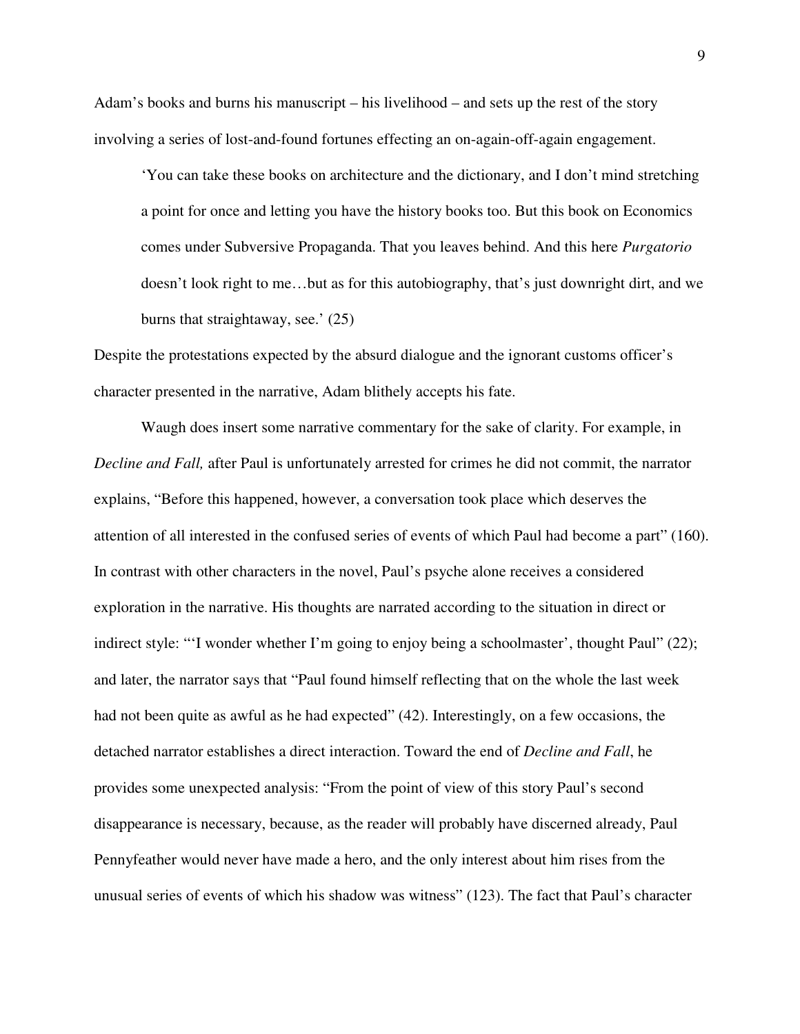Adam's books and burns his manuscript – his livelihood – and sets up the rest of the story involving a series of lost-and-found fortunes effecting an on-again-off-again engagement.

> 'You can take these books on architecture and the dictionary, and I don't mind stretching a point for once and letting you have the history books too. But this book on Economics comes under Subversive Propaganda. That you leaves behind. And this here *Purgatorio* doesn't look right to me…but as for this autobiography, that's just downright dirt, and we burns that straightaway, see.' (25)

Despite the protestations expected by the absurd dialogue and the ignorant customs officer's character presented in the narrative, Adam blithely accepts his fate.

Waugh does insert some narrative commentary for the sake of clarity. For example, in *Decline and Fall,* after Paul is unfortunately arrested for crimes he did not commit, the narrator explains, "Before this happened, however, a conversation took place which deserves the attention of all interested in the confused series of events of which Paul had become a part" (160). In contrast with other characters in the novel, Paul's psyche alone receives a considered exploration in the narrative. His thoughts are narrated according to the situation in direct or indirect style: "'I wonder whether I'm going to enjoy being a schoolmaster', thought Paul" (22); and later, the narrator says that "Paul found himself reflecting that on the whole the last week had not been quite as awful as he had expected" (42). Interestingly, on a few occasions, the detached narrator establishes a direct interaction. Toward the end of *Decline and Fall*, he provides some unexpected analysis: "From the point of view of this story Paul's second disappearance is necessary, because, as the reader will probably have discerned already, Paul Pennyfeather would never have made a hero, and the only interest about him rises from the unusual series of events of which his shadow was witness" (123). The fact that Paul's character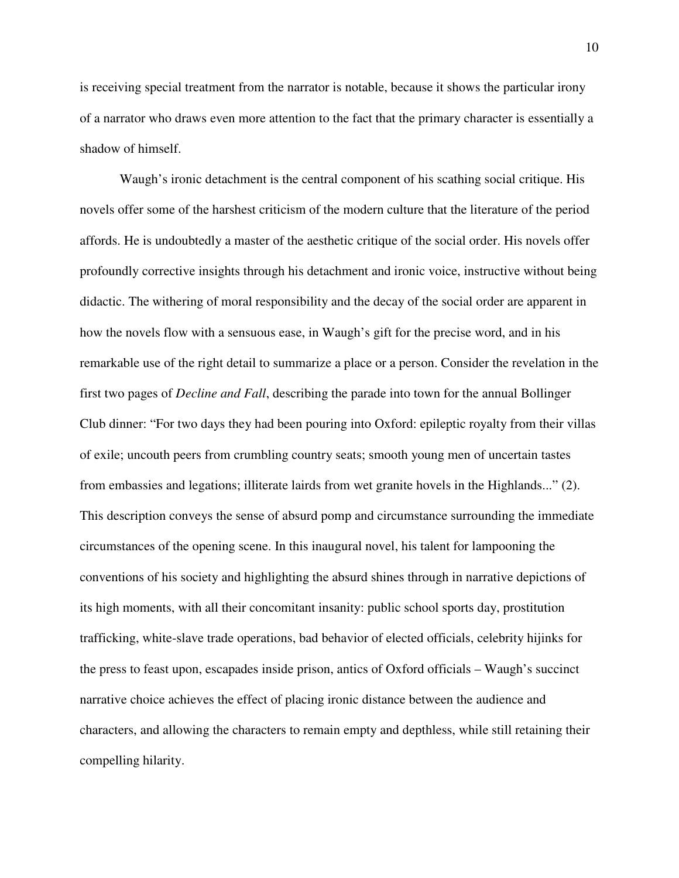is receiving special treatment from the narrator is notable, because it shows the particular irony of a narrator who draws even more attention to the fact that the primary character is essentially a shadow of himself.

Waugh's ironic detachment is the central component of his scathing social critique. His novels offer some of the harshest criticism of the modern culture that the literature of the period affords. He is undoubtedly a master of the aesthetic critique of the social order. His novels offer profoundly corrective insights through his detachment and ironic voice, instructive without being didactic. The withering of moral responsibility and the decay of the social order are apparent in how the novels flow with a sensuous ease, in Waugh's gift for the precise word, and in his remarkable use of the right detail to summarize a place or a person. Consider the revelation in the first two pages of *Decline and Fall*, describing the parade into town for the annual Bollinger Club dinner: "For two days they had been pouring into Oxford: epileptic royalty from their villas of exile; uncouth peers from crumbling country seats; smooth young men of uncertain tastes from embassies and legations; illiterate lairds from wet granite hovels in the Highlands..." (2). This description conveys the sense of absurd pomp and circumstance surrounding the immediate circumstances of the opening scene. In this inaugural novel, his talent for lampooning the conventions of his society and highlighting the absurd shines through in narrative depictions of its high moments, with all their concomitant insanity: public school sports day, prostitution trafficking, white-slave trade operations, bad behavior of elected officials, celebrity hijinks for the press to feast upon, escapades inside prison, antics of Oxford officials – Waugh's succinct narrative choice achieves the effect of placing ironic distance between the audience and characters, and allowing the characters to remain empty and depthless, while still retaining their compelling hilarity.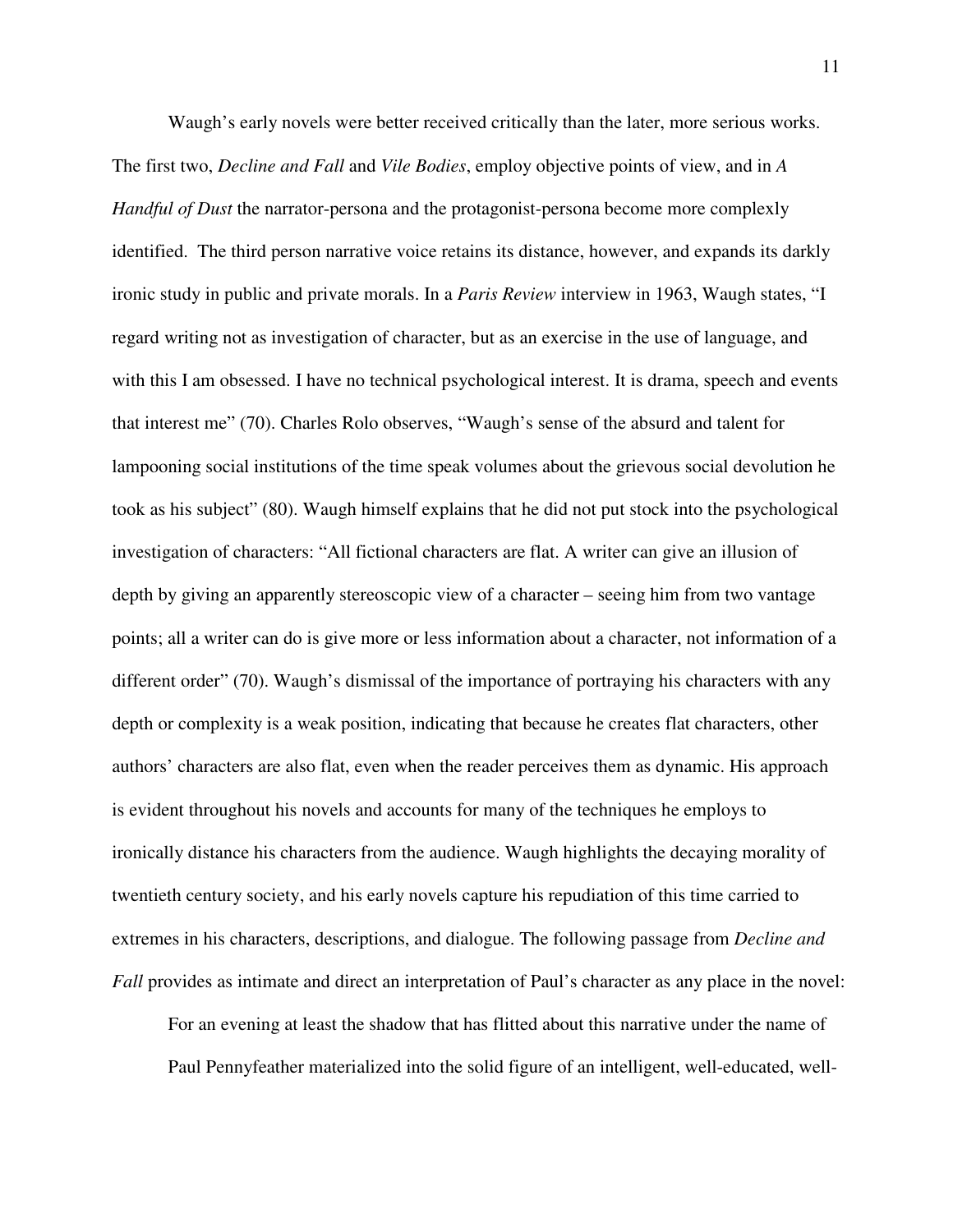Waugh's early novels were better received critically than the later, more serious works. The first two, *Decline and Fall* and *Vile Bodies*, employ objective points of view, and in *A Handful of Dust* the narrator-persona and the protagonist-persona become more complexly identified. The third person narrative voice retains its distance, however, and expands its darkly ironic study in public and private morals. In a *Paris Review* interview in 1963, Waugh states, "I regard writing not as investigation of character, but as an exercise in the use of language, and with this I am obsessed. I have no technical psychological interest. It is drama, speech and events that interest me" (70). Charles Rolo observes, "Waugh's sense of the absurd and talent for lampooning social institutions of the time speak volumes about the grievous social devolution he took as his subject" (80). Waugh himself explains that he did not put stock into the psychological investigation of characters: "All fictional characters are flat. A writer can give an illusion of depth by giving an apparently stereoscopic view of a character – seeing him from two vantage points; all a writer can do is give more or less information about a character, not information of a different order" (70). Waugh's dismissal of the importance of portraying his characters with any depth or complexity is a weak position, indicating that because he creates flat characters, other authors' characters are also flat, even when the reader perceives them as dynamic. His approach is evident throughout his novels and accounts for many of the techniques he employs to ironically distance his characters from the audience. Waugh highlights the decaying morality of twentieth century society, and his early novels capture his repudiation of this time carried to extremes in his characters, descriptions, and dialogue. The following passage from *Decline and Fall* provides as intimate and direct an interpretation of Paul's character as any place in the novel:

> For an evening at least the shadow that has flitted about this narrative under the name of Paul Pennyfeather materialized into the solid figure of an intelligent, well-educated, well-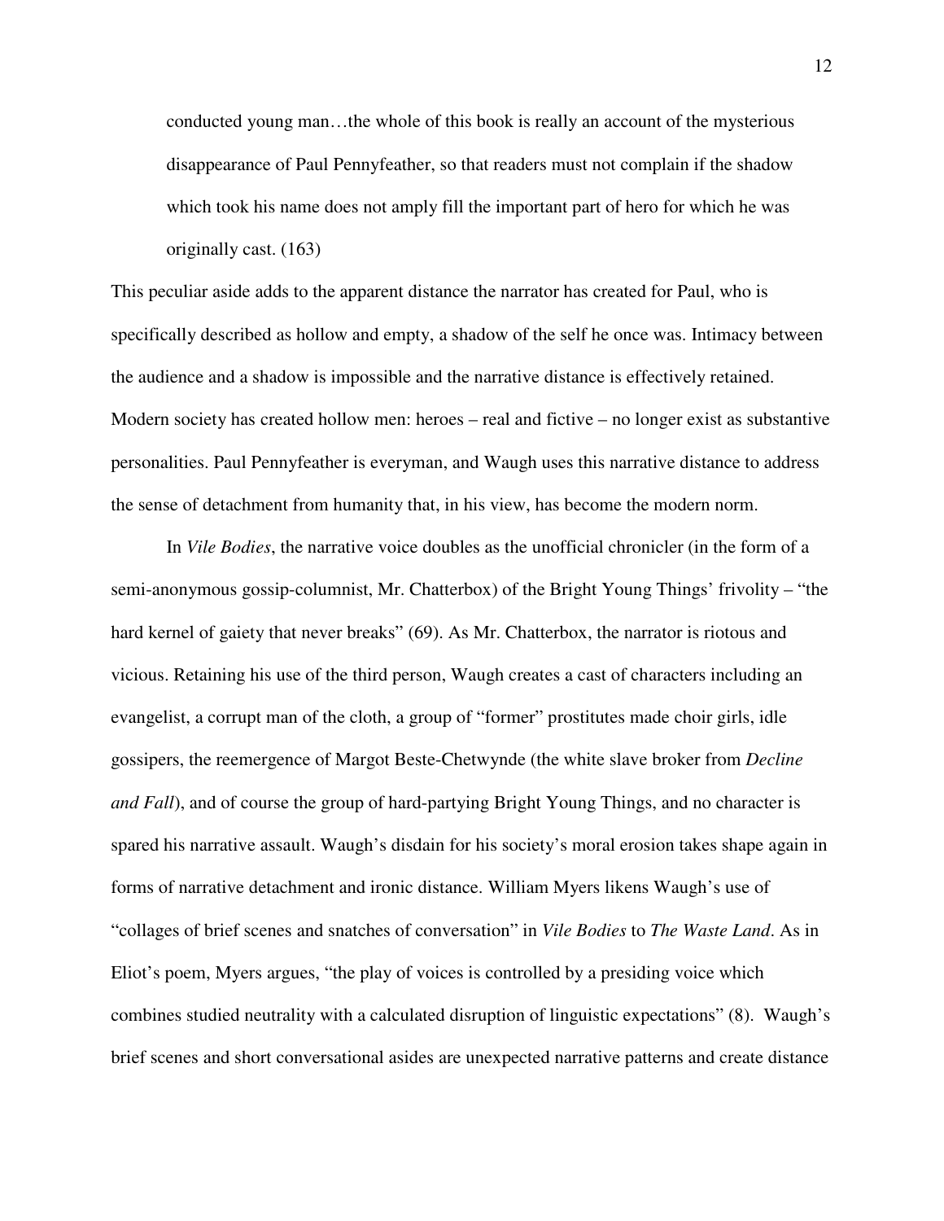> conducted young man…the whole of this book is really an account of the mysterious disappearance of Paul Pennyfeather, so that readers must not complain if the shadow which took his name does not amply fill the important part of hero for which he was originally cast. (163)

This peculiar aside adds to the apparent distance the narrator has created for Paul, who is specifically described as hollow and empty, a shadow of the self he once was. Intimacy between the audience and a shadow is impossible and the narrative distance is effectively retained. Modern society has created hollow men: heroes – real and fictive – no longer exist as substantive personalities. Paul Pennyfeather is everyman, and Waugh uses this narrative distance to address the sense of detachment from humanity that, in his view, has become the modern norm.

In *Vile Bodies*, the narrative voice doubles as the unofficial chronicler (in the form of a semi-anonymous gossip-columnist, Mr. Chatterbox) of the Bright Young Things' frivolity – "the hard kernel of gaiety that never breaks" (69). As Mr. Chatterbox, the narrator is riotous and vicious. Retaining his use of the third person, Waugh creates a cast of characters including an evangelist, a corrupt man of the cloth, a group of "former" prostitutes made choir girls, idle gossipers, the reemergence of Margot Beste-Chetwynde (the white slave broker from *Decline and Fall*), and of course the group of hard-partying Bright Young Things, and no character is spared his narrative assault. Waugh's disdain for his society's moral erosion takes shape again in forms of narrative detachment and ironic distance. William Myers likens Waugh's use of "collages of brief scenes and snatches of conversation" in *Vile Bodies* to *The Waste Land*. As in Eliot's poem, Myers argues, "the play of voices is controlled by a presiding voice which combines studied neutrality with a calculated disruption of linguistic expectations" (8). Waugh's brief scenes and short conversational asides are unexpected narrative patterns and create distance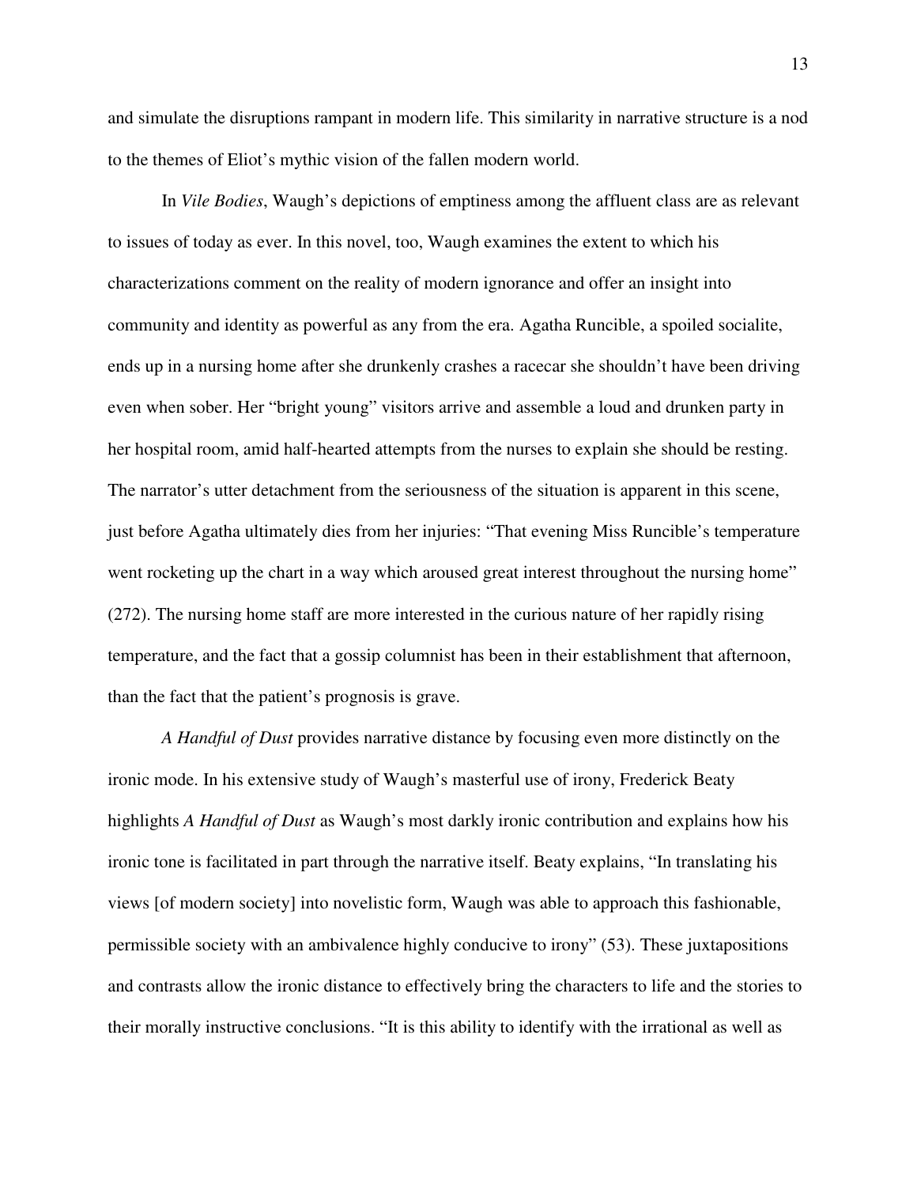and simulate the disruptions rampant in modern life. This similarity in narrative structure is a nod to the themes of Eliot's mythic vision of the fallen modern world.

In *Vile Bodies*, Waugh's depictions of emptiness among the affluent class are as relevant to issues of today as ever. In this novel, too, Waugh examines the extent to which his characterizations comment on the reality of modern ignorance and offer an insight into community and identity as powerful as any from the era. Agatha Runcible, a spoiled socialite, ends up in a nursing home after she drunkenly crashes a racecar she shouldn't have been driving even when sober. Her "bright young" visitors arrive and assemble a loud and drunken party in her hospital room, amid half-hearted attempts from the nurses to explain she should be resting. The narrator's utter detachment from the seriousness of the situation is apparent in this scene, just before Agatha ultimately dies from her injuries: "That evening Miss Runcible's temperature went rocketing up the chart in a way which aroused great interest throughout the nursing home" (272). The nursing home staff are more interested in the curious nature of her rapidly rising temperature, and the fact that a gossip columnist has been in their establishment that afternoon, than the fact that the patient's prognosis is grave.

*A Handful of Dust* provides narrative distance by focusing even more distinctly on the ironic mode. In his extensive study of Waugh's masterful use of irony, Frederick Beaty highlights *A Handful of Dust* as Waugh's most darkly ironic contribution and explains how his ironic tone is facilitated in part through the narrative itself. Beaty explains, "In translating his views [of modern society] into novelistic form, Waugh was able to approach this fashionable, permissible society with an ambivalence highly conducive to irony" (53). These juxtapositions and contrasts allow the ironic distance to effectively bring the characters to life and the stories to their morally instructive conclusions. "It is this ability to identify with the irrational as well as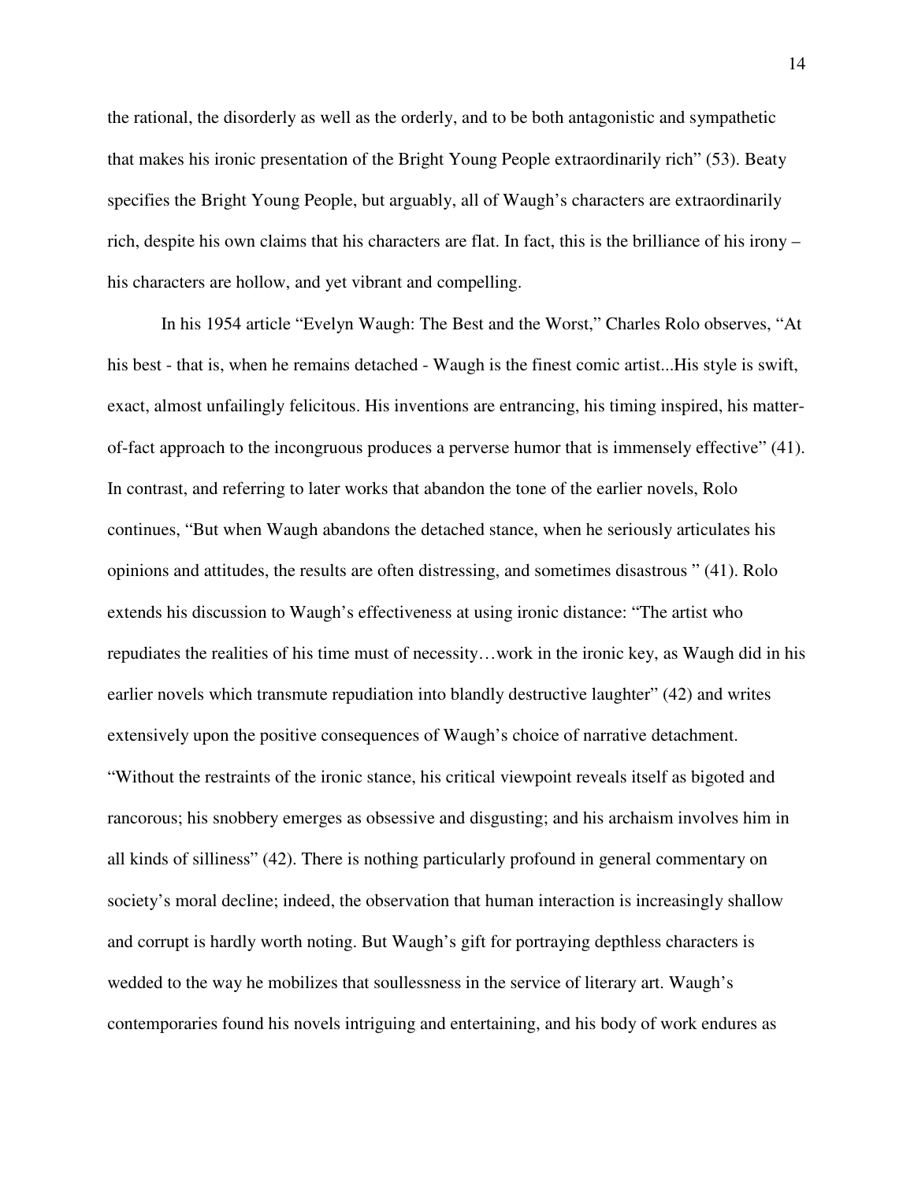the rational, the disorderly as well as the orderly, and to be both antagonistic and sympathetic that makes his ironic presentation of the Bright Young People extraordinarily rich" (53). Beaty specifies the Bright Young People, but arguably, all of Waugh's characters are extraordinarily rich, despite his own claims that his characters are flat. In fact, this is the brilliance of his irony – his characters are hollow, and yet vibrant and compelling.

In his 1954 article "Evelyn Waugh: The Best and the Worst," Charles Rolo observes, "At his best - that is, when he remains detached - Waugh is the finest comic artist...His style is swift, exact, almost unfailingly felicitous. His inventions are entrancing, his timing inspired, his matter-of-fact approach to the incongruous produces a perverse humor that is immensely effective" (41). In contrast, and referring to later works that abandon the tone of the earlier novels, Rolo continues, "But when Waugh abandons the detached stance, when he seriously articulates his opinions and attitudes, the results are often distressing, and sometimes disastrous " (41). Rolo extends his discussion to Waugh's effectiveness at using ironic distance: "The artist who repudiates the realities of his time must of necessity…work in the ironic key, as Waugh did in his earlier novels which transmute repudiation into blandly destructive laughter" (42) and writes extensively upon the positive consequences of Waugh's choice of narrative detachment. "Without the restraints of the ironic stance, his critical viewpoint reveals itself as bigoted and rancorous; his snobbery emerges as obsessive and disgusting; and his archaism involves him in all kinds of silliness" (42). There is nothing particularly profound in general commentary on society's moral decline; indeed, the observation that human interaction is increasingly shallow and corrupt is hardly worth noting. But Waugh's gift for portraying depthless characters is wedded to the way he mobilizes that soullessness in the service of literary art. Waugh's contemporaries found his novels intriguing and entertaining, and his body of work endures as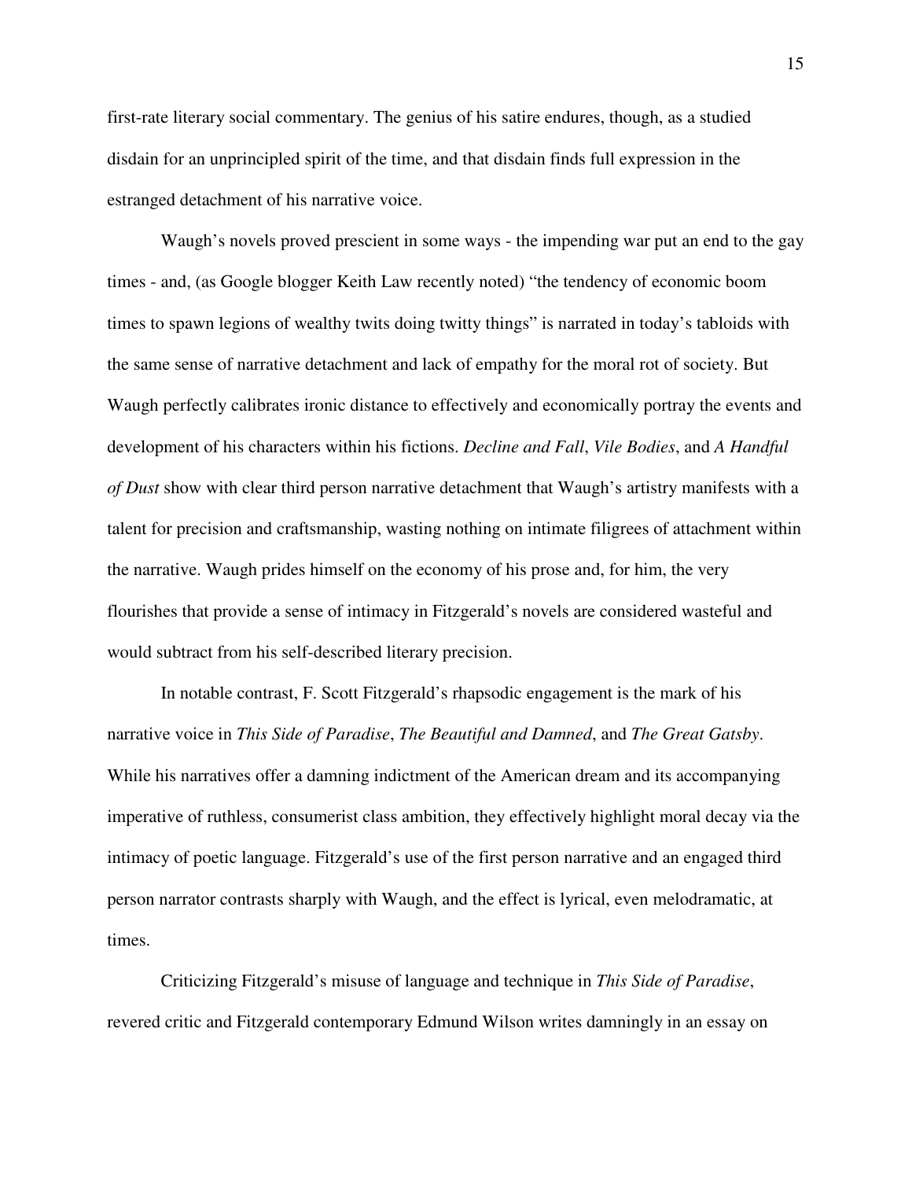first-rate literary social commentary. The genius of his satire endures, though, as a studied disdain for an unprincipled spirit of the time, and that disdain finds full expression in the estranged detachment of his narrative voice.

Waugh's novels proved prescient in some ways - the impending war put an end to the gay times - and, (as Google blogger Keith Law recently noted) "the tendency of economic boom times to spawn legions of wealthy twits doing twitty things" is narrated in today's tabloids with the same sense of narrative detachment and lack of empathy for the moral rot of society. But Waugh perfectly calibrates ironic distance to effectively and economically portray the events and development of his characters within his fictions. *Decline and Fall*, *Vile Bodies*, and *A Handful of Dust* show with clear third person narrative detachment that Waugh's artistry manifests with a talent for precision and craftsmanship, wasting nothing on intimate filigrees of attachment within the narrative. Waugh prides himself on the economy of his prose and, for him, the very flourishes that provide a sense of intimacy in Fitzgerald's novels are considered wasteful and would subtract from his self-described literary precision.

In notable contrast, F. Scott Fitzgerald's rhapsodic engagement is the mark of his narrative voice in *This Side of Paradise*, *The Beautiful and Damned*, and *The Great Gatsby*. While his narratives offer a damning indictment of the American dream and its accompanying imperative of ruthless, consumerist class ambition, they effectively highlight moral decay via the intimacy of poetic language. Fitzgerald's use of the first person narrative and an engaged third person narrator contrasts sharply with Waugh, and the effect is lyrical, even melodramatic, at times.

Criticizing Fitzgerald's misuse of language and technique in *This Side of Paradise*, revered critic and Fitzgerald contemporary Edmund Wilson writes damningly in an essay on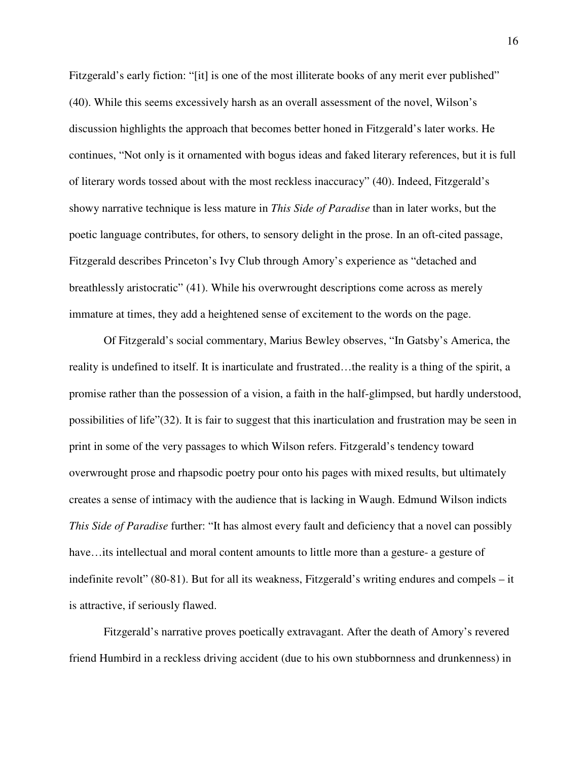Fitzgerald's early fiction: "[it] is one of the most illiterate books of any merit ever published" (40). While this seems excessively harsh as an overall assessment of the novel, Wilson's discussion highlights the approach that becomes better honed in Fitzgerald's later works. He continues, "Not only is it ornamented with bogus ideas and faked literary references, but it is full of literary words tossed about with the most reckless inaccuracy" (40). Indeed, Fitzgerald's showy narrative technique is less mature in *This Side of Paradise* than in later works, but the poetic language contributes, for others, to sensory delight in the prose. In an oft-cited passage, Fitzgerald describes Princeton's Ivy Club through Amory's experience as "detached and breathlessly aristocratic" (41). While his overwrought descriptions come across as merely immature at times, they add a heightened sense of excitement to the words on the page.

Of Fitzgerald's social commentary, Marius Bewley observes, "In Gatsby's America, the reality is undefined to itself. It is inarticulate and frustrated…the reality is a thing of the spirit, a promise rather than the possession of a vision, a faith in the half-glimpsed, but hardly understood, possibilities of life"(32). It is fair to suggest that this inarticulation and frustration may be seen in print in some of the very passages to which Wilson refers. Fitzgerald's tendency toward overwrought prose and rhapsodic poetry pour onto his pages with mixed results, but ultimately creates a sense of intimacy with the audience that is lacking in Waugh. Edmund Wilson indicts *This Side of Paradise* further: "It has almost every fault and deficiency that a novel can possibly have…its intellectual and moral content amounts to little more than a gesture- a gesture of indefinite revolt" (80-81). But for all its weakness, Fitzgerald's writing endures and compels – it is attractive, if seriously flawed.

Fitzgerald's narrative proves poetically extravagant. After the death of Amory's revered friend Humbird in a reckless driving accident (due to his own stubbornness and drunkenness) in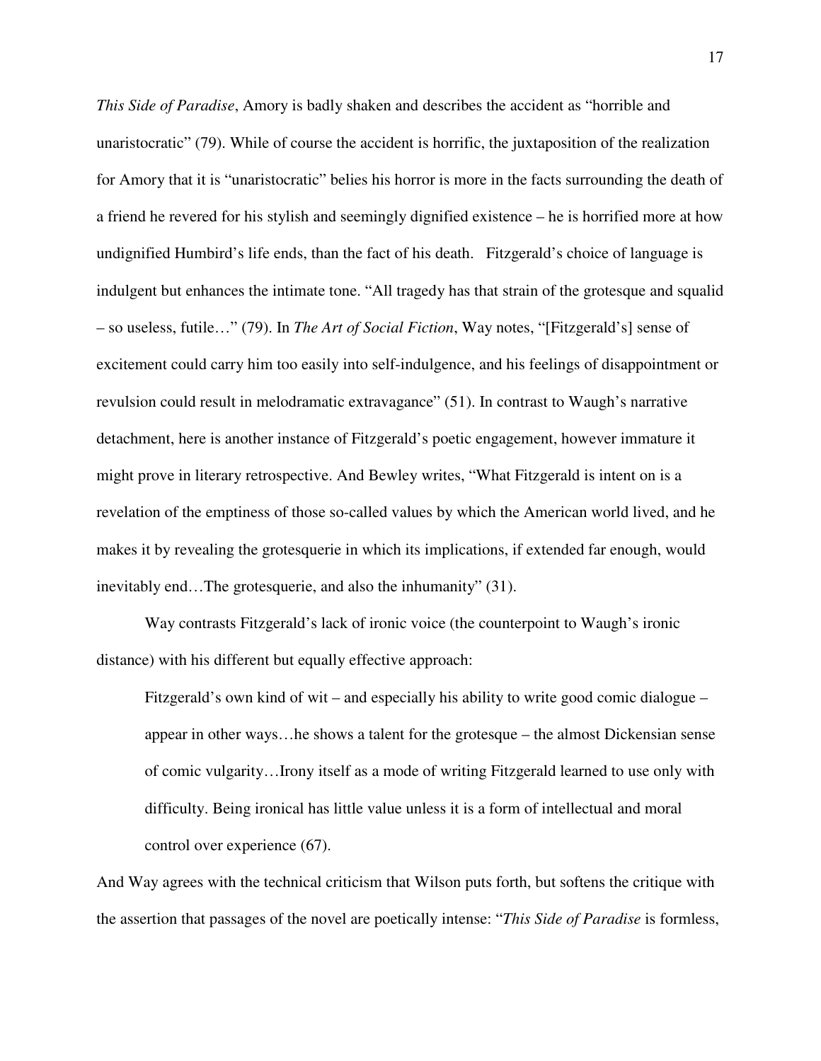*This Side of Paradise*, Amory is badly shaken and describes the accident as "horrible and unaristocratic" (79). While of course the accident is horrific, the juxtaposition of the realization for Amory that it is "unaristocratic" belies his horror is more in the facts surrounding the death of a friend he revered for his stylish and seemingly dignified existence – he is horrified more at how undignified Humbird's life ends, than the fact of his death. Fitzgerald's choice of language is indulgent but enhances the intimate tone. "All tragedy has that strain of the grotesque and squalid – so useless, futile…" (79). In *The Art of Social Fiction*, Way notes, "[Fitzgerald's] sense of excitement could carry him too easily into self-indulgence, and his feelings of disappointment or revulsion could result in melodramatic extravagance" (51). In contrast to Waugh's narrative detachment, here is another instance of Fitzgerald's poetic engagement, however immature it might prove in literary retrospective. And Bewley writes, "What Fitzgerald is intent on is a revelation of the emptiness of those so-called values by which the American world lived, and he makes it by revealing the grotesquerie in which its implications, if extended far enough, would inevitably end…The grotesquerie, and also the inhumanity" (31).

Way contrasts Fitzgerald's lack of ironic voice (the counterpoint to Waugh's ironic distance) with his different but equally effective approach:

> Fitzgerald's own kind of wit – and especially his ability to write good comic dialogue – appear in other ways…he shows a talent for the grotesque – the almost Dickensian sense of comic vulgarity…Irony itself as a mode of writing Fitzgerald learned to use only with difficulty. Being ironical has little value unless it is a form of intellectual and moral control over experience (67).

And Way agrees with the technical criticism that Wilson puts forth, but softens the critique with the assertion that passages of the novel are poetically intense: "*This Side of Paradise* is formless,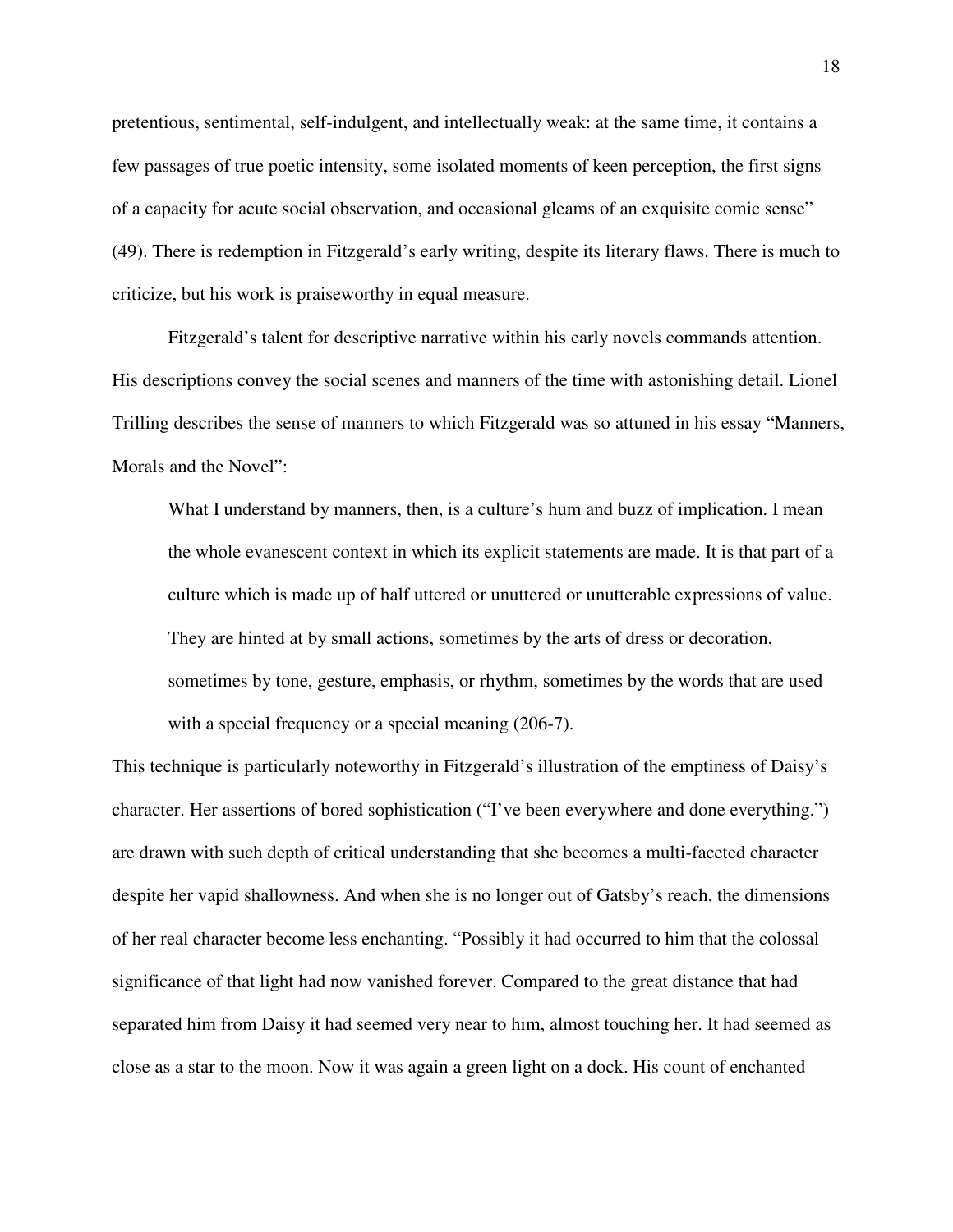pretentious, sentimental, self-indulgent, and intellectually weak: at the same time, it contains a few passages of true poetic intensity, some isolated moments of keen perception, the first signs of a capacity for acute social observation, and occasional gleams of an exquisite comic sense" (49). There is redemption in Fitzgerald's early writing, despite its literary flaws. There is much to criticize, but his work is praiseworthy in equal measure.

Fitzgerald's talent for descriptive narrative within his early novels commands attention. His descriptions convey the social scenes and manners of the time with astonishing detail. Lionel Trilling describes the sense of manners to which Fitzgerald was so attuned in his essay "Manners, Morals and the Novel":

> What I understand by manners, then, is a culture's hum and buzz of implication. I mean the whole evanescent context in which its explicit statements are made. It is that part of a culture which is made up of half uttered or unuttered or unutterable expressions of value. They are hinted at by small actions, sometimes by the arts of dress or decoration, sometimes by tone, gesture, emphasis, or rhythm, sometimes by the words that are used with a special frequency or a special meaning (206-7).

This technique is particularly noteworthy in Fitzgerald's illustration of the emptiness of Daisy's character. Her assertions of bored sophistication ("I've been everywhere and done everything.") are drawn with such depth of critical understanding that she becomes a multi-faceted character despite her vapid shallowness. And when she is no longer out of Gatsby's reach, the dimensions of her real character become less enchanting. "Possibly it had occurred to him that the colossal significance of that light had now vanished forever. Compared to the great distance that had separated him from Daisy it had seemed very near to him, almost touching her. It had seemed as close as a star to the moon. Now it was again a green light on a dock. His count of enchanted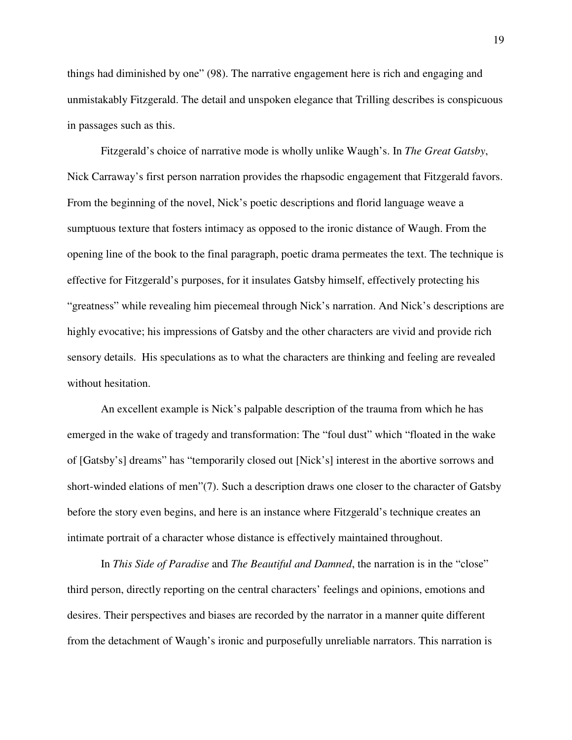things had diminished by one" (98). The narrative engagement here is rich and engaging and unmistakably Fitzgerald. The detail and unspoken elegance that Trilling describes is conspicuous in passages such as this.

Fitzgerald's choice of narrative mode is wholly unlike Waugh's. In *The Great Gatsby*, Nick Carraway's first person narration provides the rhapsodic engagement that Fitzgerald favors. From the beginning of the novel, Nick's poetic descriptions and florid language weave a sumptuous texture that fosters intimacy as opposed to the ironic distance of Waugh. From the opening line of the book to the final paragraph, poetic drama permeates the text. The technique is effective for Fitzgerald's purposes, for it insulates Gatsby himself, effectively protecting his "greatness" while revealing him piecemeal through Nick's narration. And Nick's descriptions are highly evocative; his impressions of Gatsby and the other characters are vivid and provide rich sensory details. His speculations as to what the characters are thinking and feeling are revealed without hesitation.

An excellent example is Nick's palpable description of the trauma from which he has emerged in the wake of tragedy and transformation: The "foul dust" which "floated in the wake of [Gatsby's] dreams" has "temporarily closed out [Nick's] interest in the abortive sorrows and short-winded elations of men"(7). Such a description draws one closer to the character of Gatsby before the story even begins, and here is an instance where Fitzgerald's technique creates an intimate portrait of a character whose distance is effectively maintained throughout.

In *This Side of Paradise* and *The Beautiful and Damned*, the narration is in the "close" third person, directly reporting on the central characters' feelings and opinions, emotions and desires. Their perspectives and biases are recorded by the narrator in a manner quite different from the detachment of Waugh's ironic and purposefully unreliable narrators. This narration is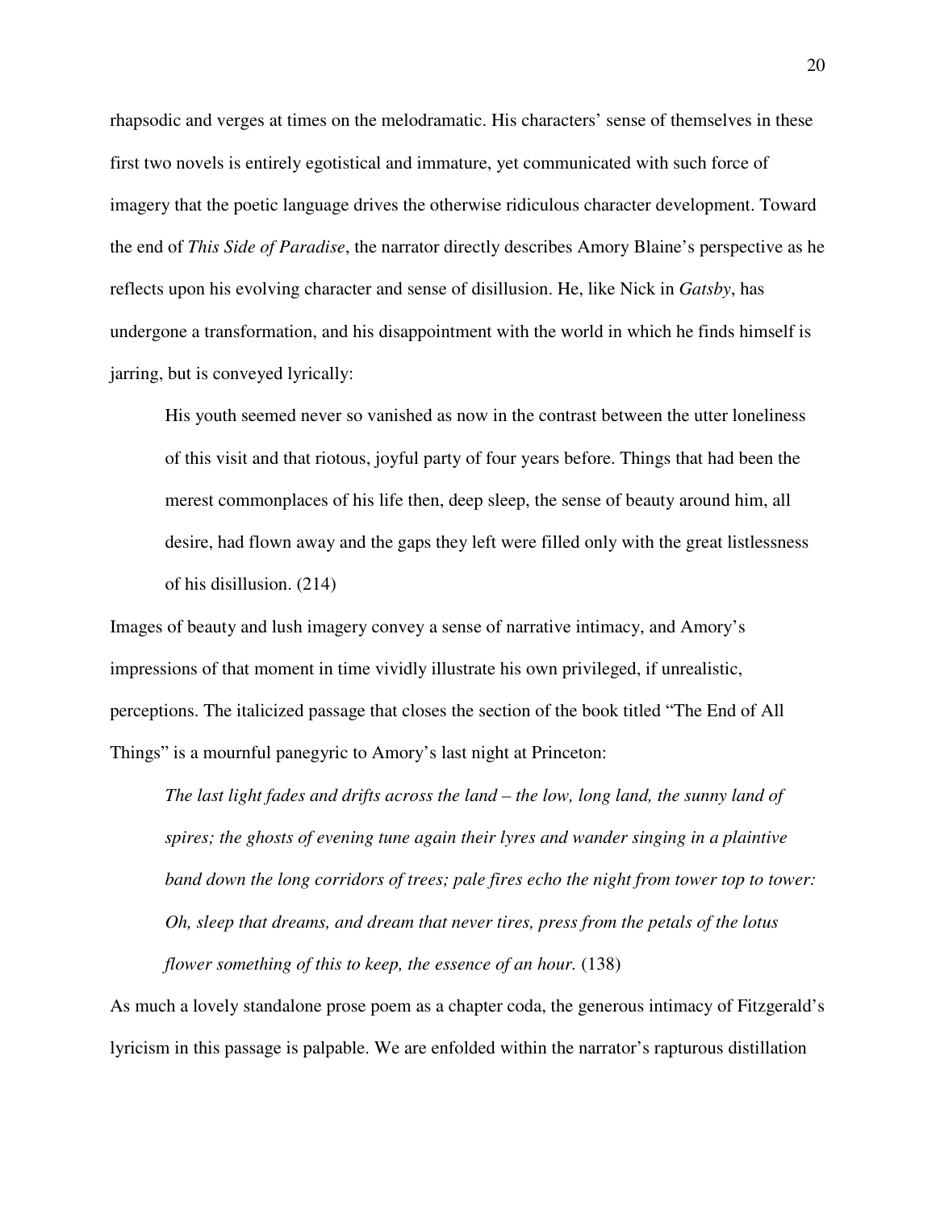rhapsodic and verges at times on the melodramatic. His characters' sense of themselves in these first two novels is entirely egotistical and immature, yet communicated with such force of imagery that the poetic language drives the otherwise ridiculous character development. Toward the end of *This Side of Paradise*, the narrator directly describes Amory Blaine's perspective as he reflects upon his evolving character and sense of disillusion. He, like Nick in *Gatsby*, has undergone a transformation, and his disappointment with the world in which he finds himself is jarring, but is conveyed lyrically:

> His youth seemed never so vanished as now in the contrast between the utter loneliness of this visit and that riotous, joyful party of four years before. Things that had been the merest commonplaces of his life then, deep sleep, the sense of beauty around him, all desire, had flown away and the gaps they left were filled only with the great listlessness of his disillusion. (214)

Images of beauty and lush imagery convey a sense of narrative intimacy, and Amory's impressions of that moment in time vividly illustrate his own privileged, if unrealistic, perceptions. The italicized passage that closes the section of the book titled "The End of All Things" is a mournful panegyric to Amory's last night at Princeton:

> *The last light fades and drifts across the land – the low, long land, the sunny land of spires; the ghosts of evening tune again their lyres and wander singing in a plaintive band down the long corridors of trees; pale fires echo the night from tower top to tower: Oh, sleep that dreams, and dream that never tires, press from the petals of the lotus flower something of this to keep, the essence of an hour.* (138)

As much a lovely standalone prose poem as a chapter coda, the generous intimacy of Fitzgerald's lyricism in this passage is palpable. We are enfolded within the narrator's rapturous distillation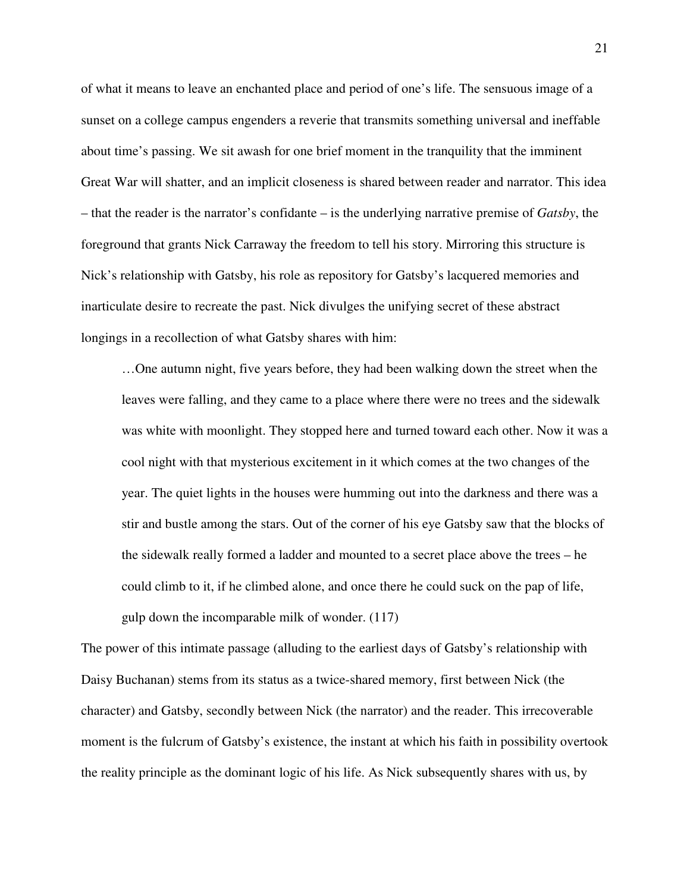of what it means to leave an enchanted place and period of one's life. The sensuous image of a sunset on a college campus engenders a reverie that transmits something universal and ineffable about time's passing. We sit awash for one brief moment in the tranquility that the imminent Great War will shatter, and an implicit closeness is shared between reader and narrator. This idea – that the reader is the narrator's confidante – is the underlying narrative premise of *Gatsby*, the foreground that grants Nick Carraway the freedom to tell his story. Mirroring this structure is Nick's relationship with Gatsby, his role as repository for Gatsby's lacquered memories and inarticulate desire to recreate the past. Nick divulges the unifying secret of these abstract longings in a recollection of what Gatsby shares with him:

> …One autumn night, five years before, they had been walking down the street when the leaves were falling, and they came to a place where there were no trees and the sidewalk was white with moonlight. They stopped here and turned toward each other. Now it was a cool night with that mysterious excitement in it which comes at the two changes of the year. The quiet lights in the houses were humming out into the darkness and there was a stir and bustle among the stars. Out of the corner of his eye Gatsby saw that the blocks of the sidewalk really formed a ladder and mounted to a secret place above the trees – he could climb to it, if he climbed alone, and once there he could suck on the pap of life, gulp down the incomparable milk of wonder. (117)

The power of this intimate passage (alluding to the earliest days of Gatsby's relationship with Daisy Buchanan) stems from its status as a twice-shared memory, first between Nick (the character) and Gatsby, secondly between Nick (the narrator) and the reader. This irrecoverable moment is the fulcrum of Gatsby's existence, the instant at which his faith in possibility overtook the reality principle as the dominant logic of his life. As Nick subsequently shares with us, by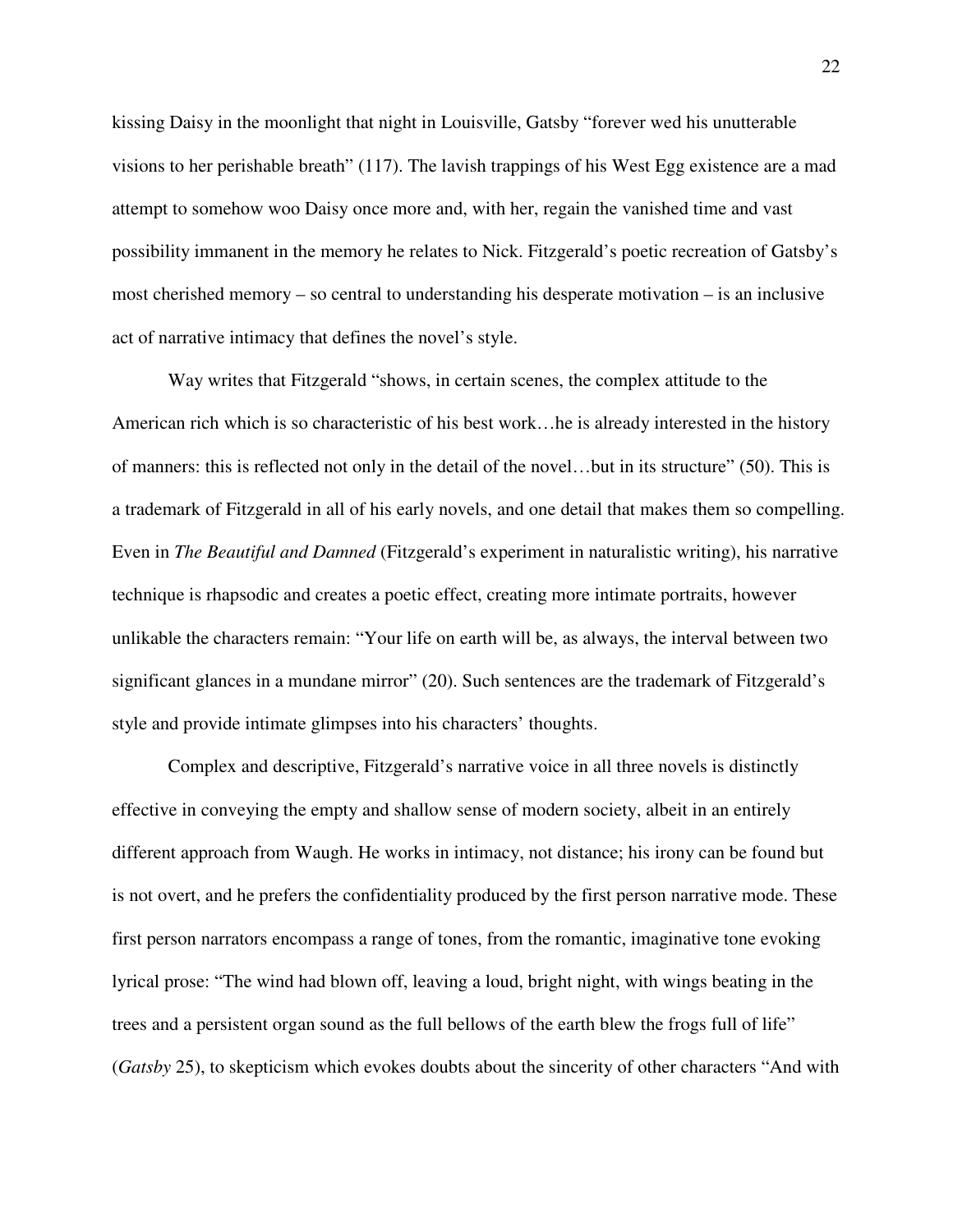kissing Daisy in the moonlight that night in Louisville, Gatsby "forever wed his unutterable visions to her perishable breath" (117). The lavish trappings of his West Egg existence are a mad attempt to somehow woo Daisy once more and, with her, regain the vanished time and vast possibility immanent in the memory he relates to Nick. Fitzgerald's poetic recreation of Gatsby's most cherished memory – so central to understanding his desperate motivation – is an inclusive act of narrative intimacy that defines the novel's style.

Way writes that Fitzgerald "shows, in certain scenes, the complex attitude to the American rich which is so characteristic of his best work…he is already interested in the history of manners: this is reflected not only in the detail of the novel…but in its structure" (50). This is a trademark of Fitzgerald in all of his early novels, and one detail that makes them so compelling. Even in *The Beautiful and Damned* (Fitzgerald's experiment in naturalistic writing), his narrative technique is rhapsodic and creates a poetic effect, creating more intimate portraits, however unlikable the characters remain: "Your life on earth will be, as always, the interval between two significant glances in a mundane mirror" (20). Such sentences are the trademark of Fitzgerald's style and provide intimate glimpses into his characters' thoughts.

Complex and descriptive, Fitzgerald's narrative voice in all three novels is distinctly effective in conveying the empty and shallow sense of modern society, albeit in an entirely different approach from Waugh. He works in intimacy, not distance; his irony can be found but is not overt, and he prefers the confidentiality produced by the first person narrative mode. These first person narrators encompass a range of tones, from the romantic, imaginative tone evoking lyrical prose: "The wind had blown off, leaving a loud, bright night, with wings beating in the trees and a persistent organ sound as the full bellows of the earth blew the frogs full of life" (*Gatsby* 25), to skepticism which evokes doubts about the sincerity of other characters "And with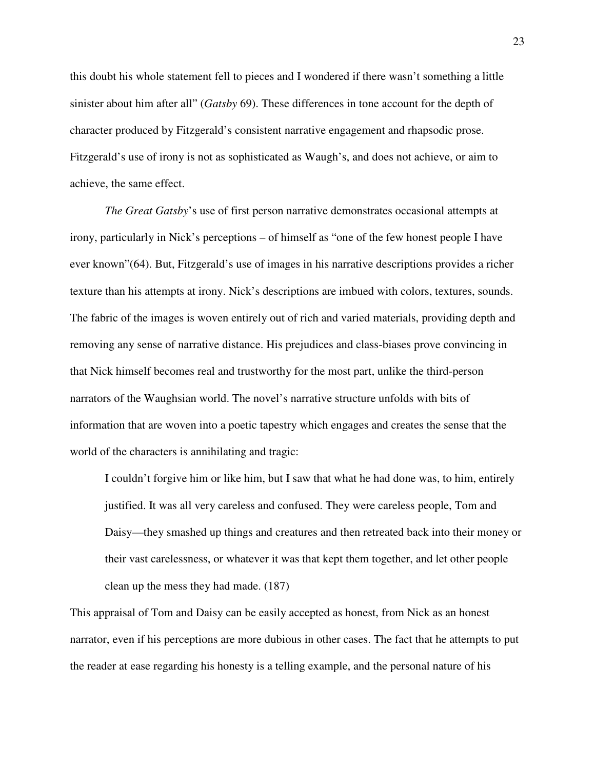this doubt his whole statement fell to pieces and I wondered if there wasn't something a little sinister about him after all" (*Gatsby* 69). These differences in tone account for the depth of character produced by Fitzgerald's consistent narrative engagement and rhapsodic prose. Fitzgerald's use of irony is not as sophisticated as Waugh's, and does not achieve, or aim to achieve, the same effect.

*The Great Gatsby*'s use of first person narrative demonstrates occasional attempts at irony, particularly in Nick's perceptions – of himself as "one of the few honest people I have ever known"(64). But, Fitzgerald's use of images in his narrative descriptions provides a richer texture than his attempts at irony. Nick's descriptions are imbued with colors, textures, sounds. The fabric of the images is woven entirely out of rich and varied materials, providing depth and removing any sense of narrative distance. His prejudices and class-biases prove convincing in that Nick himself becomes real and trustworthy for the most part, unlike the third-person narrators of the Waughsian world. The novel's narrative structure unfolds with bits of information that are woven into a poetic tapestry which engages and creates the sense that the world of the characters is annihilating and tragic:

> I couldn't forgive him or like him, but I saw that what he had done was, to him, entirely justified. It was all very careless and confused. They were careless people, Tom and Daisy—they smashed up things and creatures and then retreated back into their money or their vast carelessness, or whatever it was that kept them together, and let other people clean up the mess they had made. (187)

This appraisal of Tom and Daisy can be easily accepted as honest, from Nick as an honest narrator, even if his perceptions are more dubious in other cases. The fact that he attempts to put the reader at ease regarding his honesty is a telling example, and the personal nature of his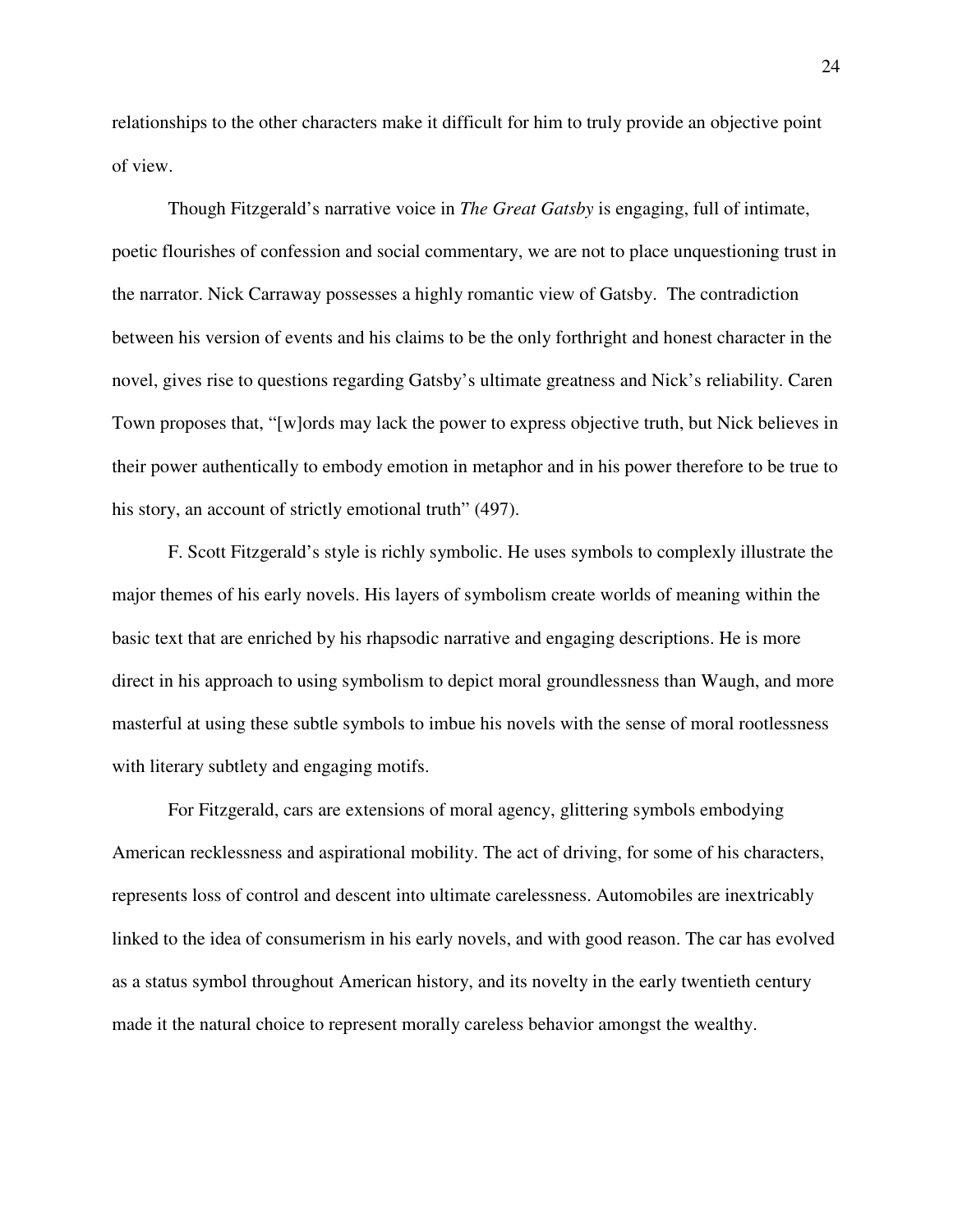relationships to the other characters make it difficult for him to truly provide an objective point of view.

Though Fitzgerald's narrative voice in *The Great Gatsby* is engaging, full of intimate, poetic flourishes of confession and social commentary, we are not to place unquestioning trust in the narrator. Nick Carraway possesses a highly romantic view of Gatsby. The contradiction between his version of events and his claims to be the only forthright and honest character in the novel, gives rise to questions regarding Gatsby's ultimate greatness and Nick's reliability. Caren Town proposes that, "[w]ords may lack the power to express objective truth, but Nick believes in their power authentically to embody emotion in metaphor and in his power therefore to be true to his story, an account of strictly emotional truth" (497).

F. Scott Fitzgerald's style is richly symbolic. He uses symbols to complexly illustrate the major themes of his early novels. His layers of symbolism create worlds of meaning within the basic text that are enriched by his rhapsodic narrative and engaging descriptions. He is more direct in his approach to using symbolism to depict moral groundlessness than Waugh, and more masterful at using these subtle symbols to imbue his novels with the sense of moral rootlessness with literary subtlety and engaging motifs.

For Fitzgerald, cars are extensions of moral agency, glittering symbols embodying American recklessness and aspirational mobility. The act of driving, for some of his characters, represents loss of control and descent into ultimate carelessness. Automobiles are inextricably linked to the idea of consumerism in his early novels, and with good reason. The car has evolved as a status symbol throughout American history, and its novelty in the early twentieth century made it the natural choice to represent morally careless behavior amongst the wealthy.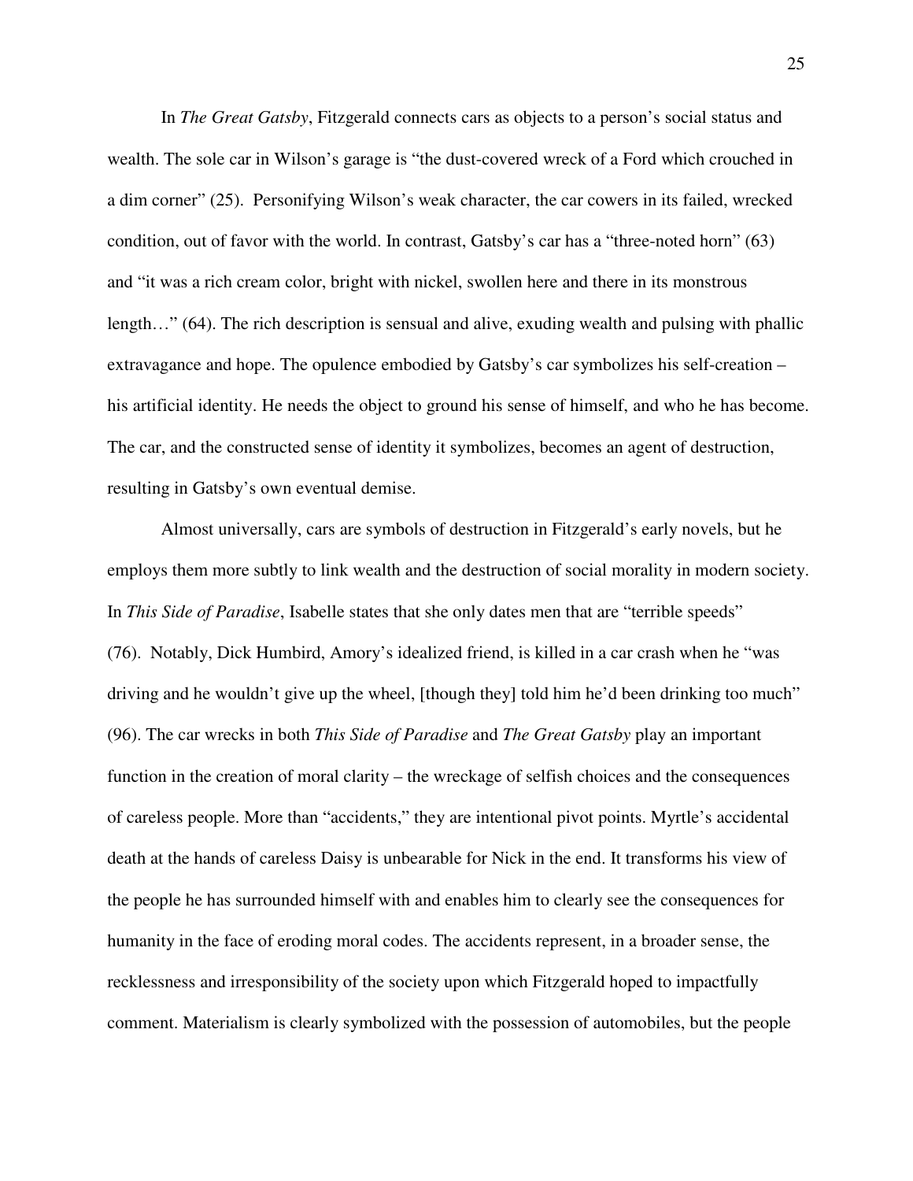In *The Great Gatsby*, Fitzgerald connects cars as objects to a person's social status and wealth. The sole car in Wilson's garage is "the dust-covered wreck of a Ford which crouched in a dim corner" (25). Personifying Wilson's weak character, the car cowers in its failed, wrecked condition, out of favor with the world. In contrast, Gatsby's car has a "three-noted horn" (63) and "it was a rich cream color, bright with nickel, swollen here and there in its monstrous length…" (64). The rich description is sensual and alive, exuding wealth and pulsing with phallic extravagance and hope. The opulence embodied by Gatsby's car symbolizes his self-creation – his artificial identity. He needs the object to ground his sense of himself, and who he has become. The car, and the constructed sense of identity it symbolizes, becomes an agent of destruction, resulting in Gatsby's own eventual demise.

Almost universally, cars are symbols of destruction in Fitzgerald's early novels, but he employs them more subtly to link wealth and the destruction of social morality in modern society. In *This Side of Paradise*, Isabelle states that she only dates men that are "terrible speeds" (76). Notably, Dick Humbird, Amory's idealized friend, is killed in a car crash when he "was driving and he wouldn't give up the wheel, [though they] told him he'd been drinking too much" (96). The car wrecks in both *This Side of Paradise* and *The Great Gatsby* play an important function in the creation of moral clarity – the wreckage of selfish choices and the consequences of careless people. More than "accidents," they are intentional pivot points. Myrtle's accidental death at the hands of careless Daisy is unbearable for Nick in the end. It transforms his view of the people he has surrounded himself with and enables him to clearly see the consequences for humanity in the face of eroding moral codes. The accidents represent, in a broader sense, the recklessness and irresponsibility of the society upon which Fitzgerald hoped to impactfully comment. Materialism is clearly symbolized with the possession of automobiles, but the people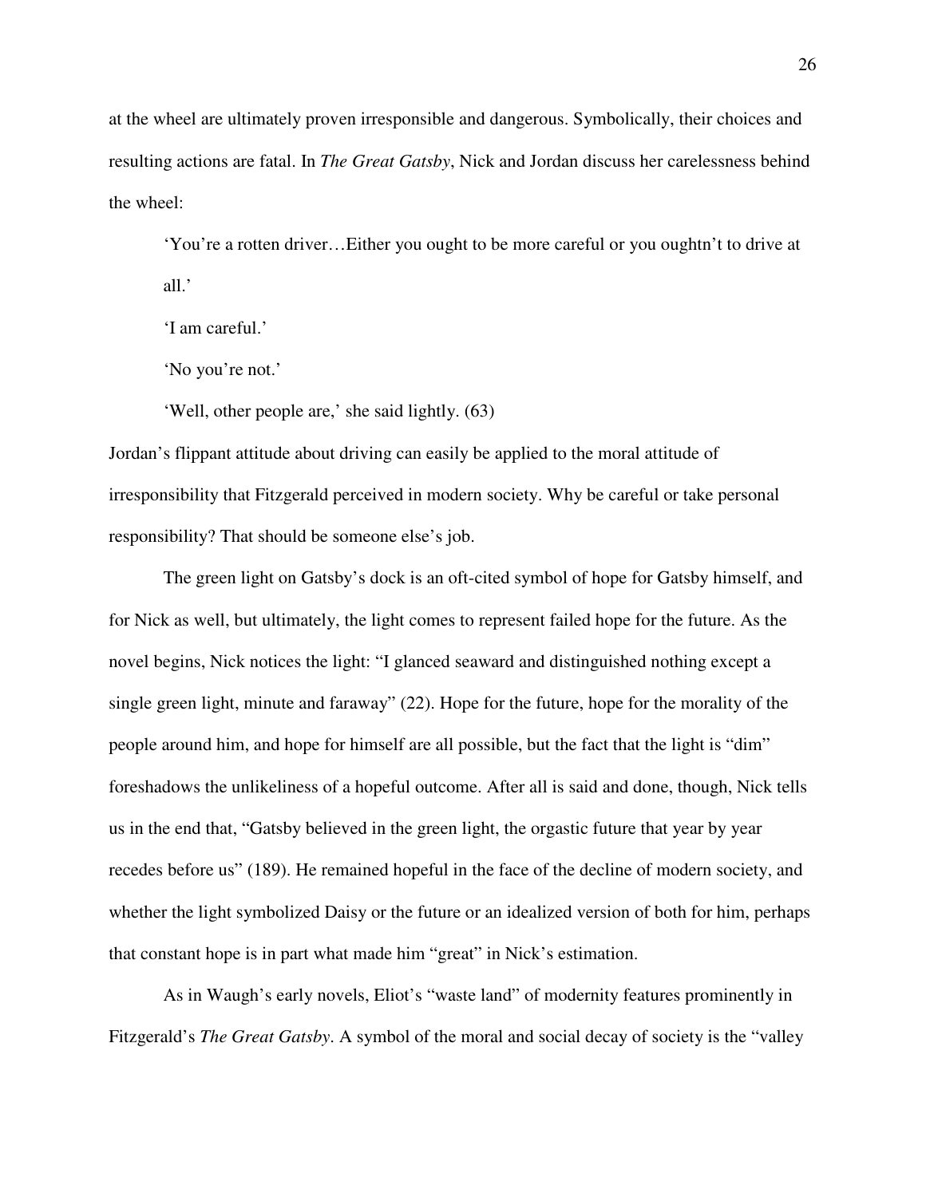at the wheel are ultimately proven irresponsible and dangerous. Symbolically, their choices and resulting actions are fatal. In *The Great Gatsby*, Nick and Jordan discuss her carelessness behind the wheel:

> 'You're a rotten driver…Either you ought to be more careful or you oughtn't to drive at all.'
>
> 'I am careful.'
>
> 'No you're not.'
>
> 'Well, other people are,' she said lightly. (63)

Jordan's flippant attitude about driving can easily be applied to the moral attitude of irresponsibility that Fitzgerald perceived in modern society. Why be careful or take personal responsibility? That should be someone else's job.

The green light on Gatsby's dock is an oft-cited symbol of hope for Gatsby himself, and for Nick as well, but ultimately, the light comes to represent failed hope for the future. As the novel begins, Nick notices the light: "I glanced seaward and distinguished nothing except a single green light, minute and faraway" (22). Hope for the future, hope for the morality of the people around him, and hope for himself are all possible, but the fact that the light is "dim" foreshadows the unlikeliness of a hopeful outcome. After all is said and done, though, Nick tells us in the end that, "Gatsby believed in the green light, the orgastic future that year by year recedes before us" (189). He remained hopeful in the face of the decline of modern society, and whether the light symbolized Daisy or the future or an idealized version of both for him, perhaps that constant hope is in part what made him "great" in Nick's estimation.

As in Waugh's early novels, Eliot's "waste land" of modernity features prominently in Fitzgerald's *The Great Gatsby*. A symbol of the moral and social decay of society is the "valley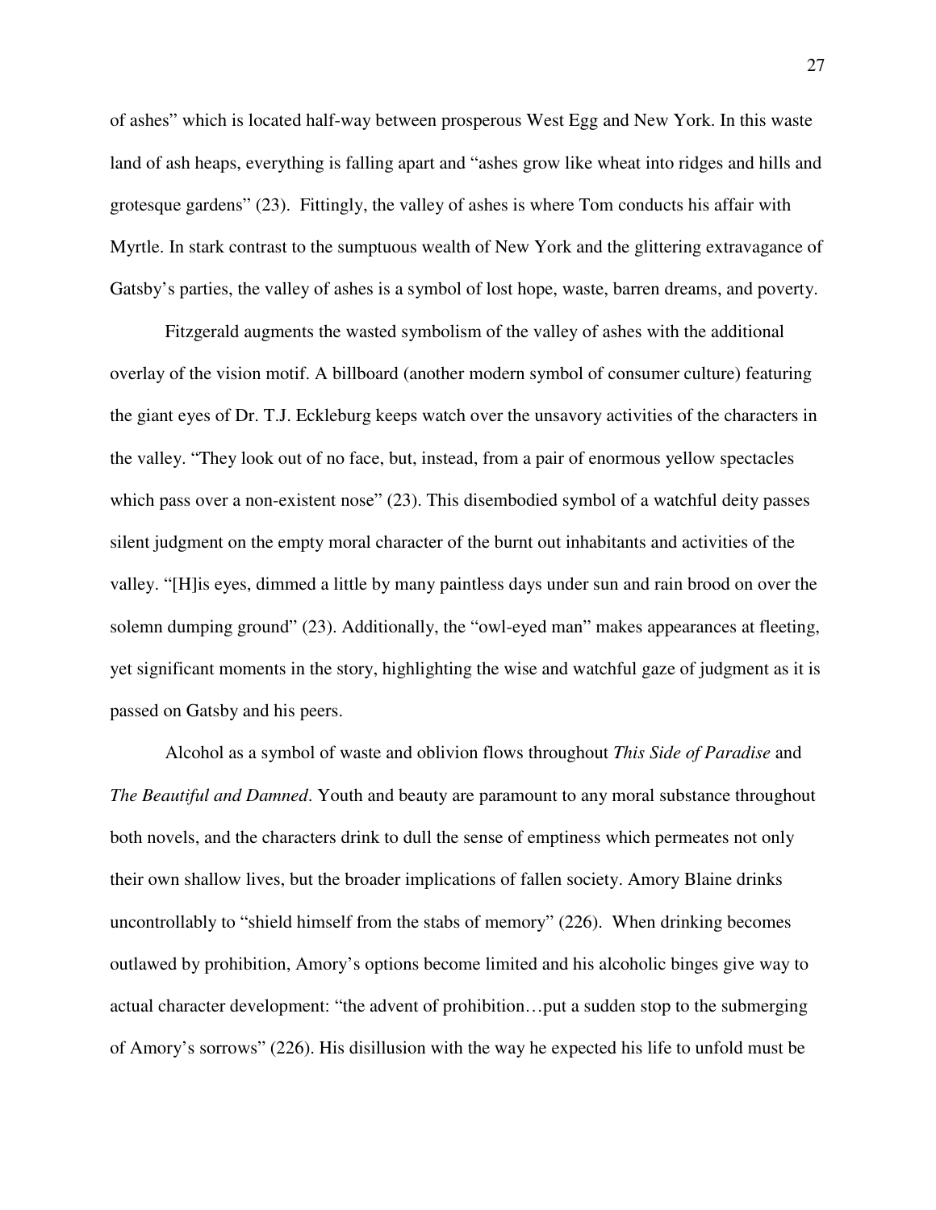of ashes" which is located half-way between prosperous West Egg and New York. In this waste land of ash heaps, everything is falling apart and "ashes grow like wheat into ridges and hills and grotesque gardens" (23). Fittingly, the valley of ashes is where Tom conducts his affair with Myrtle. In stark contrast to the sumptuous wealth of New York and the glittering extravagance of Gatsby's parties, the valley of ashes is a symbol of lost hope, waste, barren dreams, and poverty.

Fitzgerald augments the wasted symbolism of the valley of ashes with the additional overlay of the vision motif. A billboard (another modern symbol of consumer culture) featuring the giant eyes of Dr. T.J. Eckleburg keeps watch over the unsavory activities of the characters in the valley. "They look out of no face, but, instead, from a pair of enormous yellow spectacles which pass over a non-existent nose" (23). This disembodied symbol of a watchful deity passes silent judgment on the empty moral character of the burnt out inhabitants and activities of the valley. "[H]is eyes, dimmed a little by many paintless days under sun and rain brood on over the solemn dumping ground" (23). Additionally, the "owl-eyed man" makes appearances at fleeting, yet significant moments in the story, highlighting the wise and watchful gaze of judgment as it is passed on Gatsby and his peers.

Alcohol as a symbol of waste and oblivion flows throughout *This Side of Paradise* and *The Beautiful and Damned*. Youth and beauty are paramount to any moral substance throughout both novels, and the characters drink to dull the sense of emptiness which permeates not only their own shallow lives, but the broader implications of fallen society. Amory Blaine drinks uncontrollably to "shield himself from the stabs of memory" (226). When drinking becomes outlawed by prohibition, Amory's options become limited and his alcoholic binges give way to actual character development: "the advent of prohibition…put a sudden stop to the submerging of Amory's sorrows" (226). His disillusion with the way he expected his life to unfold must be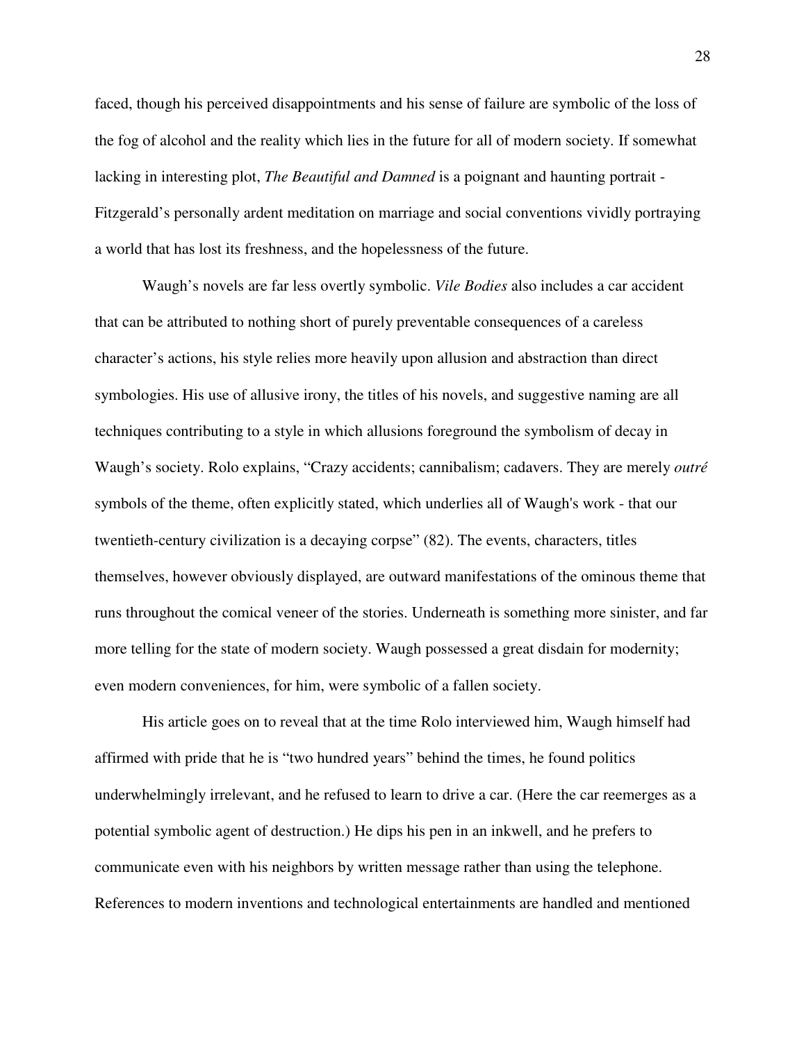faced, though his perceived disappointments and his sense of failure are symbolic of the loss of the fog of alcohol and the reality which lies in the future for all of modern society. If somewhat lacking in interesting plot, *The Beautiful and Damned* is a poignant and haunting portrait - Fitzgerald's personally ardent meditation on marriage and social conventions vividly portraying a world that has lost its freshness, and the hopelessness of the future.

Waugh's novels are far less overtly symbolic. *Vile Bodies* also includes a car accident that can be attributed to nothing short of purely preventable consequences of a careless character's actions, his style relies more heavily upon allusion and abstraction than direct symbologies. His use of allusive irony, the titles of his novels, and suggestive naming are all techniques contributing to a style in which allusions foreground the symbolism of decay in Waugh's society. Rolo explains, "Crazy accidents; cannibalism; cadavers. They are merely *outré* symbols of the theme, often explicitly stated, which underlies all of Waugh's work - that our twentieth-century civilization is a decaying corpse" (82). The events, characters, titles themselves, however obviously displayed, are outward manifestations of the ominous theme that runs throughout the comical veneer of the stories. Underneath is something more sinister, and far more telling for the state of modern society. Waugh possessed a great disdain for modernity; even modern conveniences, for him, were symbolic of a fallen society.

His article goes on to reveal that at the time Rolo interviewed him, Waugh himself had affirmed with pride that he is "two hundred years" behind the times, he found politics underwhelmingly irrelevant, and he refused to learn to drive a car. (Here the car reemerges as a potential symbolic agent of destruction.) He dips his pen in an inkwell, and he prefers to communicate even with his neighbors by written message rather than using the telephone. References to modern inventions and technological entertainments are handled and mentioned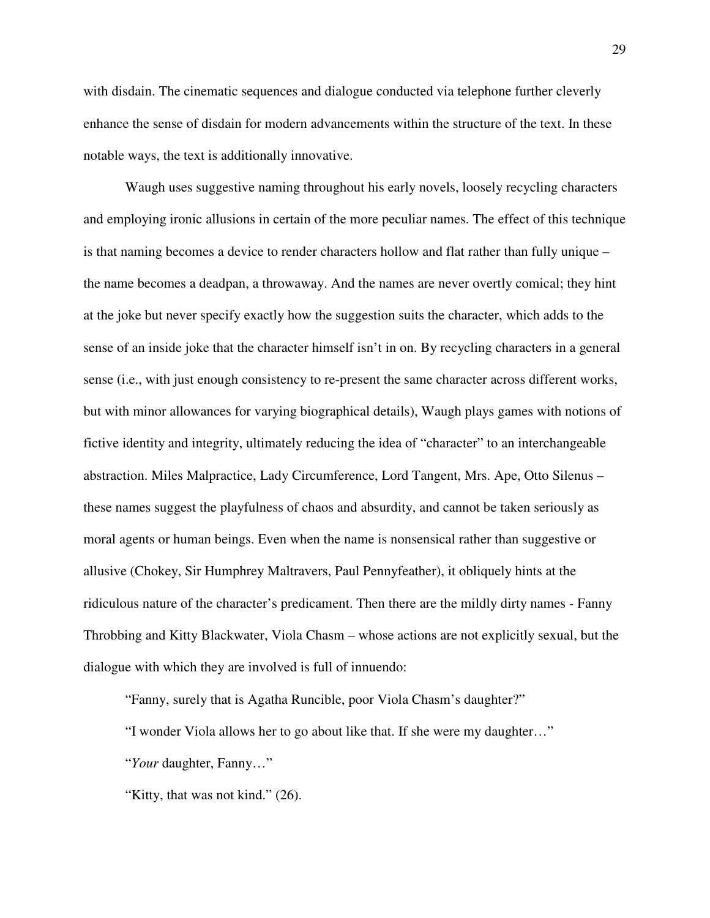with disdain. The cinematic sequences and dialogue conducted via telephone further cleverly enhance the sense of disdain for modern advancements within the structure of the text. In these notable ways, the text is additionally innovative.

Waugh uses suggestive naming throughout his early novels, loosely recycling characters and employing ironic allusions in certain of the more peculiar names. The effect of this technique is that naming becomes a device to render characters hollow and flat rather than fully unique – the name becomes a deadpan, a throwaway. And the names are never overtly comical; they hint at the joke but never specify exactly how the suggestion suits the character, which adds to the sense of an inside joke that the character himself isn't in on. By recycling characters in a general sense (i.e., with just enough consistency to re-present the same character across different works, but with minor allowances for varying biographical details), Waugh plays games with notions of fictive identity and integrity, ultimately reducing the idea of "character" to an interchangeable abstraction. Miles Malpractice, Lady Circumference, Lord Tangent, Mrs. Ape, Otto Silenus – these names suggest the playfulness of chaos and absurdity, and cannot be taken seriously as moral agents or human beings. Even when the name is nonsensical rather than suggestive or allusive (Chokey, Sir Humphrey Maltravers, Paul Pennyfeather), it obliquely hints at the ridiculous nature of the character's predicament. Then there are the mildly dirty names - Fanny Throbbing and Kitty Blackwater, Viola Chasm – whose actions are not explicitly sexual, but the dialogue with which they are involved is full of innuendo:

> "Fanny, surely that is Agatha Runcible, poor Viola Chasm's daughter?"
>
> "I wonder Viola allows her to go about like that. If she were my daughter…"
>
> "*Your* daughter, Fanny…"
>
> "Kitty, that was not kind." (26).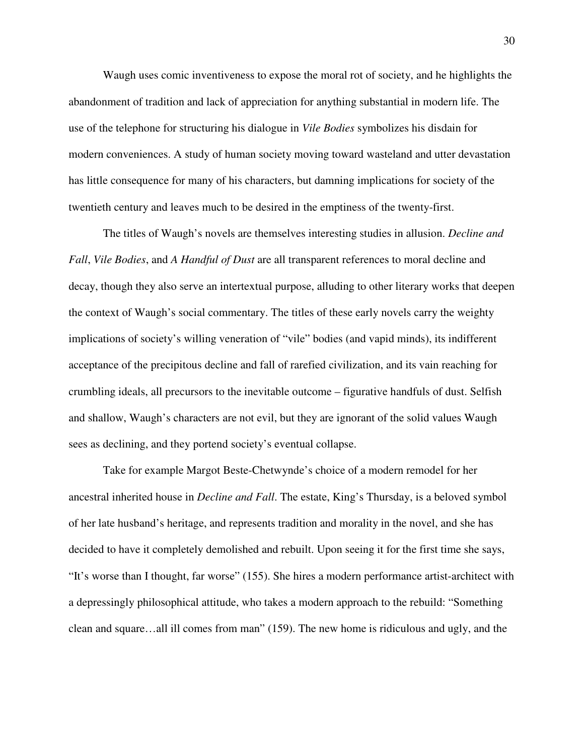Waugh uses comic inventiveness to expose the moral rot of society, and he highlights the abandonment of tradition and lack of appreciation for anything substantial in modern life. The use of the telephone for structuring his dialogue in *Vile Bodies* symbolizes his disdain for modern conveniences. A study of human society moving toward wasteland and utter devastation has little consequence for many of his characters, but damning implications for society of the twentieth century and leaves much to be desired in the emptiness of the twenty-first.

The titles of Waugh's novels are themselves interesting studies in allusion. *Decline and Fall*, *Vile Bodies*, and *A Handful of Dust* are all transparent references to moral decline and decay, though they also serve an intertextual purpose, alluding to other literary works that deepen the context of Waugh's social commentary. The titles of these early novels carry the weighty implications of society's willing veneration of "vile" bodies (and vapid minds), its indifferent acceptance of the precipitous decline and fall of rarefied civilization, and its vain reaching for crumbling ideals, all precursors to the inevitable outcome – figurative handfuls of dust. Selfish and shallow, Waugh's characters are not evil, but they are ignorant of the solid values Waugh sees as declining, and they portend society's eventual collapse.

Take for example Margot Beste-Chetwynde's choice of a modern remodel for her ancestral inherited house in *Decline and Fall*. The estate, King's Thursday, is a beloved symbol of her late husband's heritage, and represents tradition and morality in the novel, and she has decided to have it completely demolished and rebuilt. Upon seeing it for the first time she says, "It's worse than I thought, far worse" (155). She hires a modern performance artist-architect with a depressingly philosophical attitude, who takes a modern approach to the rebuild: "Something clean and square…all ill comes from man" (159). The new home is ridiculous and ugly, and the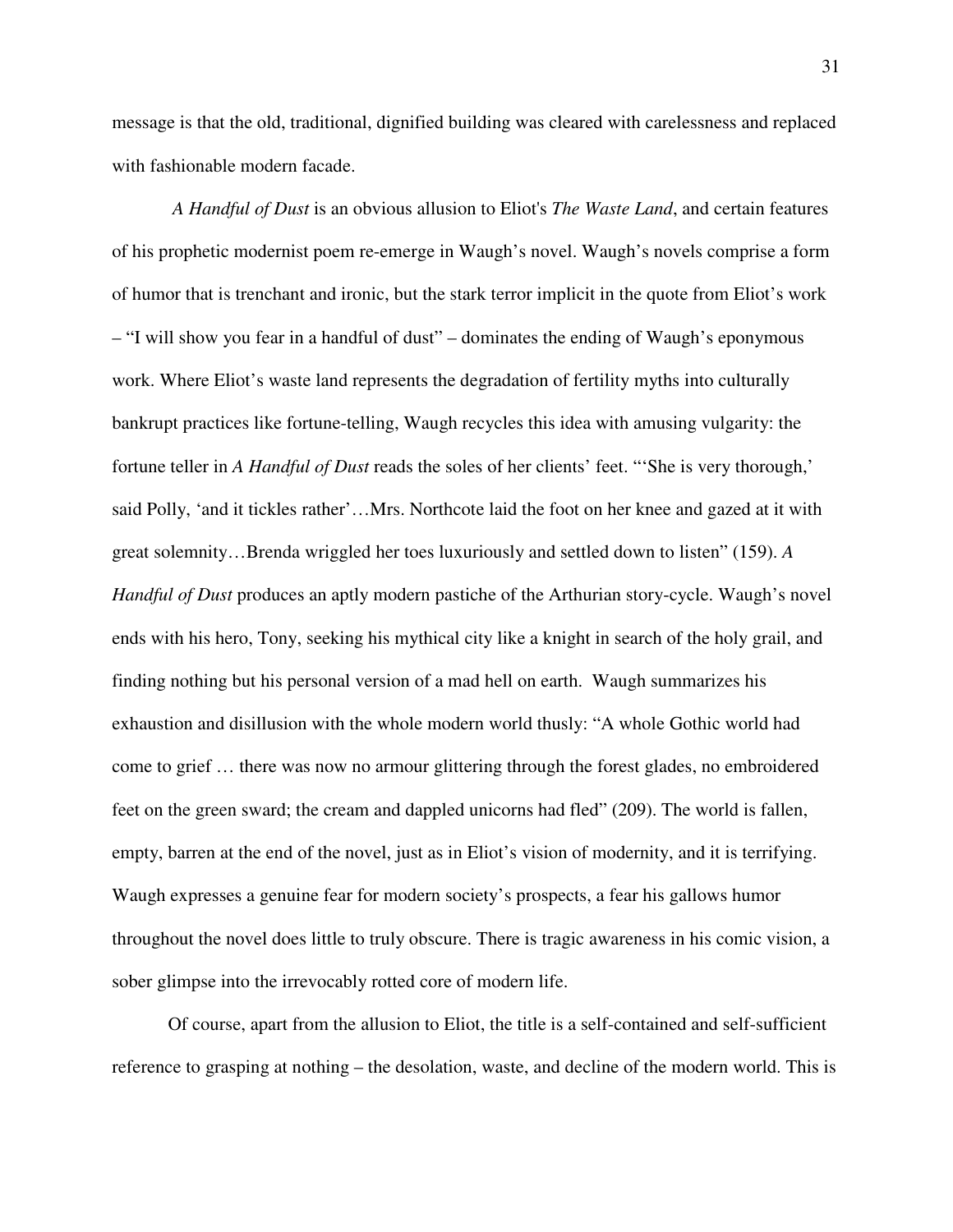message is that the old, traditional, dignified building was cleared with carelessness and replaced with fashionable modern facade.

*A Handful of Dust* is an obvious allusion to Eliot's *The Waste Land*, and certain features of his prophetic modernist poem re-emerge in Waugh's novel. Waugh's novels comprise a form of humor that is trenchant and ironic, but the stark terror implicit in the quote from Eliot's work – "I will show you fear in a handful of dust" – dominates the ending of Waugh's eponymous work. Where Eliot's waste land represents the degradation of fertility myths into culturally bankrupt practices like fortune-telling, Waugh recycles this idea with amusing vulgarity: the fortune teller in *A Handful of Dust* reads the soles of her clients' feet. "'She is very thorough,' said Polly, 'and it tickles rather'…Mrs. Northcote laid the foot on her knee and gazed at it with great solemnity…Brenda wriggled her toes luxuriously and settled down to listen" (159). *A Handful of Dust* produces an aptly modern pastiche of the Arthurian story-cycle. Waugh's novel ends with his hero, Tony, seeking his mythical city like a knight in search of the holy grail, and finding nothing but his personal version of a mad hell on earth. Waugh summarizes his exhaustion and disillusion with the whole modern world thusly: "A whole Gothic world had come to grief … there was now no armour glittering through the forest glades, no embroidered feet on the green sward; the cream and dappled unicorns had fled" (209). The world is fallen, empty, barren at the end of the novel, just as in Eliot's vision of modernity, and it is terrifying. Waugh expresses a genuine fear for modern society's prospects, a fear his gallows humor throughout the novel does little to truly obscure. There is tragic awareness in his comic vision, a sober glimpse into the irrevocably rotted core of modern life.

Of course, apart from the allusion to Eliot, the title is a self-contained and self-sufficient reference to grasping at nothing – the desolation, waste, and decline of the modern world. This is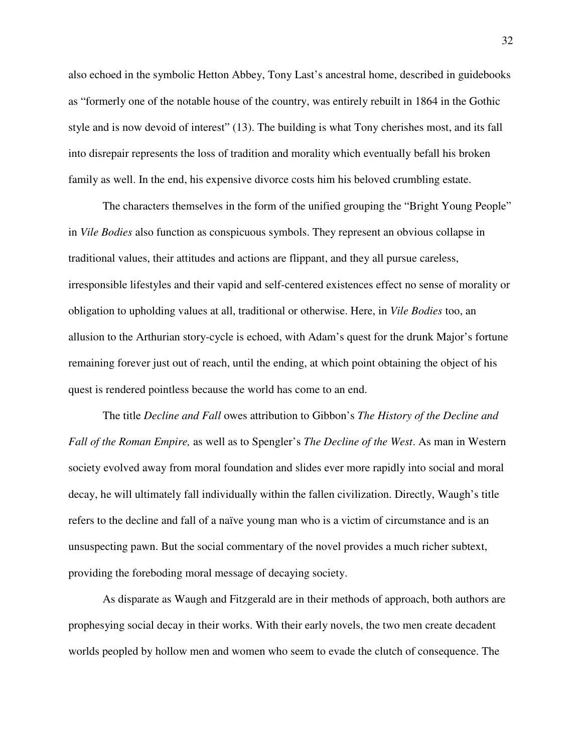also echoed in the symbolic Hetton Abbey, Tony Last's ancestral home, described in guidebooks as "formerly one of the notable house of the country, was entirely rebuilt in 1864 in the Gothic style and is now devoid of interest" (13). The building is what Tony cherishes most, and its fall into disrepair represents the loss of tradition and morality which eventually befall his broken family as well. In the end, his expensive divorce costs him his beloved crumbling estate.

The characters themselves in the form of the unified grouping the "Bright Young People" in *Vile Bodies* also function as conspicuous symbols. They represent an obvious collapse in traditional values, their attitudes and actions are flippant, and they all pursue careless, irresponsible lifestyles and their vapid and self-centered existences effect no sense of morality or obligation to upholding values at all, traditional or otherwise. Here, in *Vile Bodies* too, an allusion to the Arthurian story-cycle is echoed, with Adam's quest for the drunk Major's fortune remaining forever just out of reach, until the ending, at which point obtaining the object of his quest is rendered pointless because the world has come to an end.

The title *Decline and Fall* owes attribution to Gibbon's *The History of the Decline and Fall of the Roman Empire,* as well as to Spengler's *The Decline of the West*. As man in Western society evolved away from moral foundation and slides ever more rapidly into social and moral decay, he will ultimately fall individually within the fallen civilization. Directly, Waugh's title refers to the decline and fall of a naïve young man who is a victim of circumstance and is an unsuspecting pawn. But the social commentary of the novel provides a much richer subtext, providing the foreboding moral message of decaying society.

As disparate as Waugh and Fitzgerald are in their methods of approach, both authors are prophesying social decay in their works. With their early novels, the two men create decadent worlds peopled by hollow men and women who seem to evade the clutch of consequence. The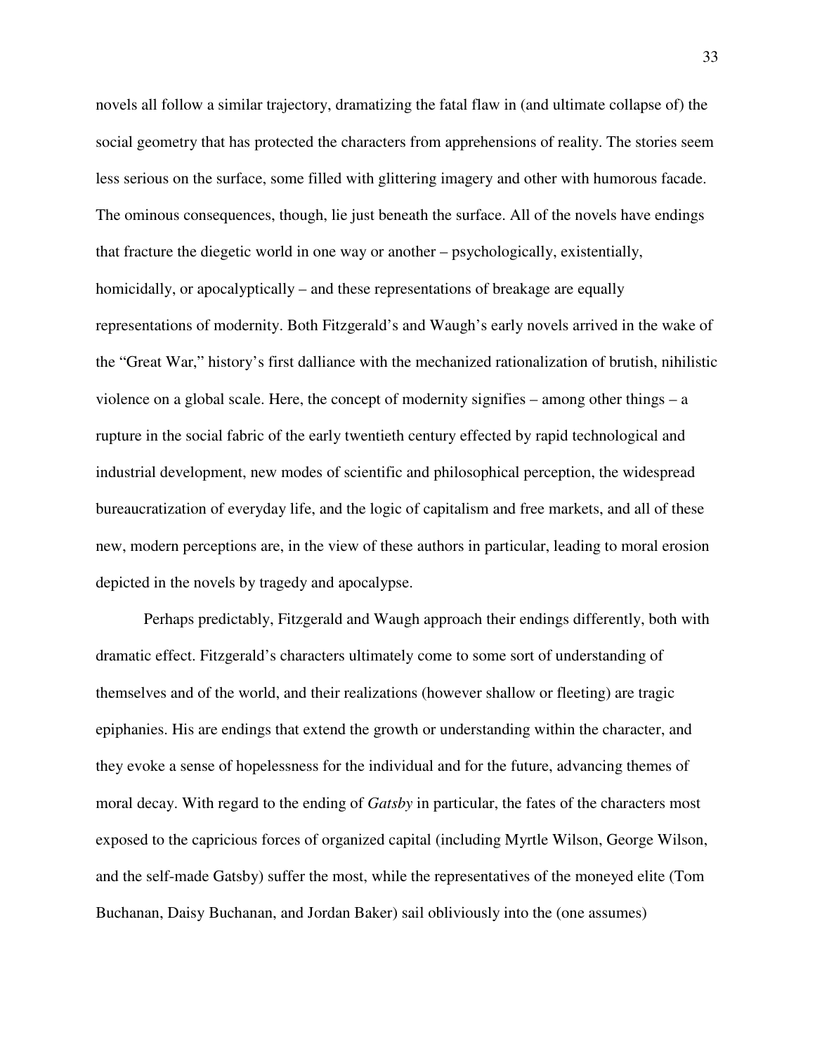novels all follow a similar trajectory, dramatizing the fatal flaw in (and ultimate collapse of) the social geometry that has protected the characters from apprehensions of reality. The stories seem less serious on the surface, some filled with glittering imagery and other with humorous facade. The ominous consequences, though, lie just beneath the surface. All of the novels have endings that fracture the diegetic world in one way or another – psychologically, existentially, homicidally, or apocalyptically – and these representations of breakage are equally representations of modernity. Both Fitzgerald's and Waugh's early novels arrived in the wake of the "Great War," history's first dalliance with the mechanized rationalization of brutish, nihilistic violence on a global scale. Here, the concept of modernity signifies – among other things – a rupture in the social fabric of the early twentieth century effected by rapid technological and industrial development, new modes of scientific and philosophical perception, the widespread bureaucratization of everyday life, and the logic of capitalism and free markets, and all of these new, modern perceptions are, in the view of these authors in particular, leading to moral erosion depicted in the novels by tragedy and apocalypse.

Perhaps predictably, Fitzgerald and Waugh approach their endings differently, both with dramatic effect. Fitzgerald's characters ultimately come to some sort of understanding of themselves and of the world, and their realizations (however shallow or fleeting) are tragic epiphanies. His are endings that extend the growth or understanding within the character, and they evoke a sense of hopelessness for the individual and for the future, advancing themes of moral decay. With regard to the ending of *Gatsby* in particular, the fates of the characters most exposed to the capricious forces of organized capital (including Myrtle Wilson, George Wilson, and the self-made Gatsby) suffer the most, while the representatives of the moneyed elite (Tom Buchanan, Daisy Buchanan, and Jordan Baker) sail obliviously into the (one assumes)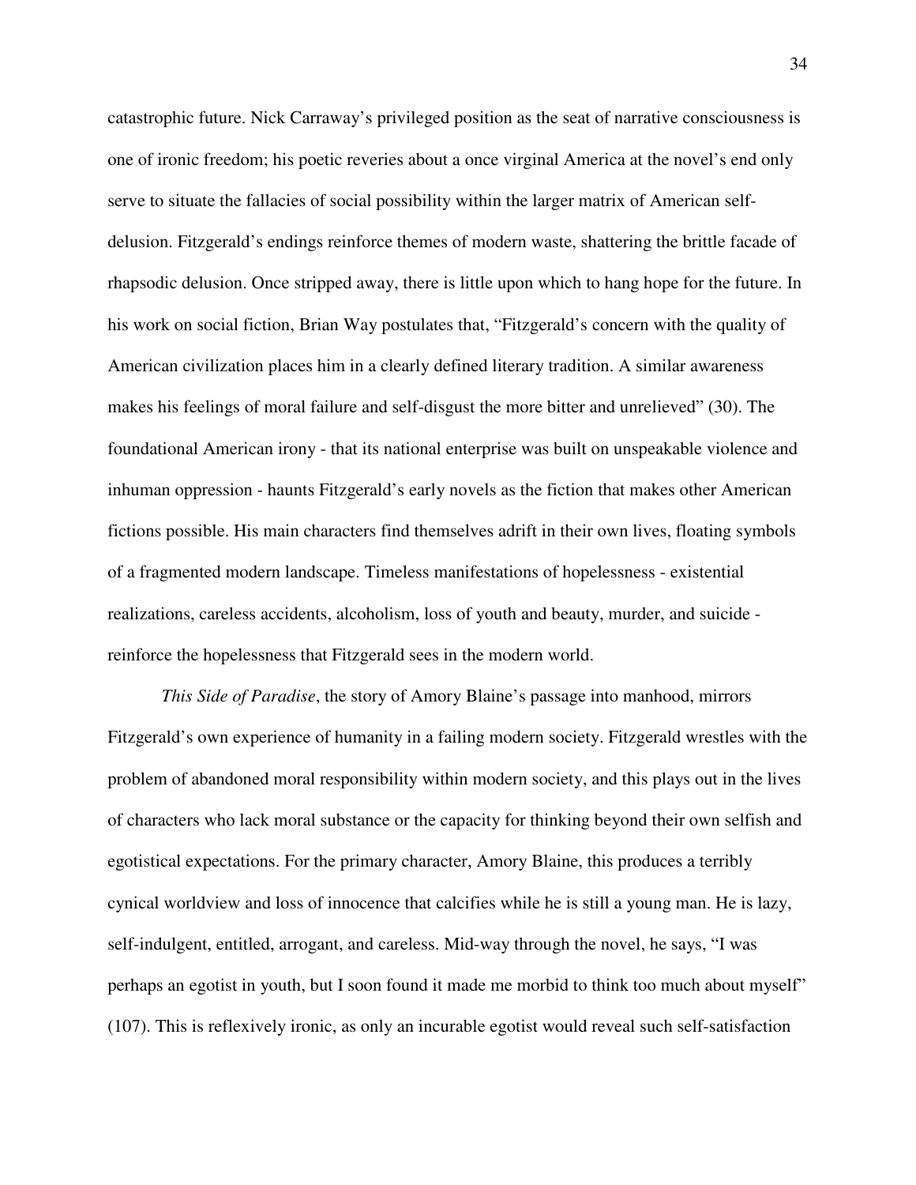catastrophic future. Nick Carraway's privileged position as the seat of narrative consciousness is one of ironic freedom; his poetic reveries about a once virginal America at the novel's end only serve to situate the fallacies of social possibility within the larger matrix of American self-delusion. Fitzgerald's endings reinforce themes of modern waste, shattering the brittle facade of rhapsodic delusion. Once stripped away, there is little upon which to hang hope for the future. In his work on social fiction, Brian Way postulates that, "Fitzgerald's concern with the quality of American civilization places him in a clearly defined literary tradition. A similar awareness makes his feelings of moral failure and self-disgust the more bitter and unrelieved" (30). The foundational American irony - that its national enterprise was built on unspeakable violence and inhuman oppression - haunts Fitzgerald's early novels as the fiction that makes other American fictions possible. His main characters find themselves adrift in their own lives, floating symbols of a fragmented modern landscape. Timeless manifestations of hopelessness - existential realizations, careless accidents, alcoholism, loss of youth and beauty, murder, and suicide - reinforce the hopelessness that Fitzgerald sees in the modern world.

*This Side of Paradise*, the story of Amory Blaine's passage into manhood, mirrors Fitzgerald's own experience of humanity in a failing modern society. Fitzgerald wrestles with the problem of abandoned moral responsibility within modern society, and this plays out in the lives of characters who lack moral substance or the capacity for thinking beyond their own selfish and egotistical expectations. For the primary character, Amory Blaine, this produces a terribly cynical worldview and loss of innocence that calcifies while he is still a young man. He is lazy, self-indulgent, entitled, arrogant, and careless. Mid-way through the novel, he says, "I was perhaps an egotist in youth, but I soon found it made me morbid to think too much about myself" (107). This is reflexively ironic, as only an incurable egotist would reveal such self-satisfaction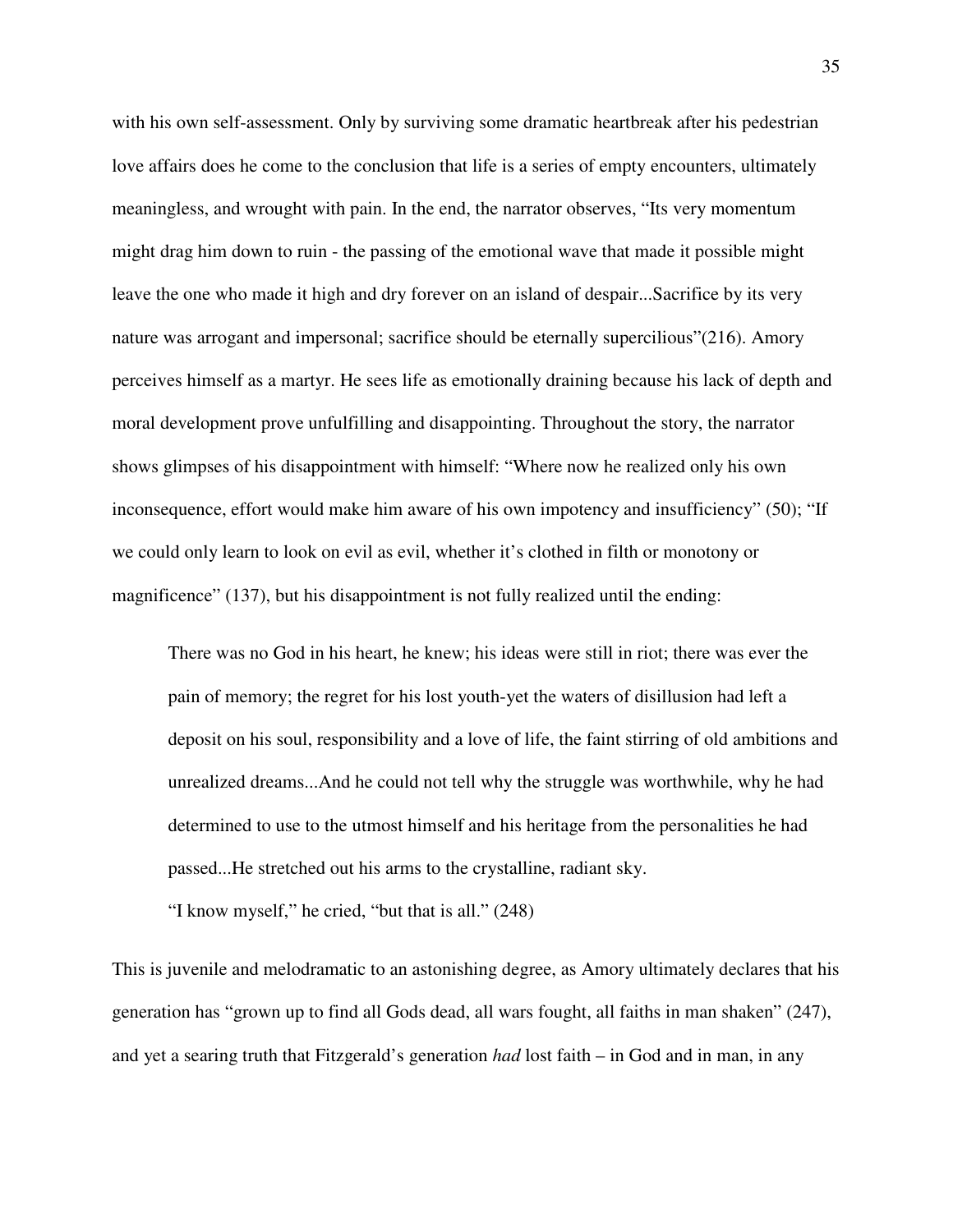with his own self-assessment. Only by surviving some dramatic heartbreak after his pedestrian love affairs does he come to the conclusion that life is a series of empty encounters, ultimately meaningless, and wrought with pain. In the end, the narrator observes, "Its very momentum might drag him down to ruin - the passing of the emotional wave that made it possible might leave the one who made it high and dry forever on an island of despair...Sacrifice by its very nature was arrogant and impersonal; sacrifice should be eternally supercilious"(216). Amory perceives himself as a martyr. He sees life as emotionally draining because his lack of depth and moral development prove unfulfilling and disappointing. Throughout the story, the narrator shows glimpses of his disappointment with himself: "Where now he realized only his own inconsequence, effort would make him aware of his own impotency and insufficiency" (50); "If we could only learn to look on evil as evil, whether it's clothed in filth or monotony or magnificence" (137), but his disappointment is not fully realized until the ending:

> There was no God in his heart, he knew; his ideas were still in riot; there was ever the pain of memory; the regret for his lost youth-yet the waters of disillusion had left a deposit on his soul, responsibility and a love of life, the faint stirring of old ambitions and unrealized dreams...And he could not tell why the struggle was worthwhile, why he had determined to use to the utmost himself and his heritage from the personalities he had passed...He stretched out his arms to the crystalline, radiant sky.
>
> "I know myself," he cried, "but that is all." (248)

This is juvenile and melodramatic to an astonishing degree, as Amory ultimately declares that his generation has "grown up to find all Gods dead, all wars fought, all faiths in man shaken" (247), and yet a searing truth that Fitzgerald's generation *had* lost faith – in God and in man, in any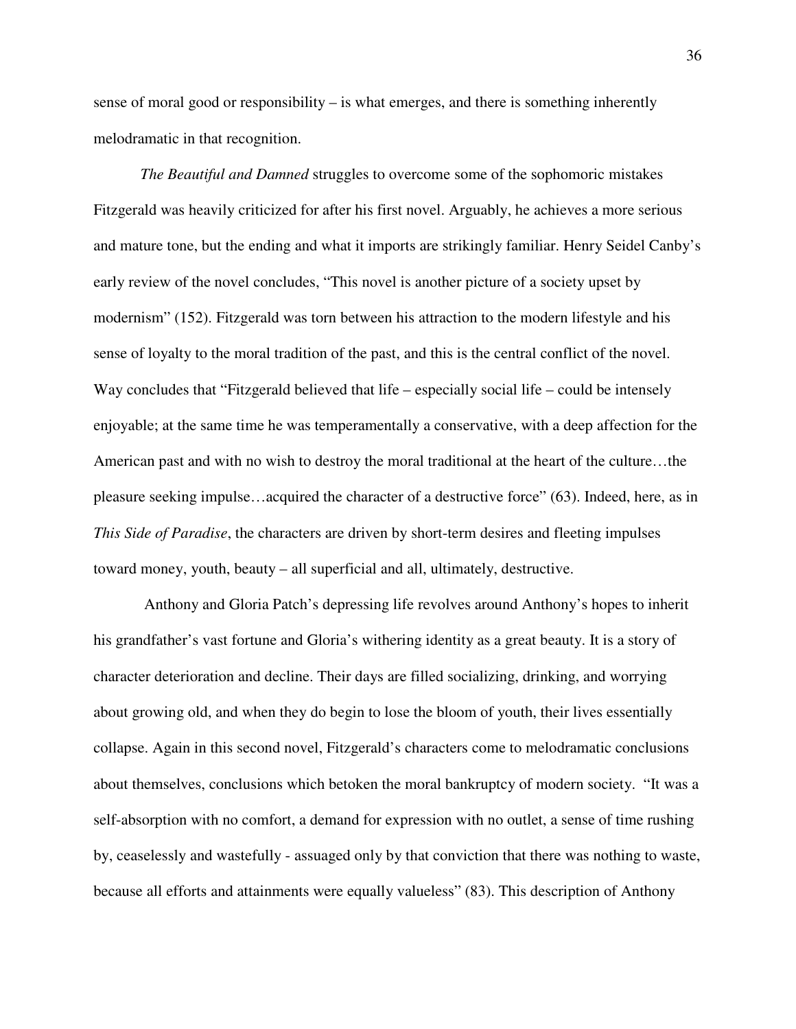sense of moral good or responsibility – is what emerges, and there is something inherently melodramatic in that recognition.

*The Beautiful and Damned* struggles to overcome some of the sophomoric mistakes Fitzgerald was heavily criticized for after his first novel. Arguably, he achieves a more serious and mature tone, but the ending and what it imports are strikingly familiar. Henry Seidel Canby's early review of the novel concludes, "This novel is another picture of a society upset by modernism" (152). Fitzgerald was torn between his attraction to the modern lifestyle and his sense of loyalty to the moral tradition of the past, and this is the central conflict of the novel. Way concludes that "Fitzgerald believed that life – especially social life – could be intensely enjoyable; at the same time he was temperamentally a conservative, with a deep affection for the American past and with no wish to destroy the moral traditional at the heart of the culture…the pleasure seeking impulse…acquired the character of a destructive force" (63). Indeed, here, as in *This Side of Paradise*, the characters are driven by short-term desires and fleeting impulses toward money, youth, beauty – all superficial and all, ultimately, destructive.

Anthony and Gloria Patch's depressing life revolves around Anthony's hopes to inherit his grandfather's vast fortune and Gloria's withering identity as a great beauty. It is a story of character deterioration and decline. Their days are filled socializing, drinking, and worrying about growing old, and when they do begin to lose the bloom of youth, their lives essentially collapse. Again in this second novel, Fitzgerald's characters come to melodramatic conclusions about themselves, conclusions which betoken the moral bankruptcy of modern society. "It was a self-absorption with no comfort, a demand for expression with no outlet, a sense of time rushing by, ceaselessly and wastefully - assuaged only by that conviction that there was nothing to waste, because all efforts and attainments were equally valueless" (83). This description of Anthony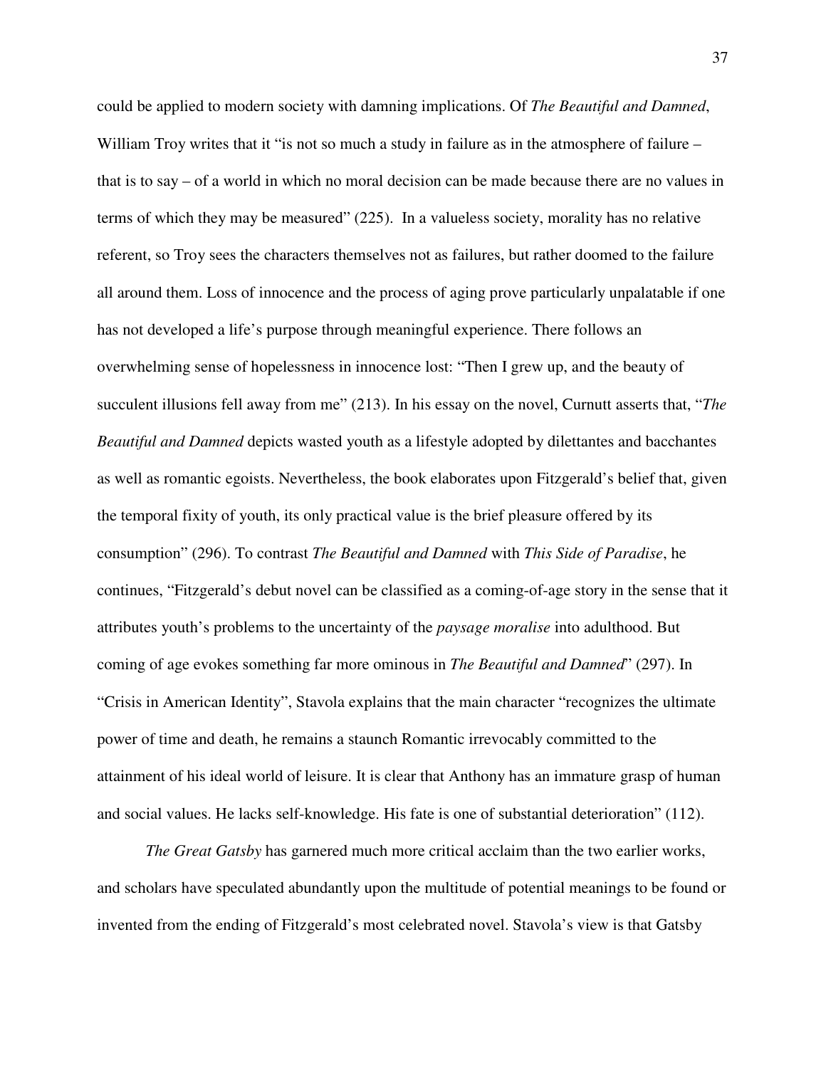could be applied to modern society with damning implications. Of *The Beautiful and Damned*, William Troy writes that it "is not so much a study in failure as in the atmosphere of failure – that is to say – of a world in which no moral decision can be made because there are no values in terms of which they may be measured" (225). In a valueless society, morality has no relative referent, so Troy sees the characters themselves not as failures, but rather doomed to the failure all around them. Loss of innocence and the process of aging prove particularly unpalatable if one has not developed a life's purpose through meaningful experience. There follows an overwhelming sense of hopelessness in innocence lost: "Then I grew up, and the beauty of succulent illusions fell away from me" (213). In his essay on the novel, Curnutt asserts that, "*The Beautiful and Damned* depicts wasted youth as a lifestyle adopted by dilettantes and bacchantes as well as romantic egoists. Nevertheless, the book elaborates upon Fitzgerald's belief that, given the temporal fixity of youth, its only practical value is the brief pleasure offered by its consumption" (296). To contrast *The Beautiful and Damned* with *This Side of Paradise*, he continues, "Fitzgerald's debut novel can be classified as a coming-of-age story in the sense that it attributes youth's problems to the uncertainty of the *paysage moralise* into adulthood. But coming of age evokes something far more ominous in *The Beautiful and Damned*" (297). In "Crisis in American Identity", Stavola explains that the main character "recognizes the ultimate power of time and death, he remains a staunch Romantic irrevocably committed to the attainment of his ideal world of leisure. It is clear that Anthony has an immature grasp of human and social values. He lacks self-knowledge. His fate is one of substantial deterioration" (112).

*The Great Gatsby* has garnered much more critical acclaim than the two earlier works, and scholars have speculated abundantly upon the multitude of potential meanings to be found or invented from the ending of Fitzgerald's most celebrated novel. Stavola's view is that Gatsby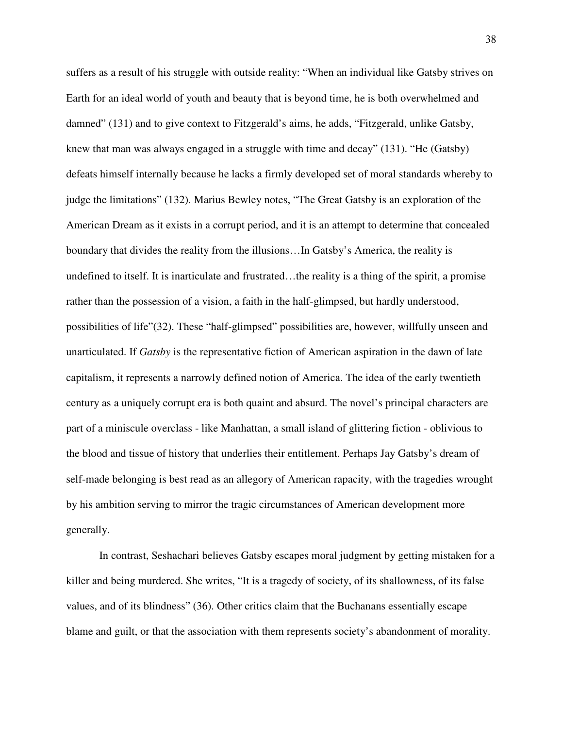suffers as a result of his struggle with outside reality: "When an individual like Gatsby strives on Earth for an ideal world of youth and beauty that is beyond time, he is both overwhelmed and damned" (131) and to give context to Fitzgerald's aims, he adds, "Fitzgerald, unlike Gatsby, knew that man was always engaged in a struggle with time and decay" (131). "He (Gatsby) defeats himself internally because he lacks a firmly developed set of moral standards whereby to judge the limitations" (132). Marius Bewley notes, "The Great Gatsby is an exploration of the American Dream as it exists in a corrupt period, and it is an attempt to determine that concealed boundary that divides the reality from the illusions…In Gatsby's America, the reality is undefined to itself. It is inarticulate and frustrated…the reality is a thing of the spirit, a promise rather than the possession of a vision, a faith in the half-glimpsed, but hardly understood, possibilities of life"(32). These "half-glimpsed" possibilities are, however, willfully unseen and unarticulated. If *Gatsby* is the representative fiction of American aspiration in the dawn of late capitalism, it represents a narrowly defined notion of America. The idea of the early twentieth century as a uniquely corrupt era is both quaint and absurd. The novel's principal characters are part of a miniscule overclass - like Manhattan, a small island of glittering fiction - oblivious to the blood and tissue of history that underlies their entitlement. Perhaps Jay Gatsby's dream of self-made belonging is best read as an allegory of American rapacity, with the tragedies wrought by his ambition serving to mirror the tragic circumstances of American development more generally.

In contrast, Seshachari believes Gatsby escapes moral judgment by getting mistaken for a killer and being murdered. She writes, "It is a tragedy of society, of its shallowness, of its false values, and of its blindness" (36). Other critics claim that the Buchanans essentially escape blame and guilt, or that the association with them represents society's abandonment of morality.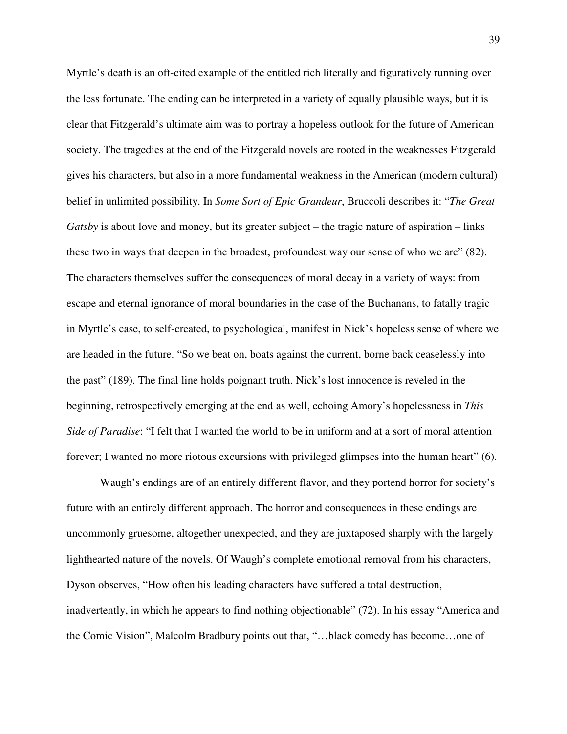Myrtle's death is an oft-cited example of the entitled rich literally and figuratively running over the less fortunate. The ending can be interpreted in a variety of equally plausible ways, but it is clear that Fitzgerald's ultimate aim was to portray a hopeless outlook for the future of American society. The tragedies at the end of the Fitzgerald novels are rooted in the weaknesses Fitzgerald gives his characters, but also in a more fundamental weakness in the American (modern cultural) belief in unlimited possibility. In *Some Sort of Epic Grandeur*, Bruccoli describes it: "*The Great Gatsby* is about love and money, but its greater subject – the tragic nature of aspiration – links these two in ways that deepen in the broadest, profoundest way our sense of who we are" (82). The characters themselves suffer the consequences of moral decay in a variety of ways: from escape and eternal ignorance of moral boundaries in the case of the Buchanans, to fatally tragic in Myrtle's case, to self-created, to psychological, manifest in Nick's hopeless sense of where we are headed in the future. "So we beat on, boats against the current, borne back ceaselessly into the past" (189). The final line holds poignant truth. Nick's lost innocence is reveled in the beginning, retrospectively emerging at the end as well, echoing Amory's hopelessness in *This Side of Paradise*: "I felt that I wanted the world to be in uniform and at a sort of moral attention forever; I wanted no more riotous excursions with privileged glimpses into the human heart" (6).

Waugh's endings are of an entirely different flavor, and they portend horror for society's future with an entirely different approach. The horror and consequences in these endings are uncommonly gruesome, altogether unexpected, and they are juxtaposed sharply with the largely lighthearted nature of the novels. Of Waugh's complete emotional removal from his characters, Dyson observes, "How often his leading characters have suffered a total destruction, inadvertently, in which he appears to find nothing objectionable" (72). In his essay "America and the Comic Vision", Malcolm Bradbury points out that, "…black comedy has become…one of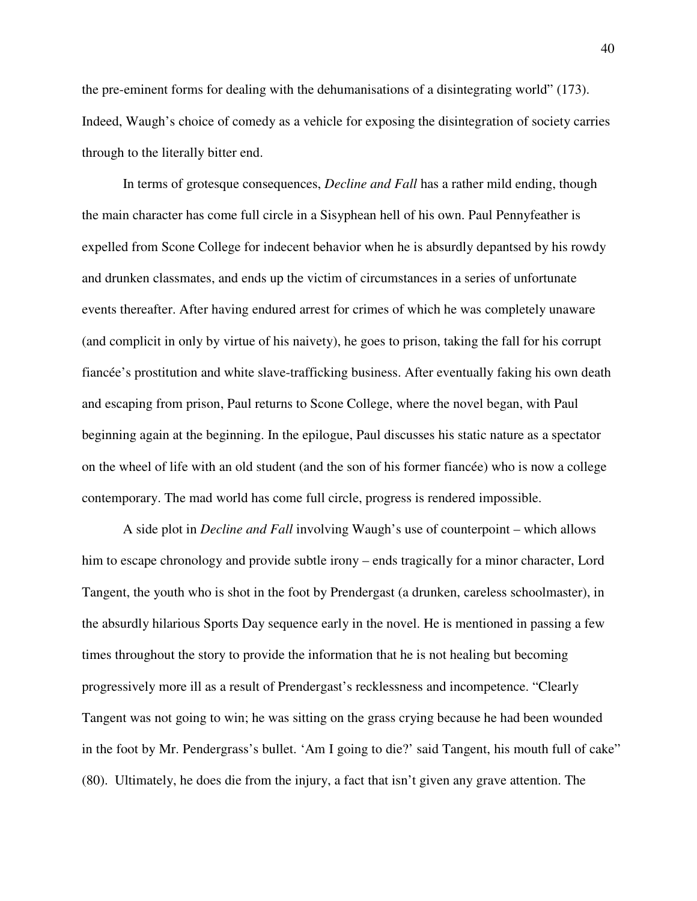the pre-eminent forms for dealing with the dehumanisations of a disintegrating world" (173). Indeed, Waugh's choice of comedy as a vehicle for exposing the disintegration of society carries through to the literally bitter end.

In terms of grotesque consequences, *Decline and Fall* has a rather mild ending, though the main character has come full circle in a Sisyphean hell of his own. Paul Pennyfeather is expelled from Scone College for indecent behavior when he is absurdly depantsed by his rowdy and drunken classmates, and ends up the victim of circumstances in a series of unfortunate events thereafter. After having endured arrest for crimes of which he was completely unaware (and complicit in only by virtue of his naivety), he goes to prison, taking the fall for his corrupt fiancée's prostitution and white slave-trafficking business. After eventually faking his own death and escaping from prison, Paul returns to Scone College, where the novel began, with Paul beginning again at the beginning. In the epilogue, Paul discusses his static nature as a spectator on the wheel of life with an old student (and the son of his former fiancée) who is now a college contemporary. The mad world has come full circle, progress is rendered impossible.

A side plot in *Decline and Fall* involving Waugh's use of counterpoint – which allows him to escape chronology and provide subtle irony – ends tragically for a minor character, Lord Tangent, the youth who is shot in the foot by Prendergast (a drunken, careless schoolmaster), in the absurdly hilarious Sports Day sequence early in the novel. He is mentioned in passing a few times throughout the story to provide the information that he is not healing but becoming progressively more ill as a result of Prendergast's recklessness and incompetence. "Clearly Tangent was not going to win; he was sitting on the grass crying because he had been wounded in the foot by Mr. Pendergrass's bullet. 'Am I going to die?' said Tangent, his mouth full of cake" (80). Ultimately, he does die from the injury, a fact that isn't given any grave attention. The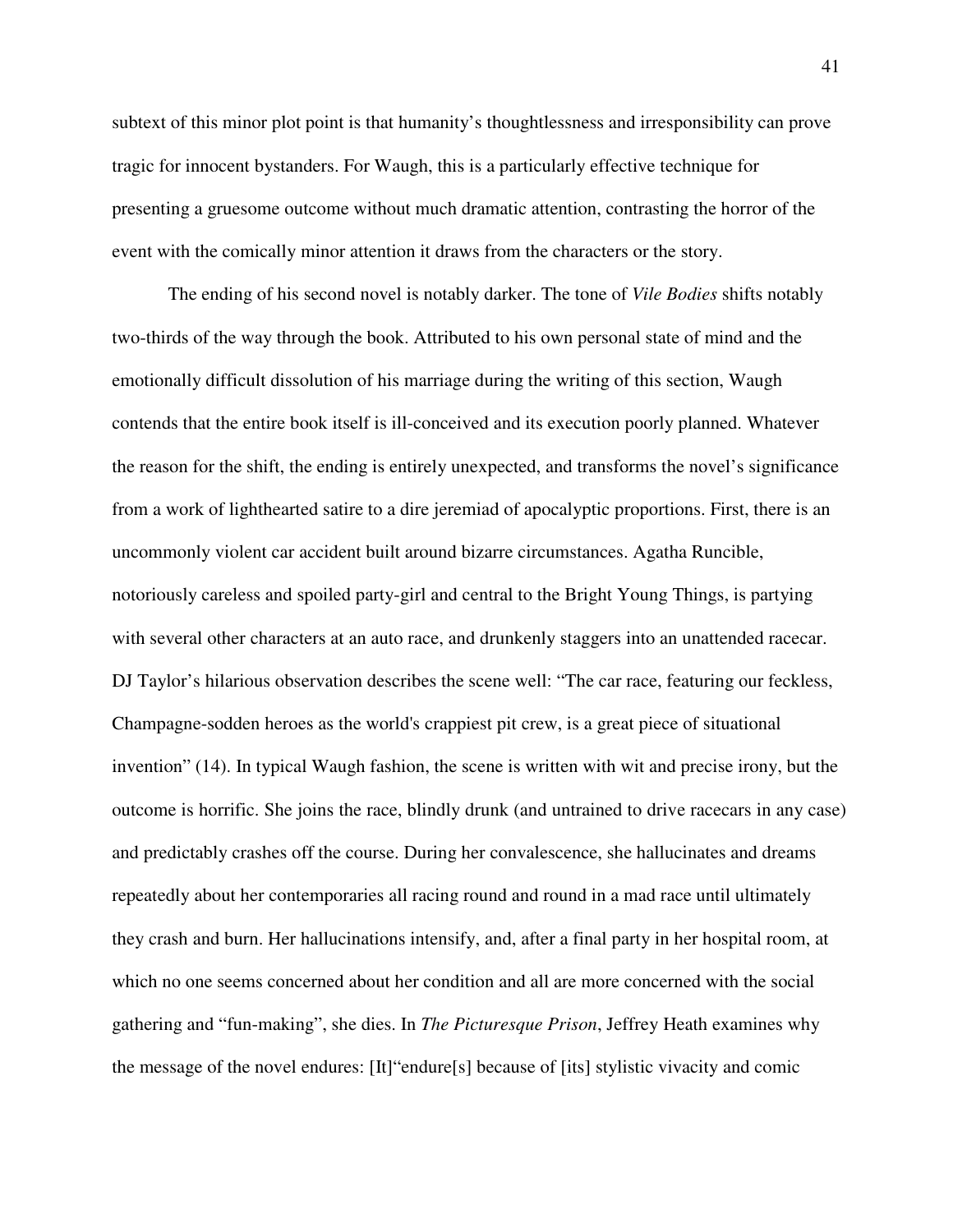subtext of this minor plot point is that humanity's thoughtlessness and irresponsibility can prove tragic for innocent bystanders. For Waugh, this is a particularly effective technique for presenting a gruesome outcome without much dramatic attention, contrasting the horror of the event with the comically minor attention it draws from the characters or the story.

The ending of his second novel is notably darker. The tone of *Vile Bodies* shifts notably two-thirds of the way through the book. Attributed to his own personal state of mind and the emotionally difficult dissolution of his marriage during the writing of this section, Waugh contends that the entire book itself is ill-conceived and its execution poorly planned. Whatever the reason for the shift, the ending is entirely unexpected, and transforms the novel's significance from a work of lighthearted satire to a dire jeremiad of apocalyptic proportions. First, there is an uncommonly violent car accident built around bizarre circumstances. Agatha Runcible, notoriously careless and spoiled party-girl and central to the Bright Young Things, is partying with several other characters at an auto race, and drunkenly staggers into an unattended racecar. DJ Taylor's hilarious observation describes the scene well: "The car race, featuring our feckless, Champagne-sodden heroes as the world's crappiest pit crew, is a great piece of situational invention" (14). In typical Waugh fashion, the scene is written with wit and precise irony, but the outcome is horrific. She joins the race, blindly drunk (and untrained to drive racecars in any case) and predictably crashes off the course. During her convalescence, she hallucinates and dreams repeatedly about her contemporaries all racing round and round in a mad race until ultimately they crash and burn. Her hallucinations intensify, and, after a final party in her hospital room, at which no one seems concerned about her condition and all are more concerned with the social gathering and "fun-making", she dies. In *The Picturesque Prison*, Jeffrey Heath examines why the message of the novel endures: [It]"endure[s] because of [its] stylistic vivacity and comic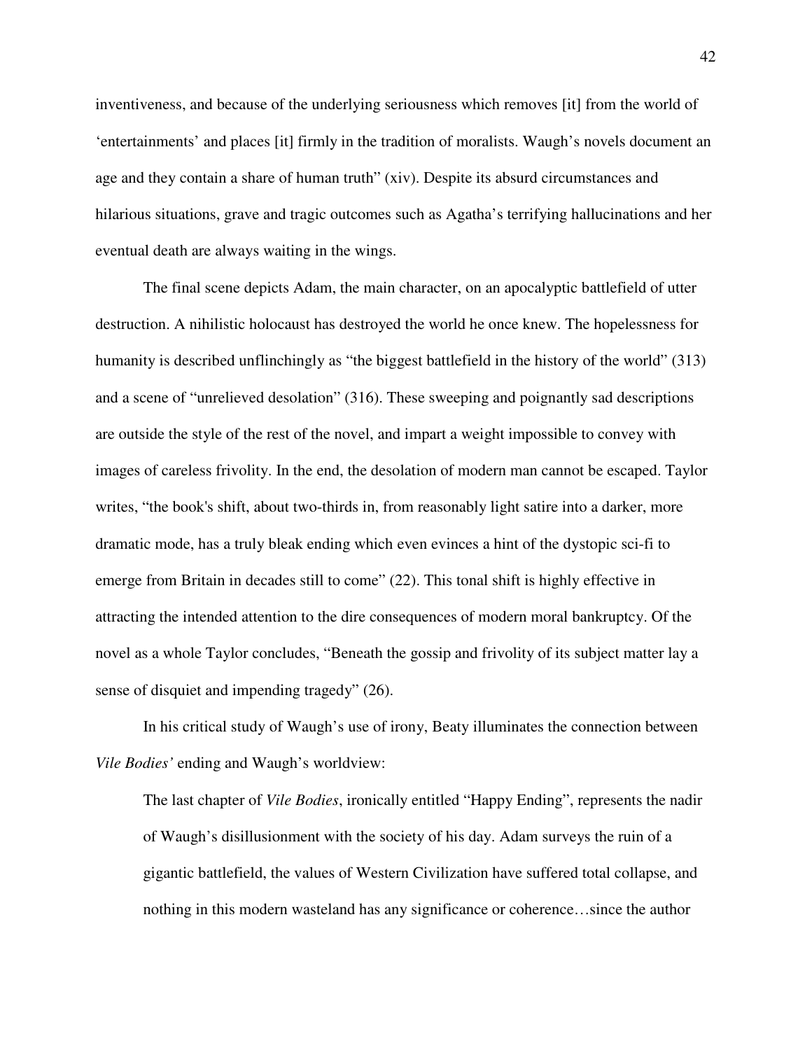inventiveness, and because of the underlying seriousness which removes [it] from the world of 'entertainments' and places [it] firmly in the tradition of moralists. Waugh's novels document an age and they contain a share of human truth" (xiv). Despite its absurd circumstances and hilarious situations, grave and tragic outcomes such as Agatha's terrifying hallucinations and her eventual death are always waiting in the wings.

The final scene depicts Adam, the main character, on an apocalyptic battlefield of utter destruction. A nihilistic holocaust has destroyed the world he once knew. The hopelessness for humanity is described unflinchingly as "the biggest battlefield in the history of the world" (313) and a scene of "unrelieved desolation" (316). These sweeping and poignantly sad descriptions are outside the style of the rest of the novel, and impart a weight impossible to convey with images of careless frivolity. In the end, the desolation of modern man cannot be escaped. Taylor writes, "the book's shift, about two-thirds in, from reasonably light satire into a darker, more dramatic mode, has a truly bleak ending which even evinces a hint of the dystopic sci-fi to emerge from Britain in decades still to come" (22). This tonal shift is highly effective in attracting the intended attention to the dire consequences of modern moral bankruptcy. Of the novel as a whole Taylor concludes, "Beneath the gossip and frivolity of its subject matter lay a sense of disquiet and impending tragedy" (26).

In his critical study of Waugh's use of irony, Beaty illuminates the connection between *Vile Bodies'* ending and Waugh's worldview:

> The last chapter of *Vile Bodies*, ironically entitled "Happy Ending", represents the nadir of Waugh's disillusionment with the society of his day. Adam surveys the ruin of a gigantic battlefield, the values of Western Civilization have suffered total collapse, and nothing in this modern wasteland has any significance or coherence…since the author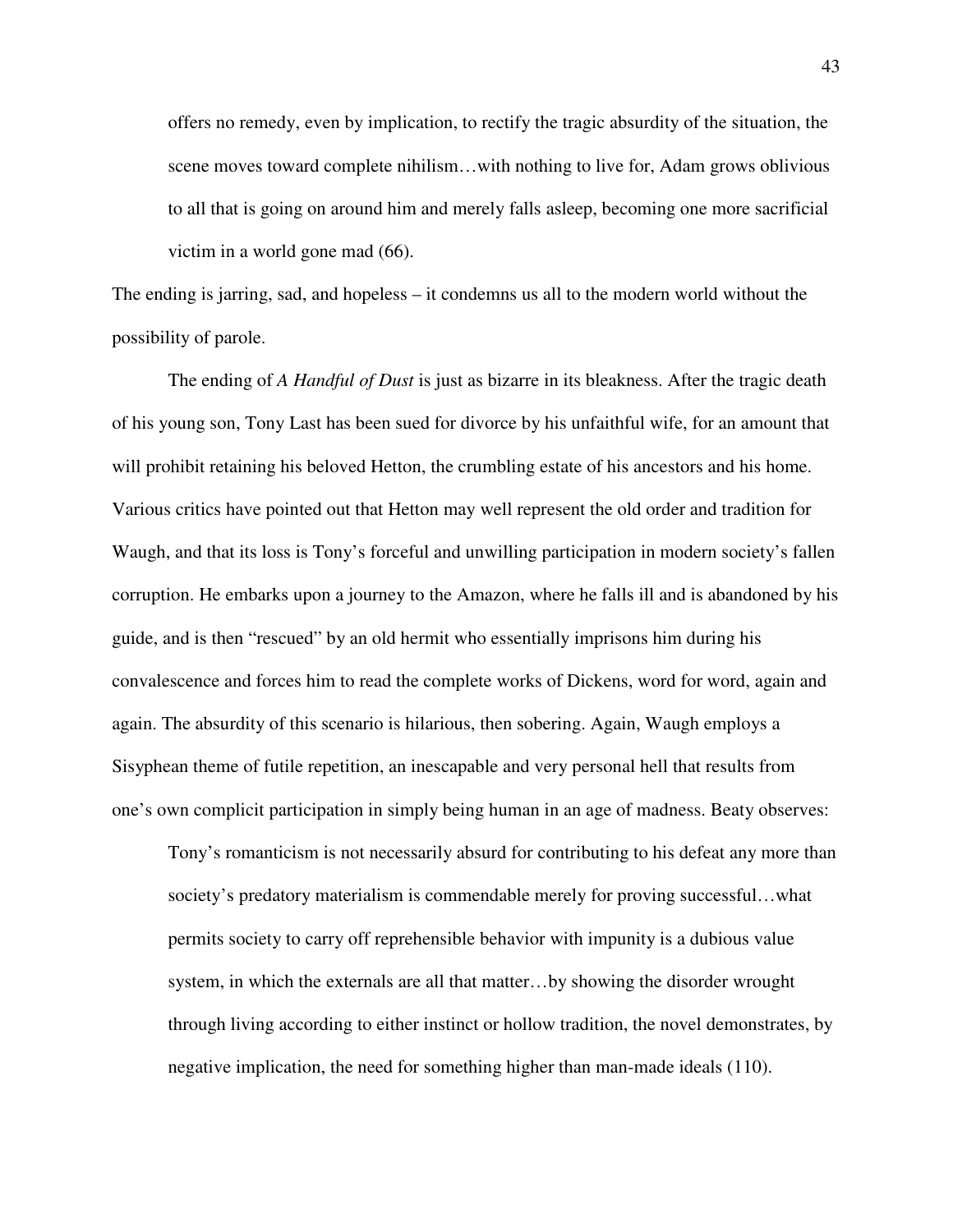> offers no remedy, even by implication, to rectify the tragic absurdity of the situation, the scene moves toward complete nihilism…with nothing to live for, Adam grows oblivious to all that is going on around him and merely falls asleep, becoming one more sacrificial victim in a world gone mad (66).

The ending is jarring, sad, and hopeless – it condemns us all to the modern world without the possibility of parole.

The ending of *A Handful of Dust* is just as bizarre in its bleakness. After the tragic death of his young son, Tony Last has been sued for divorce by his unfaithful wife, for an amount that will prohibit retaining his beloved Hetton, the crumbling estate of his ancestors and his home. Various critics have pointed out that Hetton may well represent the old order and tradition for Waugh, and that its loss is Tony's forceful and unwilling participation in modern society's fallen corruption. He embarks upon a journey to the Amazon, where he falls ill and is abandoned by his guide, and is then "rescued" by an old hermit who essentially imprisons him during his convalescence and forces him to read the complete works of Dickens, word for word, again and again. The absurdity of this scenario is hilarious, then sobering. Again, Waugh employs a Sisyphean theme of futile repetition, an inescapable and very personal hell that results from one's own complicit participation in simply being human in an age of madness. Beaty observes:

> Tony's romanticism is not necessarily absurd for contributing to his defeat any more than society's predatory materialism is commendable merely for proving successful…what permits society to carry off reprehensible behavior with impunity is a dubious value system, in which the externals are all that matter…by showing the disorder wrought through living according to either instinct or hollow tradition, the novel demonstrates, by negative implication, the need for something higher than man-made ideals (110).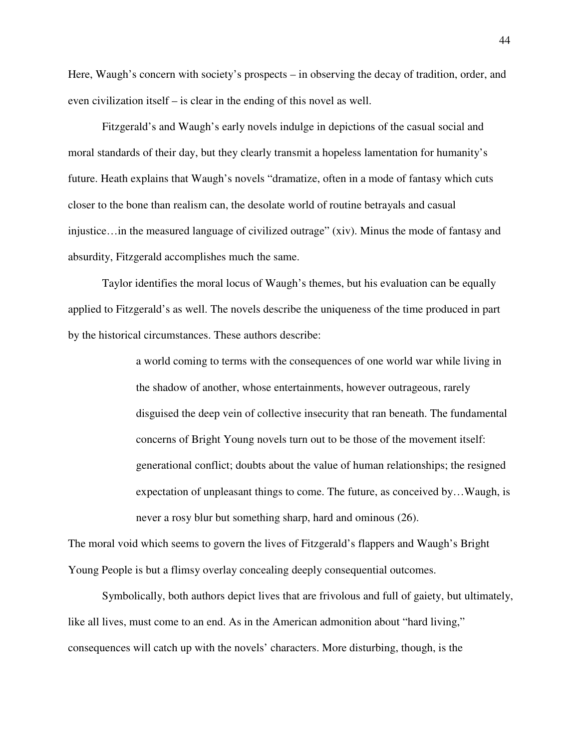Here, Waugh's concern with society's prospects – in observing the decay of tradition, order, and even civilization itself – is clear in the ending of this novel as well.

Fitzgerald's and Waugh's early novels indulge in depictions of the casual social and moral standards of their day, but they clearly transmit a hopeless lamentation for humanity's future. Heath explains that Waugh's novels "dramatize, often in a mode of fantasy which cuts closer to the bone than realism can, the desolate world of routine betrayals and casual injustice…in the measured language of civilized outrage" (xiv). Minus the mode of fantasy and absurdity, Fitzgerald accomplishes much the same.

Taylor identifies the moral locus of Waugh's themes, but his evaluation can be equally applied to Fitzgerald's as well. The novels describe the uniqueness of the time produced in part by the historical circumstances. These authors describe:

> a world coming to terms with the consequences of one world war while living in the shadow of another, whose entertainments, however outrageous, rarely disguised the deep vein of collective insecurity that ran beneath. The fundamental concerns of Bright Young novels turn out to be those of the movement itself: generational conflict; doubts about the value of human relationships; the resigned expectation of unpleasant things to come. The future, as conceived by…Waugh, is never a rosy blur but something sharp, hard and ominous (26).

The moral void which seems to govern the lives of Fitzgerald's flappers and Waugh's Bright Young People is but a flimsy overlay concealing deeply consequential outcomes.

Symbolically, both authors depict lives that are frivolous and full of gaiety, but ultimately, like all lives, must come to an end. As in the American admonition about "hard living," consequences will catch up with the novels' characters. More disturbing, though, is the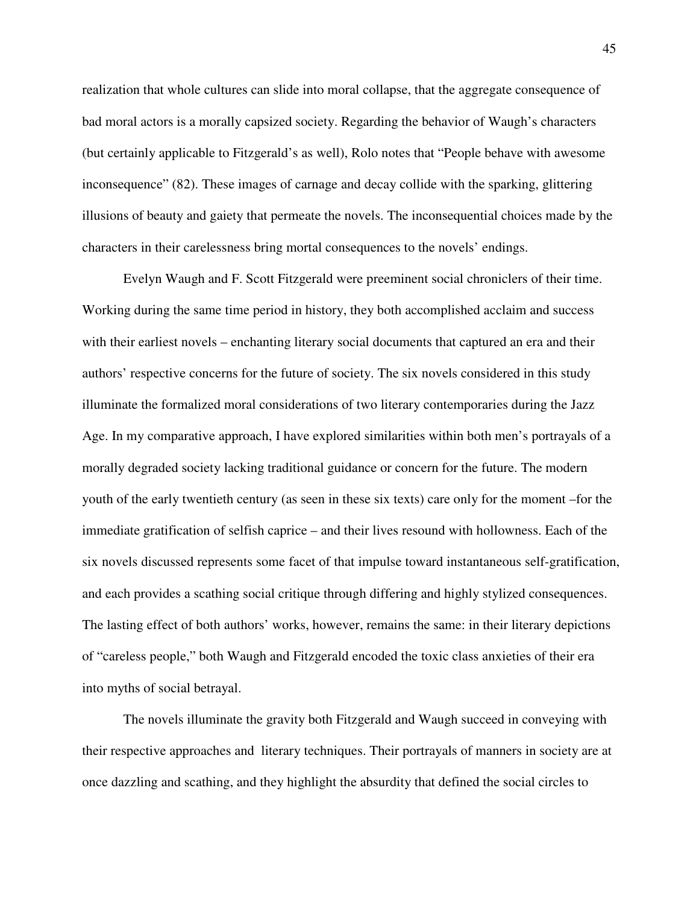realization that whole cultures can slide into moral collapse, that the aggregate consequence of bad moral actors is a morally capsized society. Regarding the behavior of Waugh's characters (but certainly applicable to Fitzgerald's as well), Rolo notes that "People behave with awesome inconsequence" (82). These images of carnage and decay collide with the sparking, glittering illusions of beauty and gaiety that permeate the novels. The inconsequential choices made by the characters in their carelessness bring mortal consequences to the novels' endings.

Evelyn Waugh and F. Scott Fitzgerald were preeminent social chroniclers of their time. Working during the same time period in history, they both accomplished acclaim and success with their earliest novels – enchanting literary social documents that captured an era and their authors' respective concerns for the future of society. The six novels considered in this study illuminate the formalized moral considerations of two literary contemporaries during the Jazz Age. In my comparative approach, I have explored similarities within both men's portrayals of a morally degraded society lacking traditional guidance or concern for the future. The modern youth of the early twentieth century (as seen in these six texts) care only for the moment –for the immediate gratification of selfish caprice – and their lives resound with hollowness. Each of the six novels discussed represents some facet of that impulse toward instantaneous self-gratification, and each provides a scathing social critique through differing and highly stylized consequences. The lasting effect of both authors' works, however, remains the same: in their literary depictions of "careless people," both Waugh and Fitzgerald encoded the toxic class anxieties of their era into myths of social betrayal.

The novels illuminate the gravity both Fitzgerald and Waugh succeed in conveying with their respective approaches and literary techniques. Their portrayals of manners in society are at once dazzling and scathing, and they highlight the absurdity that defined the social circles to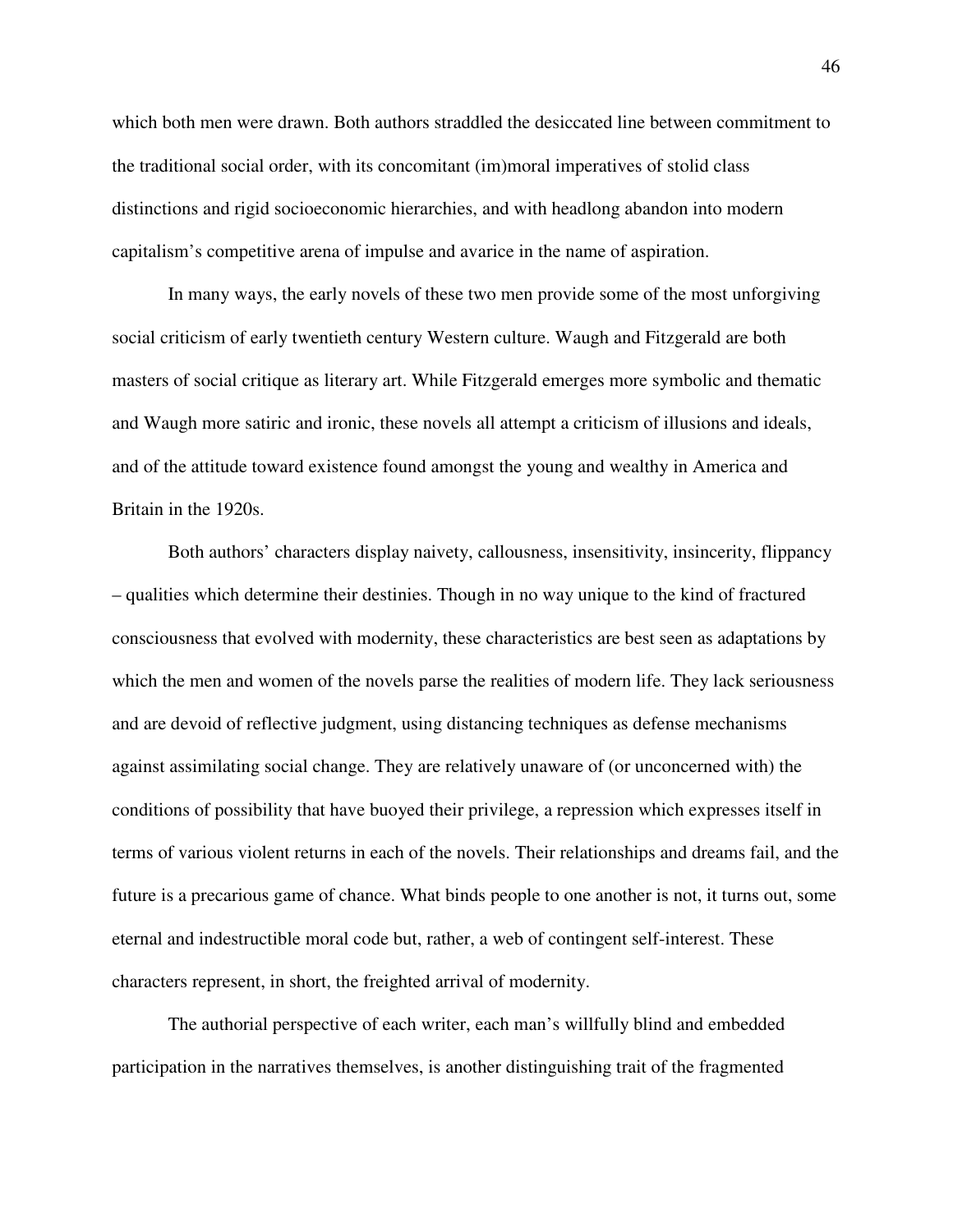which both men were drawn. Both authors straddled the desiccated line between commitment to the traditional social order, with its concomitant (im)moral imperatives of stolid class distinctions and rigid socioeconomic hierarchies, and with headlong abandon into modern capitalism's competitive arena of impulse and avarice in the name of aspiration.

In many ways, the early novels of these two men provide some of the most unforgiving social criticism of early twentieth century Western culture. Waugh and Fitzgerald are both masters of social critique as literary art. While Fitzgerald emerges more symbolic and thematic and Waugh more satiric and ironic, these novels all attempt a criticism of illusions and ideals, and of the attitude toward existence found amongst the young and wealthy in America and Britain in the 1920s.

Both authors' characters display naivety, callousness, insensitivity, insincerity, flippancy – qualities which determine their destinies. Though in no way unique to the kind of fractured consciousness that evolved with modernity, these characteristics are best seen as adaptations by which the men and women of the novels parse the realities of modern life. They lack seriousness and are devoid of reflective judgment, using distancing techniques as defense mechanisms against assimilating social change. They are relatively unaware of (or unconcerned with) the conditions of possibility that have buoyed their privilege, a repression which expresses itself in terms of various violent returns in each of the novels. Their relationships and dreams fail, and the future is a precarious game of chance. What binds people to one another is not, it turns out, some eternal and indestructible moral code but, rather, a web of contingent self-interest. These characters represent, in short, the freighted arrival of modernity.

The authorial perspective of each writer, each man's willfully blind and embedded participation in the narratives themselves, is another distinguishing trait of the fragmented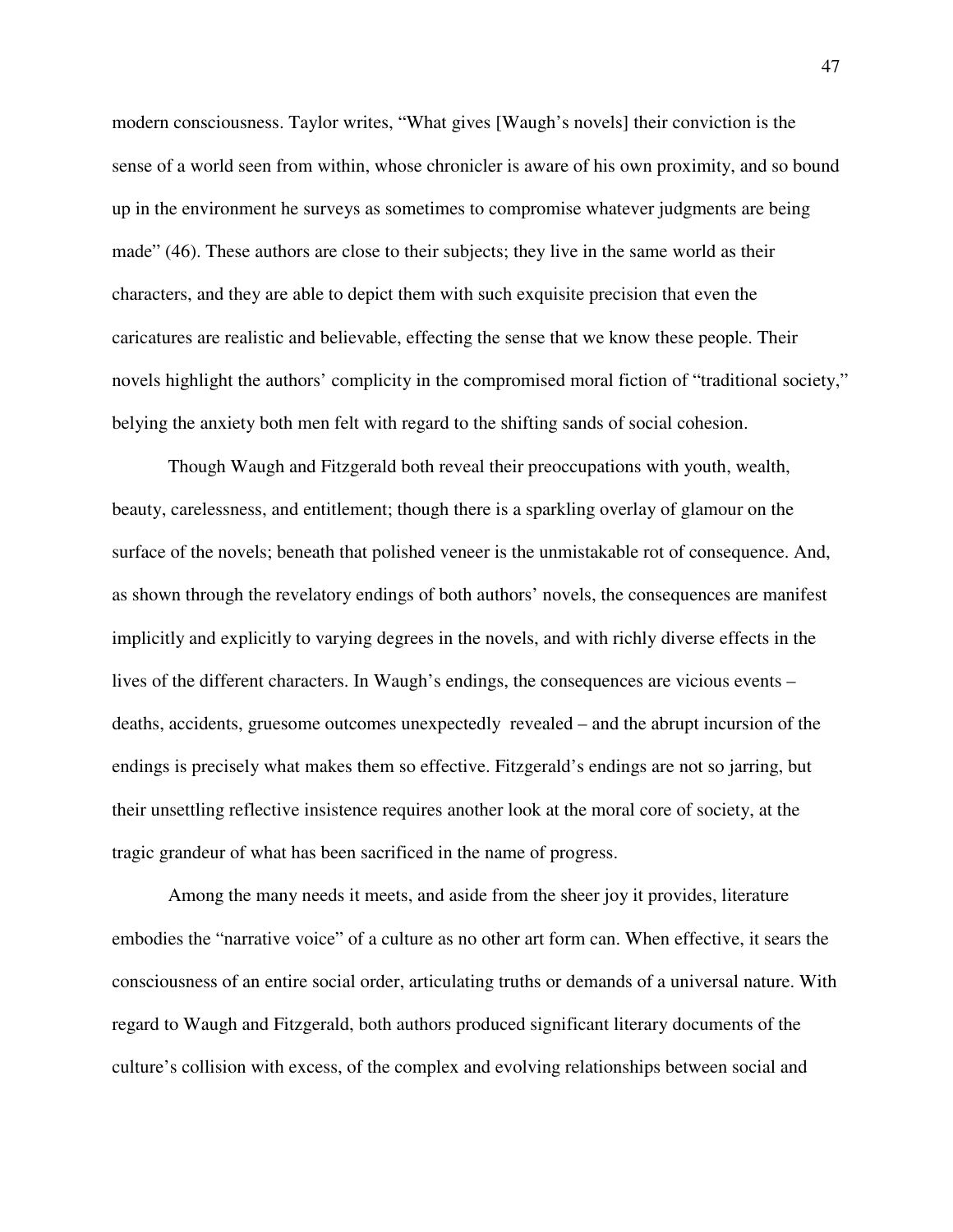modern consciousness. Taylor writes, "What gives [Waugh's novels] their conviction is the sense of a world seen from within, whose chronicler is aware of his own proximity, and so bound up in the environment he surveys as sometimes to compromise whatever judgments are being made" (46). These authors are close to their subjects; they live in the same world as their characters, and they are able to depict them with such exquisite precision that even the caricatures are realistic and believable, effecting the sense that we know these people. Their novels highlight the authors' complicity in the compromised moral fiction of "traditional society," belying the anxiety both men felt with regard to the shifting sands of social cohesion.

Though Waugh and Fitzgerald both reveal their preoccupations with youth, wealth, beauty, carelessness, and entitlement; though there is a sparkling overlay of glamour on the surface of the novels; beneath that polished veneer is the unmistakable rot of consequence. And, as shown through the revelatory endings of both authors' novels, the consequences are manifest implicitly and explicitly to varying degrees in the novels, and with richly diverse effects in the lives of the different characters. In Waugh's endings, the consequences are vicious events – deaths, accidents, gruesome outcomes unexpectedly revealed – and the abrupt incursion of the endings is precisely what makes them so effective. Fitzgerald's endings are not so jarring, but their unsettling reflective insistence requires another look at the moral core of society, at the tragic grandeur of what has been sacrificed in the name of progress.

Among the many needs it meets, and aside from the sheer joy it provides, literature embodies the "narrative voice" of a culture as no other art form can. When effective, it sears the consciousness of an entire social order, articulating truths or demands of a universal nature. With regard to Waugh and Fitzgerald, both authors produced significant literary documents of the culture's collision with excess, of the complex and evolving relationships between social and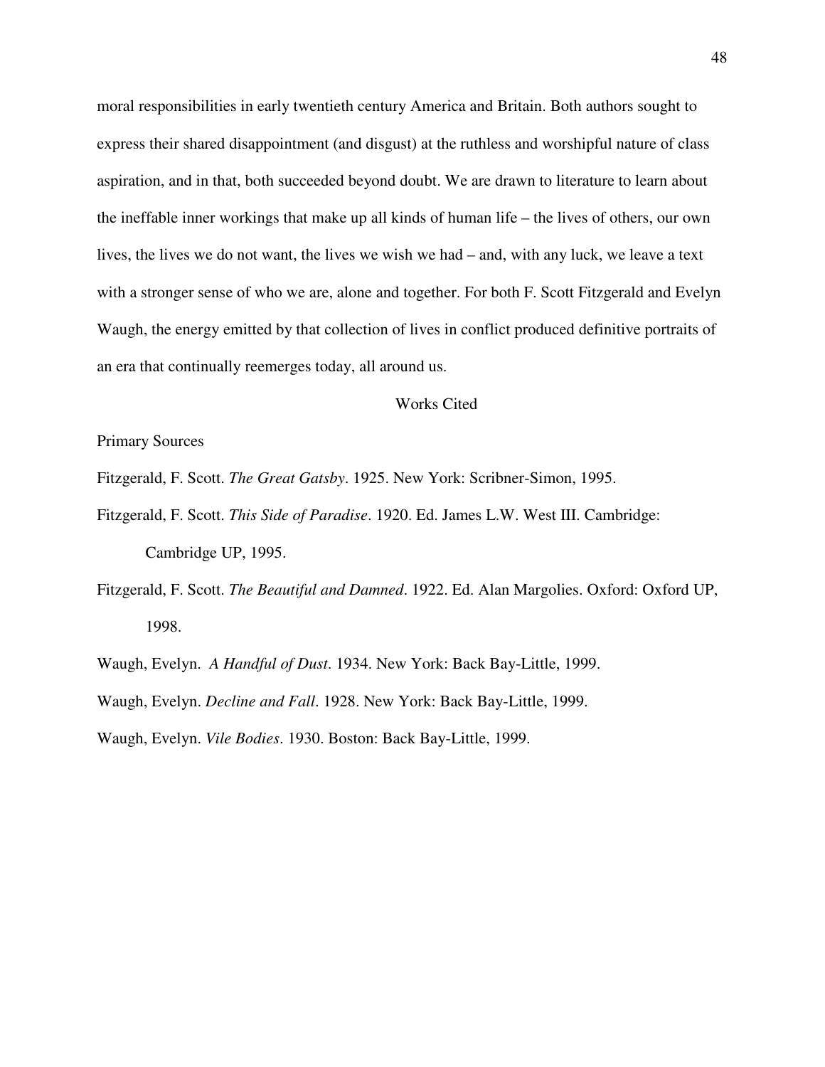moral responsibilities in early twentieth century America and Britain. Both authors sought to express their shared disappointment (and disgust) at the ruthless and worshipful nature of class aspiration, and in that, both succeeded beyond doubt. We are drawn to literature to learn about the ineffable inner workings that make up all kinds of human life – the lives of others, our own lives, the lives we do not want, the lives we wish we had – and, with any luck, we leave a text with a stronger sense of who we are, alone and together. For both F. Scott Fitzgerald and Evelyn Waugh, the energy emitted by that collection of lives in conflict produced definitive portraits of an era that continually reemerges today, all around us.

## Works Cited

Primary Sources

Fitzgerald, F. Scott. *The Great Gatsby*. 1925. New York: Scribner-Simon, 1995.

Fitzgerald, F. Scott. *This Side of Paradise*. 1920. Ed. James L.W. West III. Cambridge: Cambridge UP, 1995.

Fitzgerald, F. Scott. *The Beautiful and Damned*. 1922. Ed. Alan Margolies. Oxford: Oxford UP, 1998.

Waugh, Evelyn. *A Handful of Dust*. 1934. New York: Back Bay-Little, 1999.

Waugh, Evelyn. *Decline and Fall*. 1928. New York: Back Bay-Little, 1999.

Waugh, Evelyn. *Vile Bodies*. 1930. Boston: Back Bay-Little, 1999.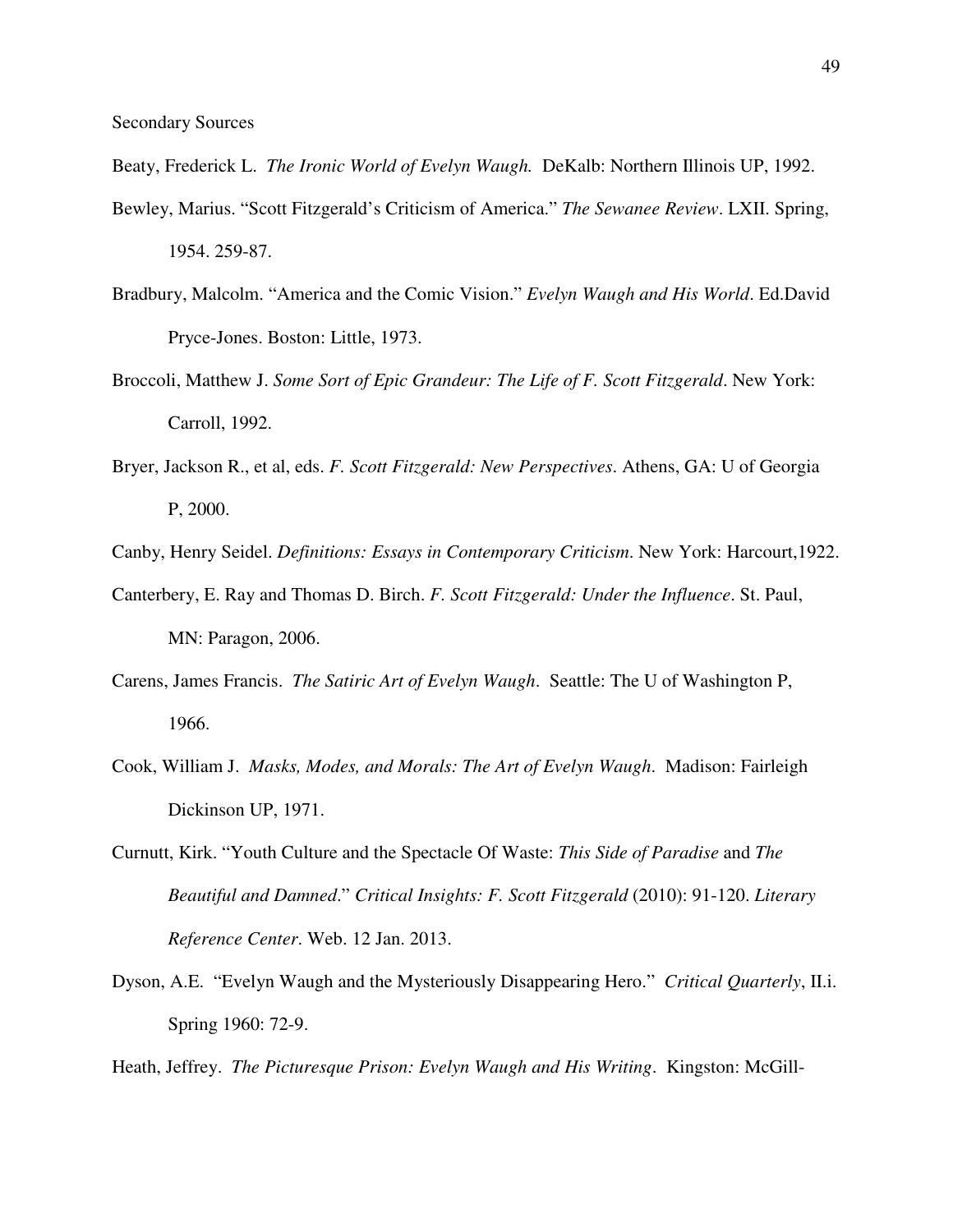Secondary Sources

Beaty, Frederick L. *The Ironic World of Evelyn Waugh.* DeKalb: Northern Illinois UP, 1992.

Bewley, Marius. "Scott Fitzgerald's Criticism of America." *The Sewanee Review*. LXII. Spring, 1954. 259-87.

Bradbury, Malcolm. "America and the Comic Vision." *Evelyn Waugh and His World*. Ed.David Pryce-Jones. Boston: Little, 1973.

Broccoli, Matthew J. *Some Sort of Epic Grandeur: The Life of F. Scott Fitzgerald*. New York: Carroll, 1992.

Bryer, Jackson R., et al, eds. *F. Scott Fitzgerald: New Perspectives*. Athens, GA: U of Georgia P, 2000.

Canby, Henry Seidel. *Definitions: Essays in Contemporary Criticism*. New York: Harcourt,1922.

Canterbery, E. Ray and Thomas D. Birch. *F. Scott Fitzgerald: Under the Influence*. St. Paul, MN: Paragon, 2006.

Carens, James Francis. *The Satiric Art of Evelyn Waugh*. Seattle: The U of Washington P, 1966.

Cook, William J. *Masks, Modes, and Morals: The Art of Evelyn Waugh*. Madison: Fairleigh Dickinson UP, 1971.

Curnutt, Kirk. "Youth Culture and the Spectacle Of Waste: *This Side of Paradise* and *The Beautiful and Damned*." *Critical Insights: F. Scott Fitzgerald* (2010): 91-120. *Literary Reference Center*. Web. 12 Jan. 2013.

Dyson, A.E. "Evelyn Waugh and the Mysteriously Disappearing Hero." *Critical Quarterly*, II.i. Spring 1960: 72-9.

Heath, Jeffrey. *The Picturesque Prison: Evelyn Waugh and His Writing*. Kingston: McGill-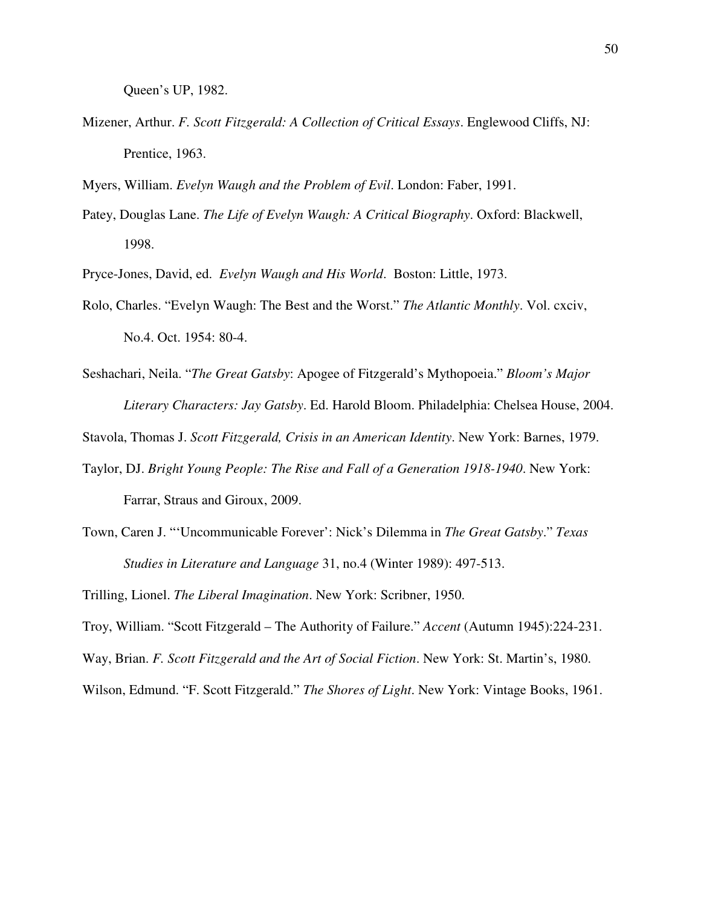Queen's UP, 1982.

Mizener, Arthur. *F. Scott Fitzgerald: A Collection of Critical Essays*. Englewood Cliffs, NJ: Prentice, 1963.

Myers, William. *Evelyn Waugh and the Problem of Evil*. London: Faber, 1991.

Patey, Douglas Lane. *The Life of Evelyn Waugh: A Critical Biography*. Oxford: Blackwell, 1998.

Pryce-Jones, David, ed. *Evelyn Waugh and His World*. Boston: Little, 1973.

Rolo, Charles. "Evelyn Waugh: The Best and the Worst." *The Atlantic Monthly*. Vol. cxciv, No.4. Oct. 1954: 80-4.

Seshachari, Neila. "*The Great Gatsby*: Apogee of Fitzgerald's Mythopoeia." *Bloom's Major Literary Characters: Jay Gatsby*. Ed. Harold Bloom. Philadelphia: Chelsea House, 2004.

Stavola, Thomas J. *Scott Fitzgerald, Crisis in an American Identity*. New York: Barnes, 1979.

Taylor, DJ. *Bright Young People: The Rise and Fall of a Generation 1918-1940*. New York: Farrar, Straus and Giroux, 2009.

Town, Caren J. "'Uncommunicable Forever': Nick's Dilemma in *The Great Gatsby*." *Texas Studies in Literature and Language* 31, no.4 (Winter 1989): 497-513.

Trilling, Lionel. *The Liberal Imagination*. New York: Scribner, 1950.

Troy, William. "Scott Fitzgerald – The Authority of Failure." *Accent* (Autumn 1945):224-231.

Way, Brian. *F. Scott Fitzgerald and the Art of Social Fiction*. New York: St. Martin's, 1980.

Wilson, Edmund. "F. Scott Fitzgerald." *The Shores of Light*. New York: Vintage Books, 1961.